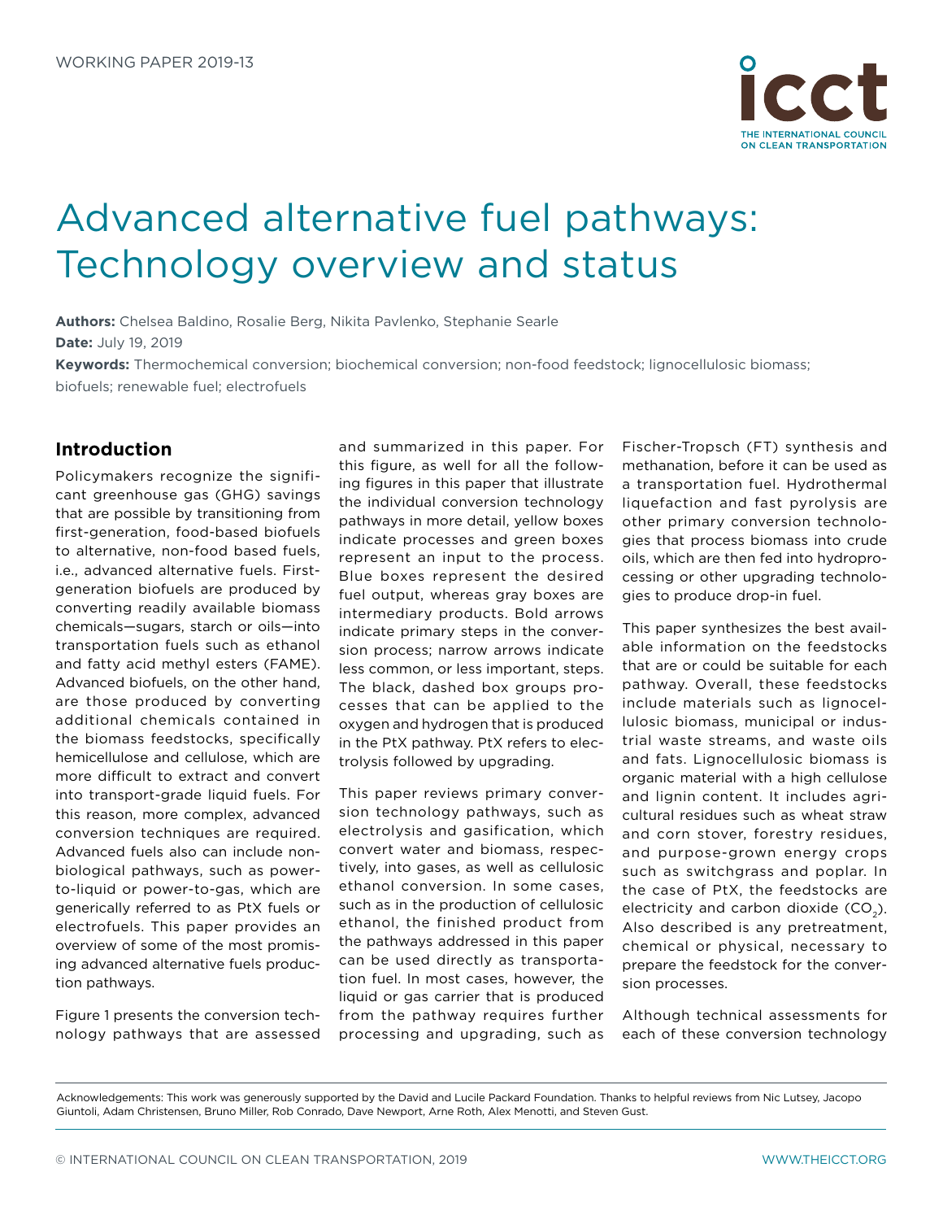WORKING PAPER 2019-13

# Advanced alternative fuel pathways: Technology overview and status

**Authors:** Chelsea Baldino, Rosalie Berg, Nikita Pavlenko, Stephanie Searle
**Date:** July 19, 2019
**Keywords:** Thermochemical conversion; biochemical conversion; non-food feedstock; lignocellulosic biomass; biofuels; renewable fuel; electrofuels

## Introduction

Policymakers recognize the significant greenhouse gas (GHG) savings that are possible by transitioning from first-generation, food-based biofuels to alternative, non-food based fuels, i.e., advanced alternative fuels. First-generation biofuels are produced by converting readily available biomass chemicals—sugars, starch or oils—into transportation fuels such as ethanol and fatty acid methyl esters (FAME). Advanced biofuels, on the other hand, are those produced by converting additional chemicals contained in the biomass feedstocks, specifically hemicellulose and cellulose, which are more difficult to extract and convert into transport-grade liquid fuels. For this reason, more complex, advanced conversion techniques are required. Advanced fuels also can include non-biological pathways, such as power-to-liquid or power-to-gas, which are generically referred to as PtX fuels or electrofuels. This paper provides an overview of some of the most promising advanced alternative fuels production pathways.

Figure 1 presents the conversion technology pathways that are assessed and summarized in this paper. For this figure, as well for all the following figures in this paper that illustrate the individual conversion technology pathways in more detail, yellow boxes indicate processes and green boxes represent an input to the process. Blue boxes represent the desired fuel output, whereas gray boxes are intermediary products. Bold arrows indicate primary steps in the conversion process; narrow arrows indicate less common, or less important, steps. The black, dashed box groups processes that can be applied to the oxygen and hydrogen that is produced in the PtX pathway. PtX refers to electrolysis followed by upgrading.

This paper reviews primary conversion technology pathways, such as electrolysis and gasification, which convert water and biomass, respectively, into gases, as well as cellulosic ethanol conversion. In some cases, such as in the production of cellulosic ethanol, the finished product from the pathways addressed in this paper can be used directly as transportation fuel. In most cases, however, the liquid or gas carrier that is produced from the pathway requires further processing and upgrading, such as Fischer-Tropsch (FT) synthesis and methanation, before it can be used as a transportation fuel. Hydrothermal liquefaction and fast pyrolysis are other primary conversion technologies that process biomass into crude oils, which are then fed into hydroprocessing or other upgrading technologies to produce drop-in fuel.

This paper synthesizes the best available information on the feedstocks that are or could be suitable for each pathway. Overall, these feedstocks include materials such as lignocellulosic biomass, municipal or industrial waste streams, and waste oils and fats. Lignocellulosic biomass is organic material with a high cellulose and lignin content. It includes agricultural residues such as wheat straw and corn stover, forestry residues, and purpose-grown energy crops such as switchgrass and poplar. In the case of PtX, the feedstocks are electricity and carbon dioxide ($CO_2$). Also described is any pretreatment, chemical or physical, necessary to prepare the feedstock for the conversion processes.

Although technical assessments for each of these conversion technology

Acknowledgements: This work was generously supported by the David and Lucile Packard Foundation. Thanks to helpful reviews from Nic Lutsey, Jacopo Giuntoli, Adam Christensen, Bruno Miller, Rob Conrado, Dave Newport, Arne Roth, Alex Menotti, and Steven Gust.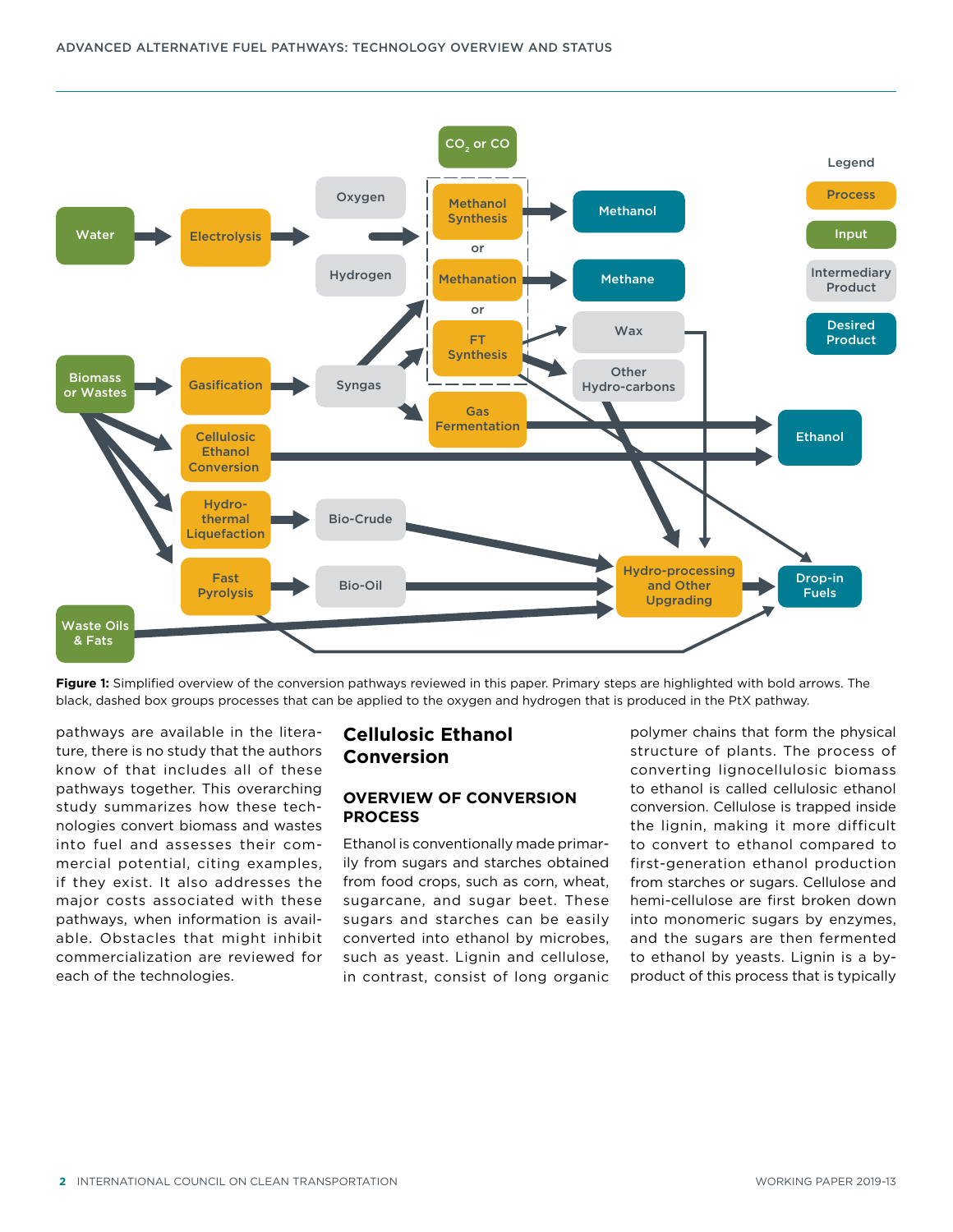**Figure 1:** Simplified overview of the conversion pathways reviewed in this paper. Primary steps are highlighted with bold arrows. The black, dashed box groups processes that can be applied to the oxygen and hydrogen that is produced in the PtX pathway.

pathways are available in the literature, there is no study that the authors know of that includes all of these pathways together. This overarching study summarizes how these technologies convert biomass and wastes into fuel and assesses their commercial potential, citing examples, if they exist. It also addresses the major costs associated with these pathways, when information is available. Obstacles that might inhibit commercialization are reviewed for each of the technologies.

## Cellulosic Ethanol Conversion

### OVERVIEW OF CONVERSION PROCESS

Ethanol is conventionally made primarily from sugars and starches obtained from food crops, such as corn, wheat, sugarcane, and sugar beet. These sugars and starches can be easily converted into ethanol by microbes, such as yeast. Lignin and cellulose, in contrast, consist of long organic polymer chains that form the physical structure of plants. The process of converting lignocellulosic biomass to ethanol is called cellulosic ethanol conversion. Cellulose is trapped inside the lignin, making it more difficult to convert to ethanol compared to first-generation ethanol production from starches or sugars. Cellulose and hemi-cellulose are first broken down into monomeric sugars by enzymes, and the sugars are then fermented to ethanol by yeasts. Lignin is a byproduct of this process that is typically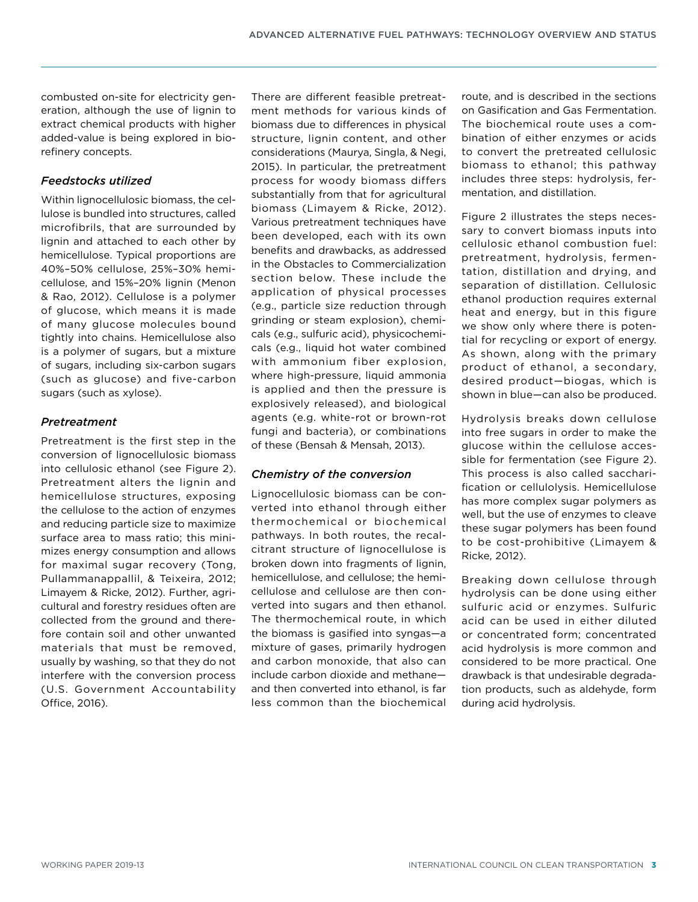combusted on-site for electricity generation, although the use of lignin to extract chemical products with higher added-value is being explored in biorefinery concepts.

### *Feedstocks utilized*

Within lignocellulosic biomass, the cellulose is bundled into structures, called microfibrils, that are surrounded by lignin and attached to each other by hemicellulose. Typical proportions are 40%–50% cellulose, 25%–30% hemicellulose, and 15%–20% lignin (Menon & Rao, 2012). Cellulose is a polymer of glucose, which means it is made of many glucose molecules bound tightly into chains. Hemicellulose also is a polymer of sugars, but a mixture of sugars, including six-carbon sugars (such as glucose) and five-carbon sugars (such as xylose).

### *Pretreatment*

Pretreatment is the first step in the conversion of lignocellulosic biomass into cellulosic ethanol (see Figure 2). Pretreatment alters the lignin and hemicellulose structures, exposing the cellulose to the action of enzymes and reducing particle size to maximize surface area to mass ratio; this minimizes energy consumption and allows for maximal sugar recovery (Tong, Pullammanappallil, & Teixeira, 2012; Limayem & Ricke, 2012). Further, agricultural and forestry residues often are collected from the ground and therefore contain soil and other unwanted materials that must be removed, usually by washing, so that they do not interfere with the conversion process (U.S. Government Accountability Office, 2016).

There are different feasible pretreatment methods for various kinds of biomass due to differences in physical structure, lignin content, and other considerations (Maurya, Singla, & Negi, 2015). In particular, the pretreatment process for woody biomass differs substantially from that for agricultural biomass (Limayem & Ricke, 2012). Various pretreatment techniques have been developed, each with its own benefits and drawbacks, as addressed in the Obstacles to Commercialization section below. These include the application of physical processes (e.g., particle size reduction through grinding or steam explosion), chemicals (e.g., sulfuric acid), physicochemicals (e.g., liquid hot water combined with ammonium fiber explosion, where high-pressure, liquid ammonia is applied and then the pressure is explosively released), and biological agents (e.g. white-rot or brown-rot fungi and bacteria), or combinations of these (Bensah & Mensah, 2013).

### *Chemistry of the conversion*

Lignocellulosic biomass can be converted into ethanol through either thermochemical or biochemical pathways. In both routes, the recalcitrant structure of lignocellulose is broken down into fragments of lignin, hemicellulose, and cellulose; the hemicellulose and cellulose are then converted into sugars and then ethanol. The thermochemical route, in which the biomass is gasified into syngas—a mixture of gases, primarily hydrogen and carbon monoxide, that also can include carbon dioxide and methane—and then converted into ethanol, is far less common than the biochemical route, and is described in the sections on Gasification and Gas Fermentation. The biochemical route uses a combination of either enzymes or acids to convert the pretreated cellulosic biomass to ethanol; this pathway includes three steps: hydrolysis, fermentation, and distillation.

Figure 2 illustrates the steps necessary to convert biomass inputs into cellulosic ethanol combustion fuel: pretreatment, hydrolysis, fermentation, distillation and drying, and separation of distillation. Cellulosic ethanol production requires external heat and energy, but in this figure we show only where there is potential for recycling or export of energy. As shown, along with the primary product of ethanol, a secondary, desired product—biogas, which is shown in blue—can also be produced.

Hydrolysis breaks down cellulose into free sugars in order to make the glucose within the cellulose accessible for fermentation (see Figure 2). This process is also called saccharification or cellulolysis. Hemicellulose has more complex sugar polymers as well, but the use of enzymes to cleave these sugar polymers has been found to be cost-prohibitive (Limayem & Ricke, 2012).

Breaking down cellulose through hydrolysis can be done using either sulfuric acid or enzymes. Sulfuric acid can be used in either diluted or concentrated form; concentrated acid hydrolysis is more common and considered to be more practical. One drawback is that undesirable degradation products, such as aldehyde, form during acid hydrolysis.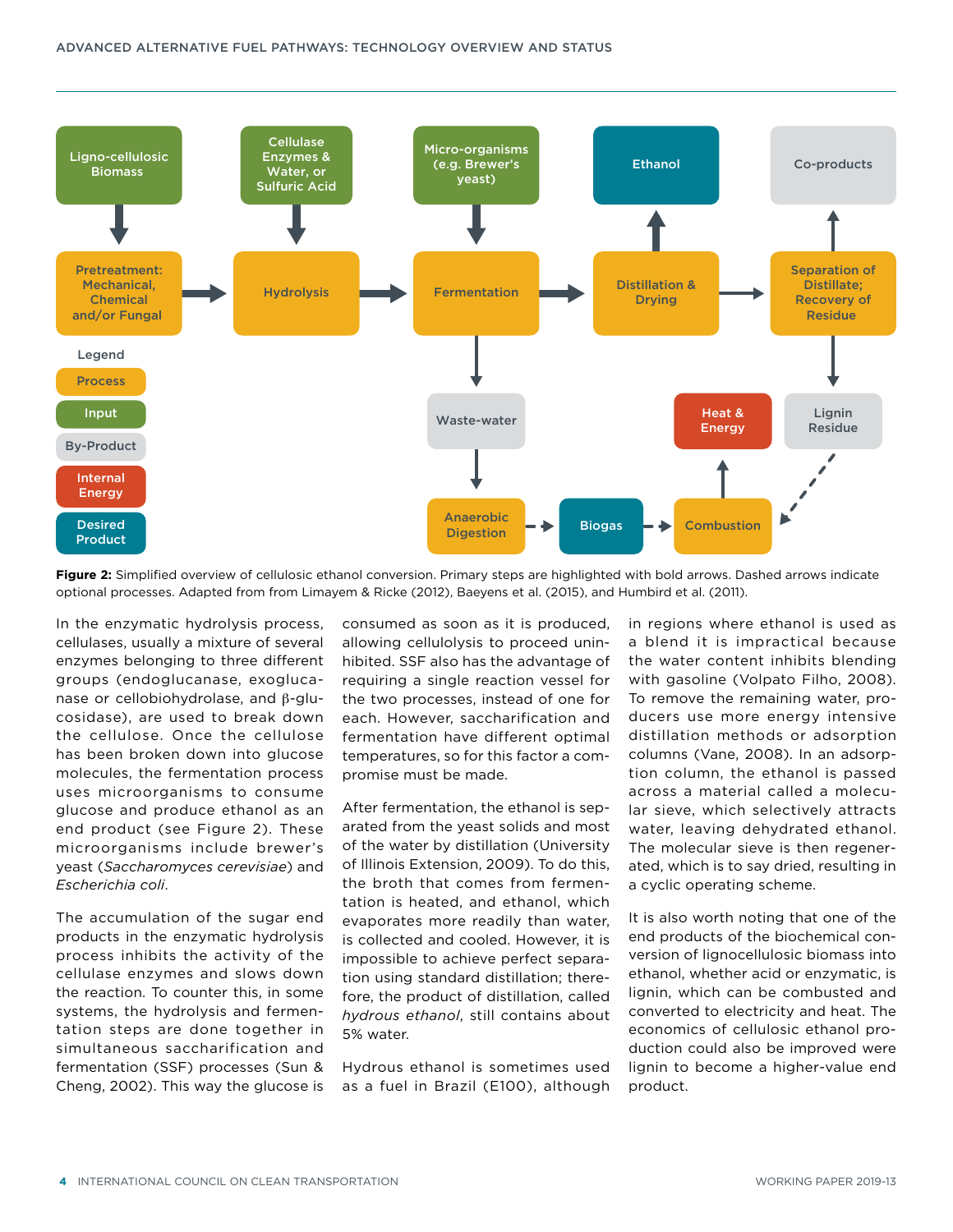**Figure 2:** Simplified overview of cellulosic ethanol conversion. Primary steps are highlighted with bold arrows. Dashed arrows indicate optional processes. Adapted from from Limayem & Ricke (2012), Baeyens et al. (2015), and Humbird et al. (2011).

In the enzymatic hydrolysis process, cellulases, usually a mixture of several enzymes belonging to three different groups (endoglucanase, exoglucanase or cellobiohydrolase, and β-glucosidase), are used to break down the cellulose. Once the cellulose has been broken down into glucose molecules, the fermentation process uses microorganisms to consume glucose and produce ethanol as an end product (see Figure 2). These microorganisms include brewer's yeast (*Saccharomyces cerevisiae*) and *Escherichia coli*.

The accumulation of the sugar end products in the enzymatic hydrolysis process inhibits the activity of the cellulase enzymes and slows down the reaction. To counter this, in some systems, the hydrolysis and fermentation steps are done together in simultaneous saccharification and fermentation (SSF) processes (Sun & Cheng, 2002). This way the glucose is consumed as soon as it is produced, allowing cellulolysis to proceed uninhibited. SSF also has the advantage of requiring a single reaction vessel for the two processes, instead of one for each. However, saccharification and fermentation have different optimal temperatures, so for this factor a compromise must be made.

After fermentation, the ethanol is separated from the yeast solids and most of the water by distillation (University of Illinois Extension, 2009). To do this, the broth that comes from fermentation is heated, and ethanol, which evaporates more readily than water, is collected and cooled. However, it is impossible to achieve perfect separation using standard distillation; therefore, the product of distillation, called *hydrous ethanol*, still contains about 5% water.

Hydrous ethanol is sometimes used as a fuel in Brazil (E100), although in regions where ethanol is used as a blend it is impractical because the water content inhibits blending with gasoline (Volpato Filho, 2008). To remove the remaining water, producers use more energy intensive distillation methods or adsorption columns (Vane, 2008). In an adsorption column, the ethanol is passed across a material called a molecular sieve, which selectively attracts water, leaving dehydrated ethanol. The molecular sieve is then regenerated, which is to say dried, resulting in a cyclic operating scheme.

It is also worth noting that one of the end products of the biochemical conversion of lignocellulosic biomass into ethanol, whether acid or enzymatic, is lignin, which can be combusted and converted to electricity and heat. The economics of cellulosic ethanol production could also be improved were lignin to become a higher-value end product.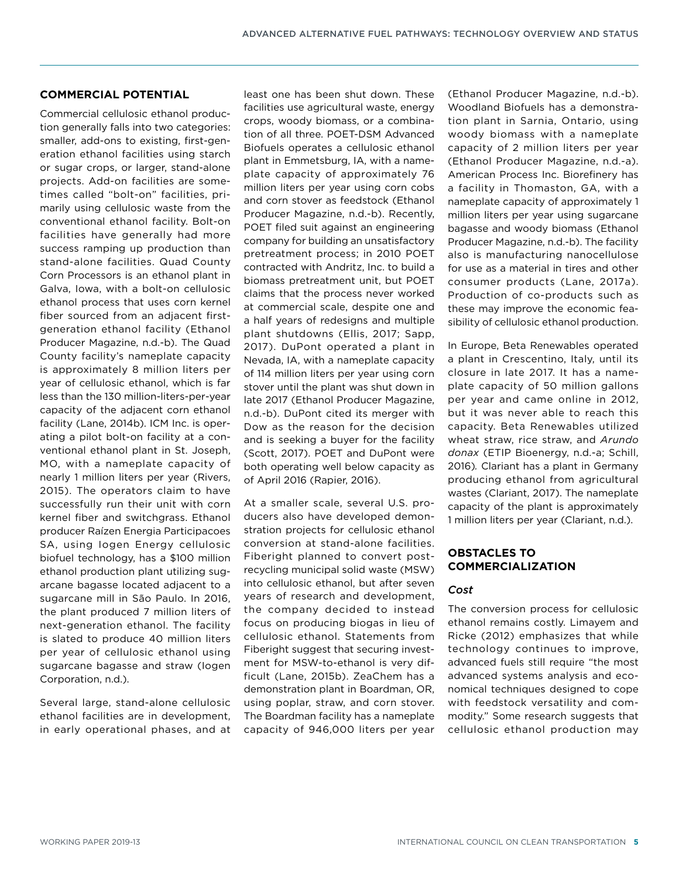## COMMERCIAL POTENTIAL

Commercial cellulosic ethanol production generally falls into two categories: smaller, add-ons to existing, first-generation ethanol facilities using starch or sugar crops, or larger, stand-alone projects. Add-on facilities are sometimes called "bolt-on" facilities, primarily using cellulosic waste from the conventional ethanol facility. Bolt-on facilities have generally had more success ramping up production than stand-alone facilities. Quad County Corn Processors is an ethanol plant in Galva, Iowa, with a bolt-on cellulosic ethanol process that uses corn kernel fiber sourced from an adjacent first-generation ethanol facility (Ethanol Producer Magazine, n.d.-b). The Quad County facility's nameplate capacity is approximately 8 million liters per year of cellulosic ethanol, which is far less than the 130 million-liters-per-year capacity of the adjacent corn ethanol facility (Lane, 2014b). ICM Inc. is operating a pilot bolt-on facility at a conventional ethanol plant in St. Joseph, MO, with a nameplate capacity of nearly 1 million liters per year (Rivers, 2015). The operators claim to have successfully run their unit with corn kernel fiber and switchgrass. Ethanol producer Raízen Energia Participacoes SA, using Iogen Energy cellulosic biofuel technology, has a $100 million ethanol production plant utilizing sugarcane bagasse located adjacent to a sugarcane mill in São Paulo. In 2016, the plant produced 7 million liters of next-generation ethanol. The facility is slated to produce 40 million liters per year of cellulosic ethanol using sugarcane bagasse and straw (Iogen Corporation, n.d.).

Several large, stand-alone cellulosic ethanol facilities are in development, in early operational phases, and at least one has been shut down. These facilities use agricultural waste, energy crops, woody biomass, or a combination of all three. POET-DSM Advanced Biofuels operates a cellulosic ethanol plant in Emmetsburg, IA, with a nameplate capacity of approximately 76 million liters per year using corn cobs and corn stover as feedstock (Ethanol Producer Magazine, n.d.-b). Recently, POET filed suit against an engineering company for building an unsatisfactory pretreatment process; in 2010 POET contracted with Andritz, Inc. to build a biomass pretreatment unit, but POET claims that the process never worked at commercial scale, despite one and a half years of redesigns and multiple plant shutdowns (Ellis, 2017; Sapp, 2017). DuPont operated a plant in Nevada, IA, with a nameplate capacity of 114 million liters per year using corn stover until the plant was shut down in late 2017 (Ethanol Producer Magazine, n.d.-b). DuPont cited its merger with Dow as the reason for the decision and is seeking a buyer for the facility (Scott, 2017). POET and DuPont were both operating well below capacity as of April 2016 (Rapier, 2016).

At a smaller scale, several U.S. producers also have developed demonstration projects for cellulosic ethanol conversion at stand-alone facilities. Fiberight planned to convert post-recycling municipal solid waste (MSW) into cellulosic ethanol, but after seven years of research and development, the company decided to instead focus on producing biogas in lieu of cellulosic ethanol. Statements from Fiberight suggest that securing investment for MSW-to-ethanol is very difficult (Lane, 2015b). ZeaChem has a demonstration plant in Boardman, OR, using poplar, straw, and corn stover. The Boardman facility has a nameplate capacity of 946,000 liters per year (Ethanol Producer Magazine, n.d.-b). Woodland Biofuels has a demonstration plant in Sarnia, Ontario, using woody biomass with a nameplate capacity of 2 million liters per year (Ethanol Producer Magazine, n.d.-a). American Process Inc. Biorefinery has a facility in Thomaston, GA, with a nameplate capacity of approximately 1 million liters per year using sugarcane bagasse and woody biomass (Ethanol Producer Magazine, n.d.-b). The facility also is manufacturing nanocellulose for use as a material in tires and other consumer products (Lane, 2017a). Production of co-products such as these may improve the economic feasibility of cellulosic ethanol production.

In Europe, Beta Renewables operated a plant in Crescentino, Italy, until its closure in late 2017. It has a nameplate capacity of 50 million gallons per year and came online in 2012, but it was never able to reach this capacity. Beta Renewables utilized wheat straw, rice straw, and *Arundo donax* (ETIP Bioenergy, n.d.-a; Schill, 2016). Clariant has a plant in Germany producing ethanol from agricultural wastes (Clariant, 2017). The nameplate capacity of the plant is approximately 1 million liters per year (Clariant, n.d.).

## OBSTACLES TO COMMERCIALIZATION

### *Cost*

The conversion process for cellulosic ethanol remains costly. Limayem and Ricke (2012) emphasizes that while technology continues to improve, advanced fuels still require "the most advanced systems analysis and economical techniques designed to cope with feedstock versatility and commodity." Some research suggests that cellulosic ethanol production may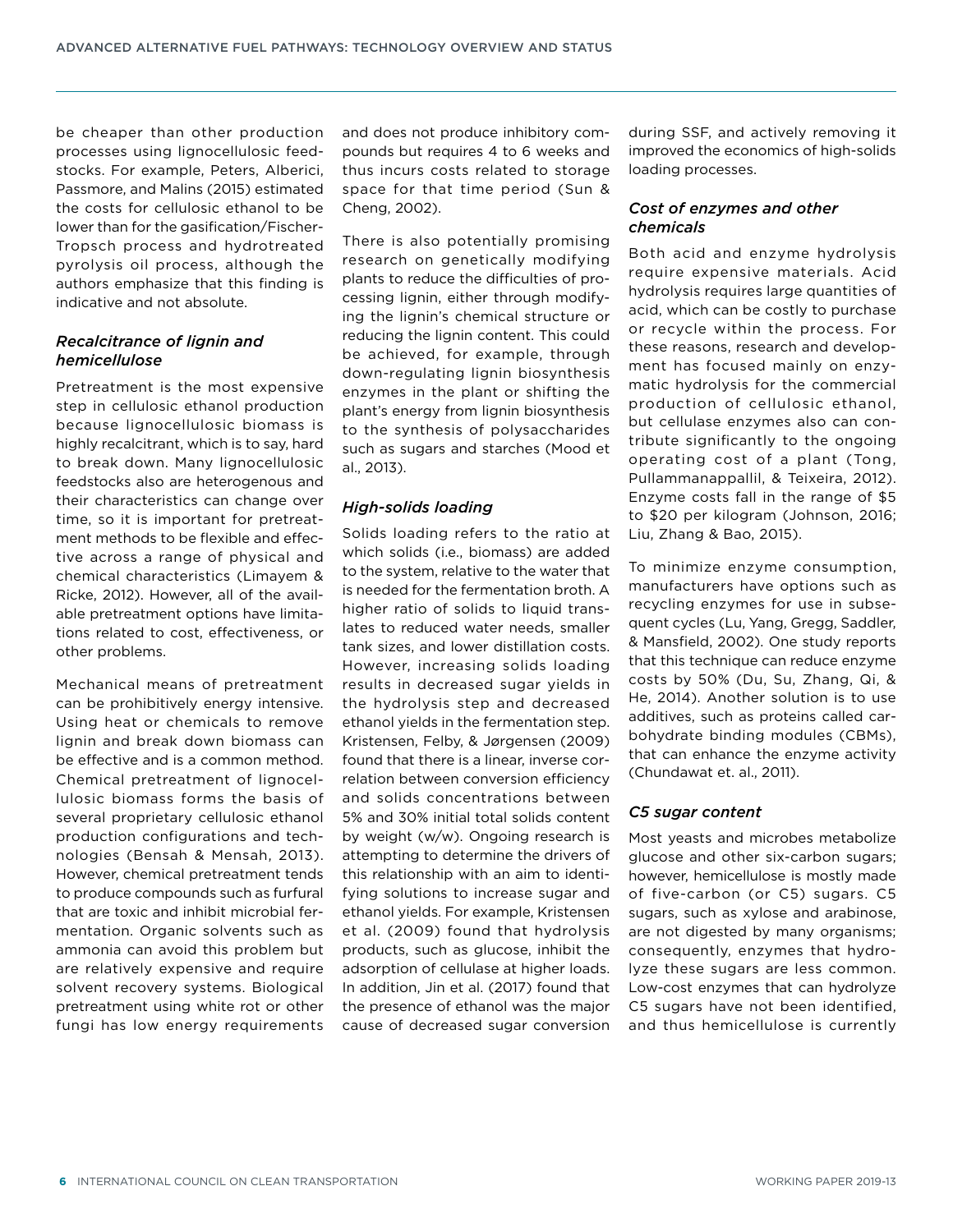be cheaper than other production processes using lignocellulosic feedstocks. For example, Peters, Alberici, Passmore, and Malins (2015) estimated the costs for cellulosic ethanol to be lower than for the gasification/Fischer-Tropsch process and hydrotreated pyrolysis oil process, although the authors emphasize that this finding is indicative and not absolute.

### *Recalcitrance of lignin and hemicellulose*

Pretreatment is the most expensive step in cellulosic ethanol production because lignocellulosic biomass is highly recalcitrant, which is to say, hard to break down. Many lignocellulosic feedstocks also are heterogenous and their characteristics can change over time, so it is important for pretreatment methods to be flexible and effective across a range of physical and chemical characteristics (Limayem & Ricke, 2012). However, all of the available pretreatment options have limitations related to cost, effectiveness, or other problems.

Mechanical means of pretreatment can be prohibitively energy intensive. Using heat or chemicals to remove lignin and break down biomass can be effective and is a common method. Chemical pretreatment of lignocellulosic biomass forms the basis of several proprietary cellulosic ethanol production configurations and technologies (Bensah & Mensah, 2013). However, chemical pretreatment tends to produce compounds such as furfural that are toxic and inhibit microbial fermentation. Organic solvents such as ammonia can avoid this problem but are relatively expensive and require solvent recovery systems. Biological pretreatment using white rot or other fungi has low energy requirements and does not produce inhibitory compounds but requires 4 to 6 weeks and thus incurs costs related to storage space for that time period (Sun & Cheng, 2002).

There is also potentially promising research on genetically modifying plants to reduce the difficulties of processing lignin, either through modifying the lignin's chemical structure or reducing the lignin content. This could be achieved, for example, through down-regulating lignin biosynthesis enzymes in the plant or shifting the plant's energy from lignin biosynthesis to the synthesis of polysaccharides such as sugars and starches (Mood et al., 2013).

### *High-solids loading*

Solids loading refers to the ratio at which solids (i.e., biomass) are added to the system, relative to the water that is needed for the fermentation broth. A higher ratio of solids to liquid translates to reduced water needs, smaller tank sizes, and lower distillation costs. However, increasing solids loading results in decreased sugar yields in the hydrolysis step and decreased ethanol yields in the fermentation step. Kristensen, Felby, & Jørgensen (2009) found that there is a linear, inverse correlation between conversion efficiency and solids concentrations between 5% and 30% initial total solids content by weight (w/w). Ongoing research is attempting to determine the drivers of this relationship with an aim to identifying solutions to increase sugar and ethanol yields. For example, Kristensen et al. (2009) found that hydrolysis products, such as glucose, inhibit the adsorption of cellulase at higher loads. In addition, Jin et al. (2017) found that the presence of ethanol was the major cause of decreased sugar conversion during SSF, and actively removing it improved the economics of high-solids loading processes.

### *Cost of enzymes and other chemicals*

Both acid and enzyme hydrolysis require expensive materials. Acid hydrolysis requires large quantities of acid, which can be costly to purchase or recycle within the process. For these reasons, research and development has focused mainly on enzymatic hydrolysis for the commercial production of cellulosic ethanol, but cellulase enzymes also can contribute significantly to the ongoing operating cost of a plant (Tong, Pullammanappallil, & Teixeira, 2012). Enzyme costs fall in the range of $5 to $20 per kilogram (Johnson, 2016; Liu, Zhang & Bao, 2015).

To minimize enzyme consumption, manufacturers have options such as recycling enzymes for use in subsequent cycles (Lu, Yang, Gregg, Saddler, & Mansfield, 2002). One study reports that this technique can reduce enzyme costs by 50% (Du, Su, Zhang, Qi, & He, 2014). Another solution is to use additives, such as proteins called carbohydrate binding modules (CBMs), that can enhance the enzyme activity (Chundawat et. al., 2011).

### *C5 sugar content*

Most yeasts and microbes metabolize glucose and other six-carbon sugars; however, hemicellulose is mostly made of five-carbon (or C5) sugars. C5 sugars, such as xylose and arabinose, are not digested by many organisms; consequently, enzymes that hydrolyze these sugars are less common. Low-cost enzymes that can hydrolyze C5 sugars have not been identified, and thus hemicellulose is currently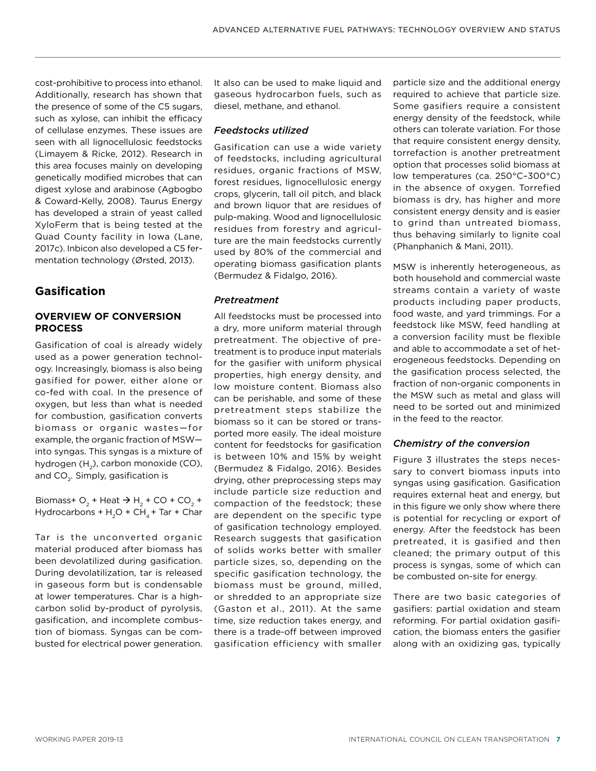cost-prohibitive to process into ethanol. Additionally, research has shown that the presence of some of the C5 sugars, such as xylose, can inhibit the efficacy of cellulase enzymes. These issues are seen with all lignocellulosic feedstocks (Limayem & Ricke, 2012). Research in this area focuses mainly on developing genetically modified microbes that can digest xylose and arabinose (Agbogbo & Coward-Kelly, 2008). Taurus Energy has developed a strain of yeast called XyloFerm that is being tested at the Quad County facility in Iowa (Lane, 2017c). Inbicon also developed a C5 fermentation technology (Ørsted, 2013).

## Gasification

### OVERVIEW OF CONVERSION PROCESS

Gasification of coal is already widely used as a power generation technology. Increasingly, biomass is also being gasified for power, either alone or co-fed with coal. In the presence of oxygen, but less than what is needed for combustion, gasification converts biomass or organic wastes—for example, the organic fraction of MSW—into syngas. This syngas is a mixture of hydrogen ($H_2$), carbon monoxide (CO), and $CO_2$. Simply, gasification is

$$\text{Biomass} + O_2 + \text{Heat} \rightarrow H_2 + CO + CO_2 + \text{Hydrocarbons} + H_2O + CH_4 + \text{Tar} + \text{Char}$$

Tar is the unconverted organic material produced after biomass has been devolatilized during gasification. During devolatilization, tar is released in gaseous form but is condensable at lower temperatures. Char is a high-carbon solid by-product of pyrolysis, gasification, and incomplete combustion of biomass. Syngas can be combusted for electrical power generation. It also can be used to make liquid and gaseous hydrocarbon fuels, such as diesel, methane, and ethanol.

#### *Feedstocks utilized*

Gasification can use a wide variety of feedstocks, including agricultural residues, organic fractions of MSW, forest residues, lignocellulosic energy crops, glycerin, tall oil pitch, and black and brown liquor that are residues of pulp-making. Wood and lignocellulosic residues from forestry and agriculture are the main feedstocks currently used by 80% of the commercial and operating biomass gasification plants (Bermudez & Fidalgo, 2016).

#### *Pretreatment*

All feedstocks must be processed into a dry, more uniform material through pretreatment. The objective of pretreatment is to produce input materials for the gasifier with uniform physical properties, high energy density, and low moisture content. Biomass also can be perishable, and some of these pretreatment steps stabilize the biomass so it can be stored or transported more easily. The ideal moisture content for feedstocks for gasification is between 10% and 15% by weight (Bermudez & Fidalgo, 2016). Besides drying, other preprocessing steps may include particle size reduction and compaction of the feedstock; these are dependent on the specific type of gasification technology employed. Research suggests that gasification of solids works better with smaller particle sizes, so, depending on the specific gasification technology, the biomass must be ground, milled, or shredded to an appropriate size (Gaston et al., 2011). At the same time, size reduction takes energy, and there is a trade-off between improved gasification efficiency with smaller particle size and the additional energy required to achieve that particle size. Some gasifiers require a consistent energy density of the feedstock, while others can tolerate variation. For those that require consistent energy density, torrefaction is another pretreatment option that processes solid biomass at low temperatures (ca. 250°C–300°C) in the absence of oxygen. Torrefied biomass is dry, has higher and more consistent energy density and is easier to grind than untreated biomass, thus behaving similarly to lignite coal (Phanphanich & Mani, 2011).

MSW is inherently heterogeneous, as both household and commercial waste streams contain a variety of waste products including paper products, food waste, and yard trimmings. For a feedstock like MSW, feed handling at a conversion facility must be flexible and able to accommodate a set of heterogeneous feedstocks. Depending on the gasification process selected, the fraction of non-organic components in the MSW such as metal and glass will need to be sorted out and minimized in the feed to the reactor.

#### *Chemistry of the conversion*

Figure 3 illustrates the steps necessary to convert biomass inputs into syngas using gasification. Gasification requires external heat and energy, but in this figure we only show where there is potential for recycling or export of energy. After the feedstock has been pretreated, it is gasified and then cleaned; the primary output of this process is syngas, some of which can be combusted on-site for energy.

There are two basic categories of gasifiers: partial oxidation and steam reforming. For partial oxidation gasification, the biomass enters the gasifier along with an oxidizing gas, typically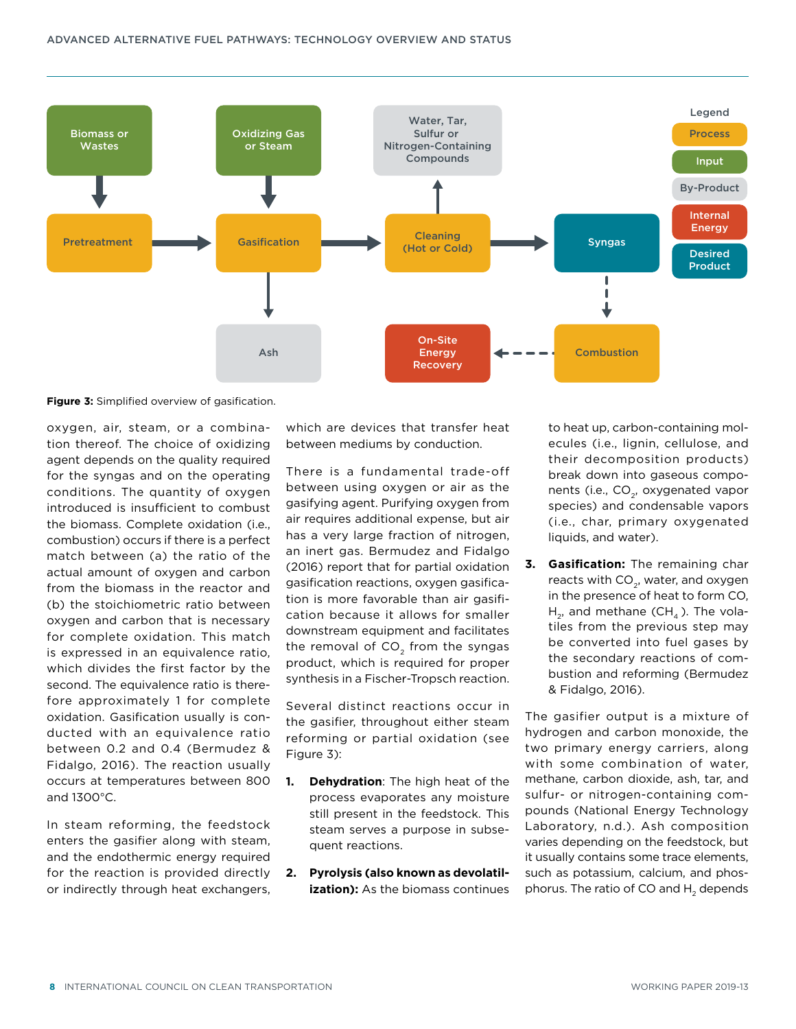**Figure 3:** Simplified overview of gasification.

oxygen, air, steam, or a combination thereof. The choice of oxidizing agent depends on the quality required for the syngas and on the operating conditions. The quantity of oxygen introduced is insufficient to combust the biomass. Complete oxidation (i.e., combustion) occurs if there is a perfect match between (a) the ratio of the actual amount of oxygen and carbon from the biomass in the reactor and (b) the stoichiometric ratio between oxygen and carbon that is necessary for complete oxidation. This match is expressed in an equivalence ratio, which divides the first factor by the second. The equivalence ratio is therefore approximately 1 for complete oxidation. Gasification usually is conducted with an equivalence ratio between 0.2 and 0.4 (Bermudez & Fidalgo, 2016). The reaction usually occurs at temperatures between 800 and 1300°C.

In steam reforming, the feedstock enters the gasifier along with steam, and the endothermic energy required for the reaction is provided directly or indirectly through heat exchangers, which are devices that transfer heat between mediums by conduction.

There is a fundamental trade-off between using oxygen or air as the gasifying agent. Purifying oxygen from air requires additional expense, but air has a very large fraction of nitrogen, an inert gas. Bermudez and Fidalgo (2016) report that for partial oxidation gasification reactions, oxygen gasification is more favorable than air gasification because it allows for smaller downstream equipment and facilitates the removal of $CO_2$ from the syngas product, which is required for proper synthesis in a Fischer-Tropsch reaction.

Several distinct reactions occur in the gasifier, throughout either steam reforming or partial oxidation (see Figure 3):

1. **Dehydration**: The high heat of the process evaporates any moisture still present in the feedstock. This steam serves a purpose in subsequent reactions.
2. **Pyrolysis (also known as devolatilization):** As the biomass continues to heat up, carbon-containing molecules (i.e., lignin, cellulose, and their decomposition products) break down into gaseous components (i.e., $CO_2$, oxygenated vapor species) and condensable vapors (i.e., char, primary oxygenated liquids, and water).
3. **Gasification:** The remaining char reacts with $CO_2$, water, and oxygen in the presence of heat to form CO, $H_2$, and methane ($CH_4$). The volatiles from the previous step may be converted into fuel gases by the secondary reactions of combustion and reforming (Bermudez & Fidalgo, 2016).

The gasifier output is a mixture of hydrogen and carbon monoxide, the two primary energy carriers, along with some combination of water, methane, carbon dioxide, ash, tar, and sulfur- or nitrogen-containing compounds (National Energy Technology Laboratory, n.d.). Ash composition varies depending on the feedstock, but it usually contains some trace elements, such as potassium, calcium, and phosphorus. The ratio of CO and $H_2$ depends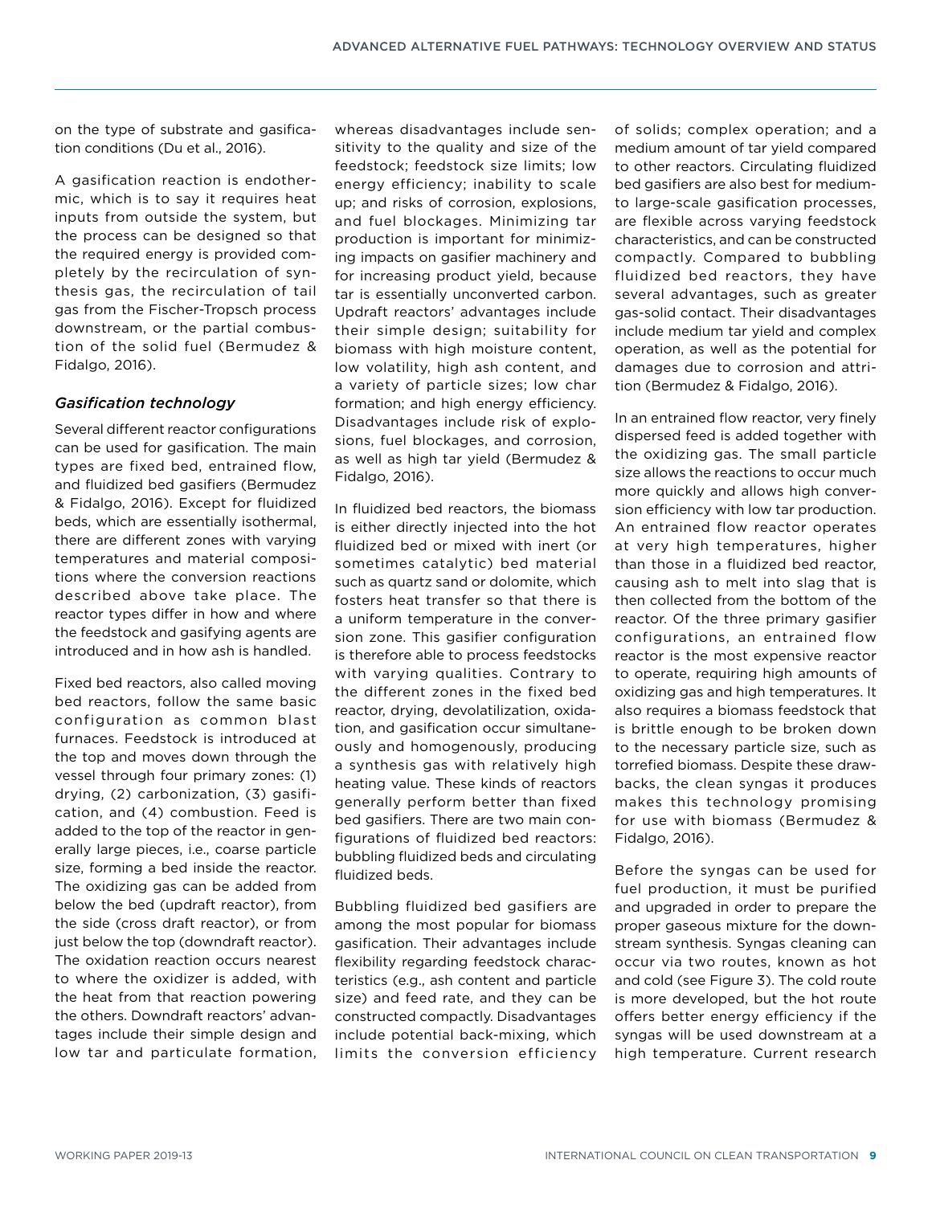on the type of substrate and gasification conditions (Du et al., 2016).

A gasification reaction is endothermic, which is to say it requires heat inputs from outside the system, but the process can be designed so that the required energy is provided completely by the recirculation of synthesis gas, the recirculation of tail gas from the Fischer-Tropsch process downstream, or the partial combustion of the solid fuel (Bermudez & Fidalgo, 2016).

### *Gasification technology*

Several different reactor configurations can be used for gasification. The main types are fixed bed, entrained flow, and fluidized bed gasifiers (Bermudez & Fidalgo, 2016). Except for fluidized beds, which are essentially isothermal, there are different zones with varying temperatures and material compositions where the conversion reactions described above take place. The reactor types differ in how and where the feedstock and gasifying agents are introduced and in how ash is handled.

Fixed bed reactors, also called moving bed reactors, follow the same basic configuration as common blast furnaces. Feedstock is introduced at the top and moves down through the vessel through four primary zones: (1) drying, (2) carbonization, (3) gasification, and (4) combustion. Feed is added to the top of the reactor in generally large pieces, i.e., coarse particle size, forming a bed inside the reactor. The oxidizing gas can be added from below the bed (updraft reactor), from the side (cross draft reactor), or from just below the top (downdraft reactor). The oxidation reaction occurs nearest to where the oxidizer is added, with the heat from that reaction powering the others. Downdraft reactors' advantages include their simple design and low tar and particulate formation, whereas disadvantages include sensitivity to the quality and size of the feedstock; feedstock size limits; low energy efficiency; inability to scale up; and risks of corrosion, explosions, and fuel blockages. Minimizing tar production is important for minimizing impacts on gasifier machinery and for increasing product yield, because tar is essentially unconverted carbon. Updraft reactors' advantages include their simple design; suitability for biomass with high moisture content, low volatility, high ash content, and a variety of particle sizes; low char formation; and high energy efficiency. Disadvantages include risk of explosions, fuel blockages, and corrosion, as well as high tar yield (Bermudez & Fidalgo, 2016).

In fluidized bed reactors, the biomass is either directly injected into the hot fluidized bed or mixed with inert (or sometimes catalytic) bed material such as quartz sand or dolomite, which fosters heat transfer so that there is a uniform temperature in the conversion zone. This gasifier configuration is therefore able to process feedstocks with varying qualities. Contrary to the different zones in the fixed bed reactor, drying, devolatilization, oxidation, and gasification occur simultaneously and homogenously, producing a synthesis gas with relatively high heating value. These kinds of reactors generally perform better than fixed bed gasifiers. There are two main configurations of fluidized bed reactors: bubbling fluidized beds and circulating fluidized beds.

Bubbling fluidized bed gasifiers are among the most popular for biomass gasification. Their advantages include flexibility regarding feedstock characteristics (e.g., ash content and particle size) and feed rate, and they can be constructed compactly. Disadvantages include potential back-mixing, which limits the conversion efficiency of solids; complex operation; and a medium amount of tar yield compared to other reactors. Circulating fluidized bed gasifiers are also best for medium- to large-scale gasification processes, are flexible across varying feedstock characteristics, and can be constructed compactly. Compared to bubbling fluidized bed reactors, they have several advantages, such as greater gas-solid contact. Their disadvantages include medium tar yield and complex operation, as well as the potential for damages due to corrosion and attrition (Bermudez & Fidalgo, 2016).

In an entrained flow reactor, very finely dispersed feed is added together with the oxidizing gas. The small particle size allows the reactions to occur much more quickly and allows high conversion efficiency with low tar production. An entrained flow reactor operates at very high temperatures, higher than those in a fluidized bed reactor, causing ash to melt into slag that is then collected from the bottom of the reactor. Of the three primary gasifier configurations, an entrained flow reactor is the most expensive reactor to operate, requiring high amounts of oxidizing gas and high temperatures. It also requires a biomass feedstock that is brittle enough to be broken down to the necessary particle size, such as torrefied biomass. Despite these drawbacks, the clean syngas it produces makes this technology promising for use with biomass (Bermudez & Fidalgo, 2016).

Before the syngas can be used for fuel production, it must be purified and upgraded in order to prepare the proper gaseous mixture for the downstream synthesis. Syngas cleaning can occur via two routes, known as hot and cold (see Figure 3). The cold route is more developed, but the hot route offers better energy efficiency if the syngas will be used downstream at a high temperature. Current research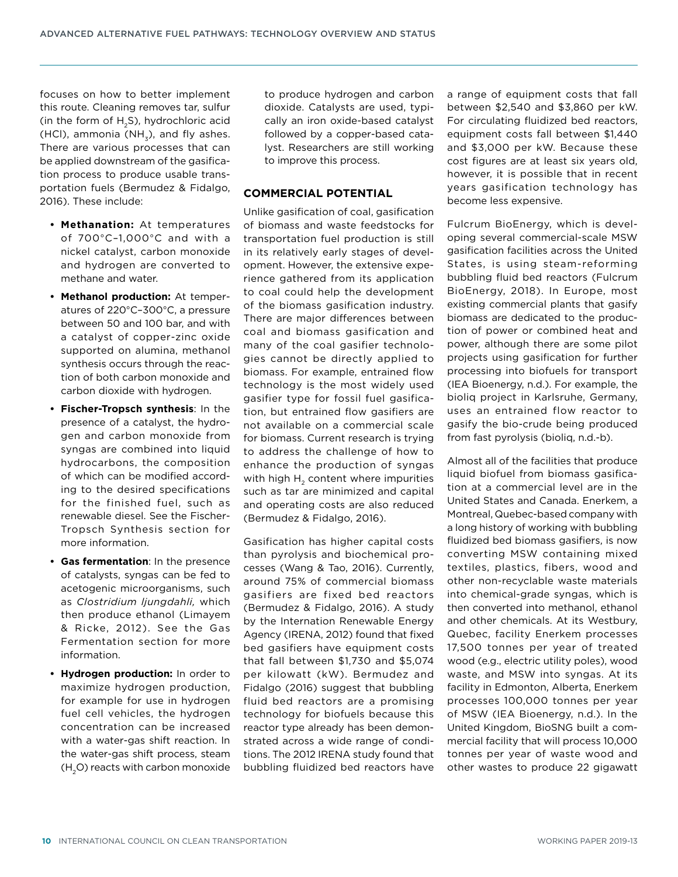focuses on how to better implement this route. Cleaning removes tar, sulfur (in the form of $H_2S$), hydrochloric acid (HCl), ammonia ($NH_3$), and fly ashes. There are various processes that can be applied downstream of the gasification process to produce usable transportation fuels (Bermudez & Fidalgo, 2016). These include:

- **Methanation:** At temperatures of 700°C–1,000°C and with a nickel catalyst, carbon monoxide and hydrogen are converted to methane and water.
- **Methanol production:** At temperatures of 220°C–300°C, a pressure between 50 and 100 bar, and with a catalyst of copper-zinc oxide supported on alumina, methanol synthesis occurs through the reaction of both carbon monoxide and carbon dioxide with hydrogen.
- **Fischer-Tropsch synthesis**: In the presence of a catalyst, the hydrogen and carbon monoxide from syngas are combined into liquid hydrocarbons, the composition of which can be modified according to the desired specifications for the finished fuel, such as renewable diesel. See the Fischer-Tropsch Synthesis section for more information.
- **Gas fermentation**: In the presence of catalysts, syngas can be fed to acetogenic microorganisms, such as *Clostridium ljungdahli,* which then produce ethanol (Limayem & Ricke, 2012). See the Gas Fermentation section for more information.
- **Hydrogen production:** In order to maximize hydrogen production, for example for use in hydrogen fuel cell vehicles, the hydrogen concentration can be increased with a water-gas shift reaction. In the water-gas shift process, steam ($H_2O$) reacts with carbon monoxide to produce hydrogen and carbon dioxide. Catalysts are used, typically an iron oxide-based catalyst followed by a copper-based catalyst. Researchers are still working to improve this process.

## COMMERCIAL POTENTIAL

Unlike gasification of coal, gasification of biomass and waste feedstocks for transportation fuel production is still in its relatively early stages of development. However, the extensive experience gathered from its application to coal could help the development of the biomass gasification industry. There are major differences between coal and biomass gasification and many of the coal gasifier technologies cannot be directly applied to biomass. For example, entrained flow technology is the most widely used gasifier type for fossil fuel gasification, but entrained flow gasifiers are not available on a commercial scale for biomass. Current research is trying to address the challenge of how to enhance the production of syngas with high $H_2$ content where impurities such as tar are minimized and capital and operating costs are also reduced (Bermudez & Fidalgo, 2016).

Gasification has higher capital costs than pyrolysis and biochemical processes (Wang & Tao, 2016). Currently, around 75% of commercial biomass gasifiers are fixed bed reactors (Bermudez & Fidalgo, 2016). A study by the Internation Renewable Energy Agency (IRENA, 2012) found that fixed bed gasifiers have equipment costs that fall between $1,730 and $5,074 per kilowatt (kW). Bermudez and Fidalgo (2016) suggest that bubbling fluid bed reactors are a promising technology for biofuels because this reactor type already has been demonstrated across a wide range of conditions. The 2012 IRENA study found that bubbling fluidized bed reactors have a range of equipment costs that fall between $2,540 and $3,860 per kW. For circulating fluidized bed reactors, equipment costs fall between $1,440 and $3,000 per kW. Because these cost figures are at least six years old, however, it is possible that in recent years gasification technology has become less expensive.

Fulcrum BioEnergy, which is developing several commercial-scale MSW gasification facilities across the United States, is using steam-reforming bubbling fluid bed reactors (Fulcrum BioEnergy, 2018). In Europe, most existing commercial plants that gasify biomass are dedicated to the production of power or combined heat and power, although there are some pilot projects using gasification for further processing into biofuels for transport (IEA Bioenergy, n.d.). For example, the bioliq project in Karlsruhe, Germany, uses an entrained flow reactor to gasify the bio-crude being produced from fast pyrolysis (bioliq, n.d.-b).

Almost all of the facilities that produce liquid biofuel from biomass gasification at a commercial level are in the United States and Canada. Enerkem, a Montreal, Quebec-based company with a long history of working with bubbling fluidized bed biomass gasifiers, is now converting MSW containing mixed textiles, plastics, fibers, wood and other non-recyclable waste materials into chemical-grade syngas, which is then converted into methanol, ethanol and other chemicals. At its Westbury, Quebec, facility Enerkem processes 17,500 tonnes per year of treated wood (e.g., electric utility poles), wood waste, and MSW into syngas. At its facility in Edmonton, Alberta, Enerkem processes 100,000 tonnes per year of MSW (IEA Bioenergy, n.d.). In the United Kingdom, BioSNG built a commercial facility that will process 10,000 tonnes per year of waste wood and other wastes to produce 22 gigawatt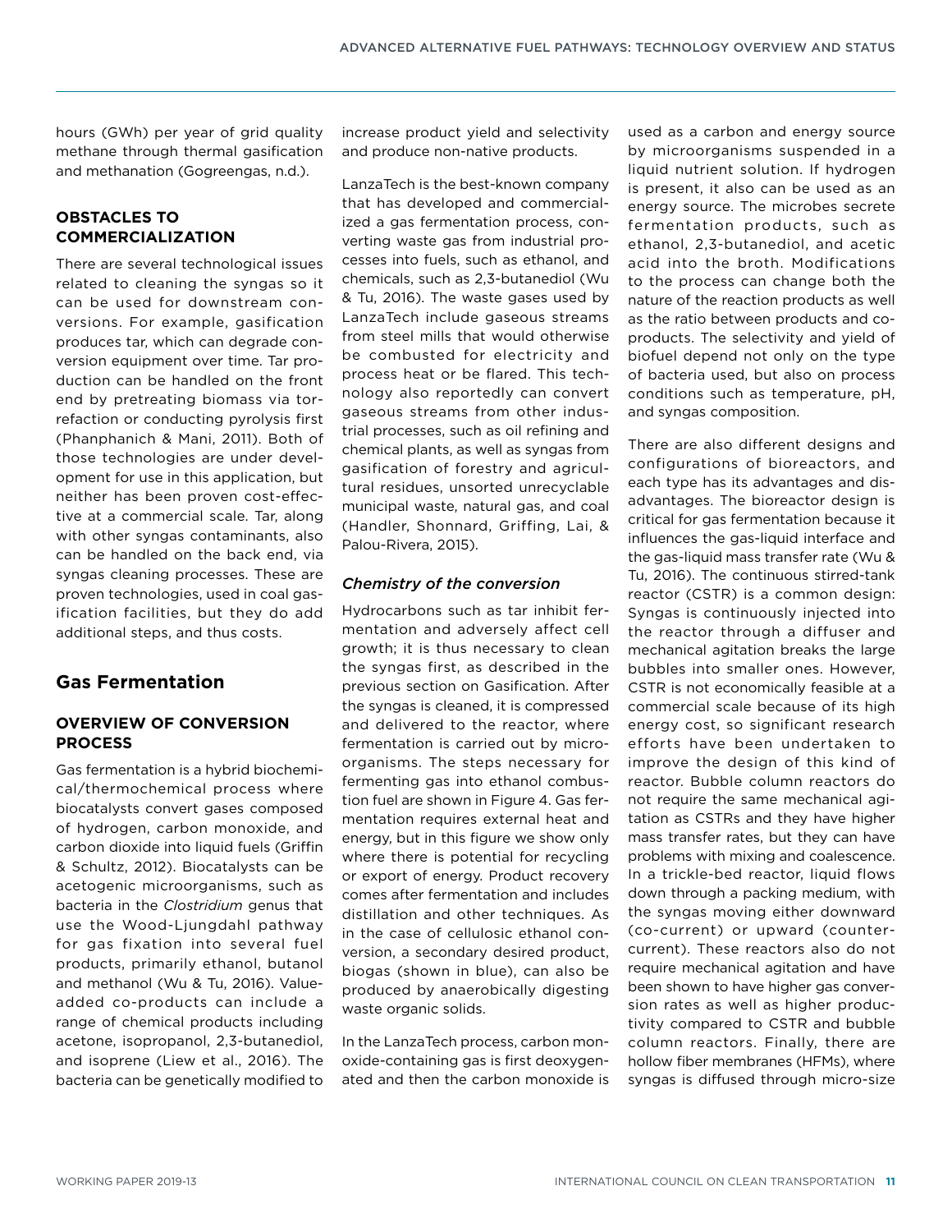hours (GWh) per year of grid quality methane through thermal gasification and methanation (Gogreengas, n.d.).

### OBSTACLES TO COMMERCIALIZATION

There are several technological issues related to cleaning the syngas so it can be used for downstream conversions. For example, gasification produces tar, which can degrade conversion equipment over time. Tar production can be handled on the front end by pretreating biomass via torrefaction or conducting pyrolysis first (Phanphanich & Mani, 2011). Both of those technologies are under development for use in this application, but neither has been proven cost-effective at a commercial scale. Tar, along with other syngas contaminants, also can be handled on the back end, via syngas cleaning processes. These are proven technologies, used in coal gasification facilities, but they do add additional steps, and thus costs.

## Gas Fermentation

### OVERVIEW OF CONVERSION PROCESS

Gas fermentation is a hybrid biochemical/thermochemical process where biocatalysts convert gases composed of hydrogen, carbon monoxide, and carbon dioxide into liquid fuels (Griffin & Schultz, 2012). Biocatalysts can be acetogenic microorganisms, such as bacteria in the *Clostridium* genus that use the Wood-Ljungdahl pathway for gas fixation into several fuel products, primarily ethanol, butanol and methanol (Wu & Tu, 2016). Value-added co-products can include a range of chemical products including acetone, isopropanol, 2,3-butanediol, and isoprene (Liew et al., 2016). The bacteria can be genetically modified to increase product yield and selectivity and produce non-native products.

LanzaTech is the best-known company that has developed and commercialized a gas fermentation process, converting waste gas from industrial processes into fuels, such as ethanol, and chemicals, such as 2,3-butanediol (Wu & Tu, 2016). The waste gases used by LanzaTech include gaseous streams from steel mills that would otherwise be combusted for electricity and process heat or be flared. This technology also reportedly can convert gaseous streams from other industrial processes, such as oil refining and chemical plants, as well as syngas from gasification of forestry and agricultural residues, unsorted unrecyclable municipal waste, natural gas, and coal (Handler, Shonnard, Griffing, Lai, & Palou-Rivera, 2015).

### *Chemistry of the conversion*

Hydrocarbons such as tar inhibit fermentation and adversely affect cell growth; it is thus necessary to clean the syngas first, as described in the previous section on Gasification. After the syngas is cleaned, it is compressed and delivered to the reactor, where fermentation is carried out by microorganisms. The steps necessary for fermenting gas into ethanol combustion fuel are shown in Figure 4. Gas fermentation requires external heat and energy, but in this figure we show only where there is potential for recycling or export of energy. Product recovery comes after fermentation and includes distillation and other techniques. As in the case of cellulosic ethanol conversion, a secondary desired product, biogas (shown in blue), can also be produced by anaerobically digesting waste organic solids.

In the LanzaTech process, carbon monoxide-containing gas is first deoxygenated and then the carbon monoxide is used as a carbon and energy source by microorganisms suspended in a liquid nutrient solution. If hydrogen is present, it also can be used as an energy source. The microbes secrete fermentation products, such as ethanol, 2,3-butanediol, and acetic acid into the broth. Modifications to the process can change both the nature of the reaction products as well as the ratio between products and co-products. The selectivity and yield of biofuel depend not only on the type of bacteria used, but also on process conditions such as temperature, pH, and syngas composition.

There are also different designs and configurations of bioreactors, and each type has its advantages and disadvantages. The bioreactor design is critical for gas fermentation because it influences the gas-liquid interface and the gas-liquid mass transfer rate (Wu & Tu, 2016). The continuous stirred-tank reactor (CSTR) is a common design: Syngas is continuously injected into the reactor through a diffuser and mechanical agitation breaks the large bubbles into smaller ones. However, CSTR is not economically feasible at a commercial scale because of its high energy cost, so significant research efforts have been undertaken to improve the design of this kind of reactor. Bubble column reactors do not require the same mechanical agitation as CSTRs and they have higher mass transfer rates, but they can have problems with mixing and coalescence. In a trickle-bed reactor, liquid flows down through a packing medium, with the syngas moving either downward (co-current) or upward (counter-current). These reactors also do not require mechanical agitation and have been shown to have higher gas conversion rates as well as higher productivity compared to CSTR and bubble column reactors. Finally, there are hollow fiber membranes (HFMs), where syngas is diffused through micro-size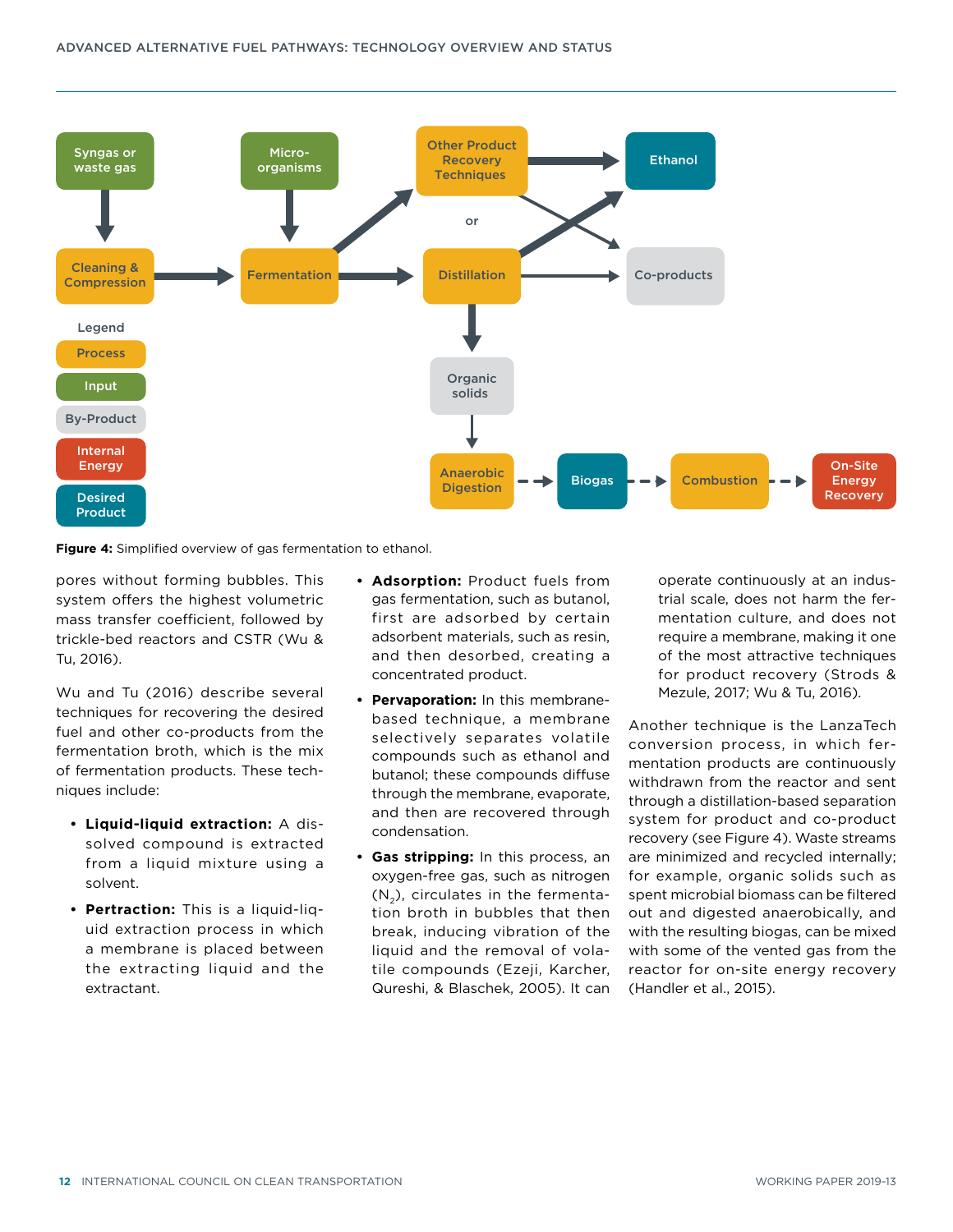Figure 4: Simplified overview of gas fermentation to ethanol.

pores without forming bubbles. This system offers the highest volumetric mass transfer coefficient, followed by trickle-bed reactors and CSTR (Wu & Tu, 2016).

Wu and Tu (2016) describe several techniques for recovering the desired fuel and other co-products from the fermentation broth, which is the mix of fermentation products. These techniques include:

- **Liquid-liquid extraction:** A dissolved compound is extracted from a liquid mixture using a solvent.
- **Pertraction:** This is a liquid-liquid extraction process in which a membrane is placed between the extracting liquid and the extractant.
- **Adsorption:** Product fuels from gas fermentation, such as butanol, first are adsorbed by certain adsorbent materials, such as resin, and then desorbed, creating a concentrated product.
- **Pervaporation:** In this membrane-based technique, a membrane selectively separates volatile compounds such as ethanol and butanol; these compounds diffuse through the membrane, evaporate, and then are recovered through condensation.
- **Gas stripping:** In this process, an oxygen-free gas, such as nitrogen ($N_2$), circulates in the fermentation broth in bubbles that then break, inducing vibration of the liquid and the removal of volatile compounds (Ezeji, Karcher, Qureshi, & Blaschek, 2005). It can operate continuously at an industrial scale, does not harm the fermentation culture, and does not require a membrane, making it one of the most attractive techniques for product recovery (Strods & Mezule, 2017; Wu & Tu, 2016).

Another technique is the LanzaTech conversion process, in which fermentation products are continuously withdrawn from the reactor and sent through a distillation-based separation system for product and co-product recovery (see Figure 4). Waste streams are minimized and recycled internally; for example, organic solids such as spent microbial biomass can be filtered out and digested anaerobically, and with the resulting biogas, can be mixed with some of the vented gas from the reactor for on-site energy recovery (Handler et al., 2015).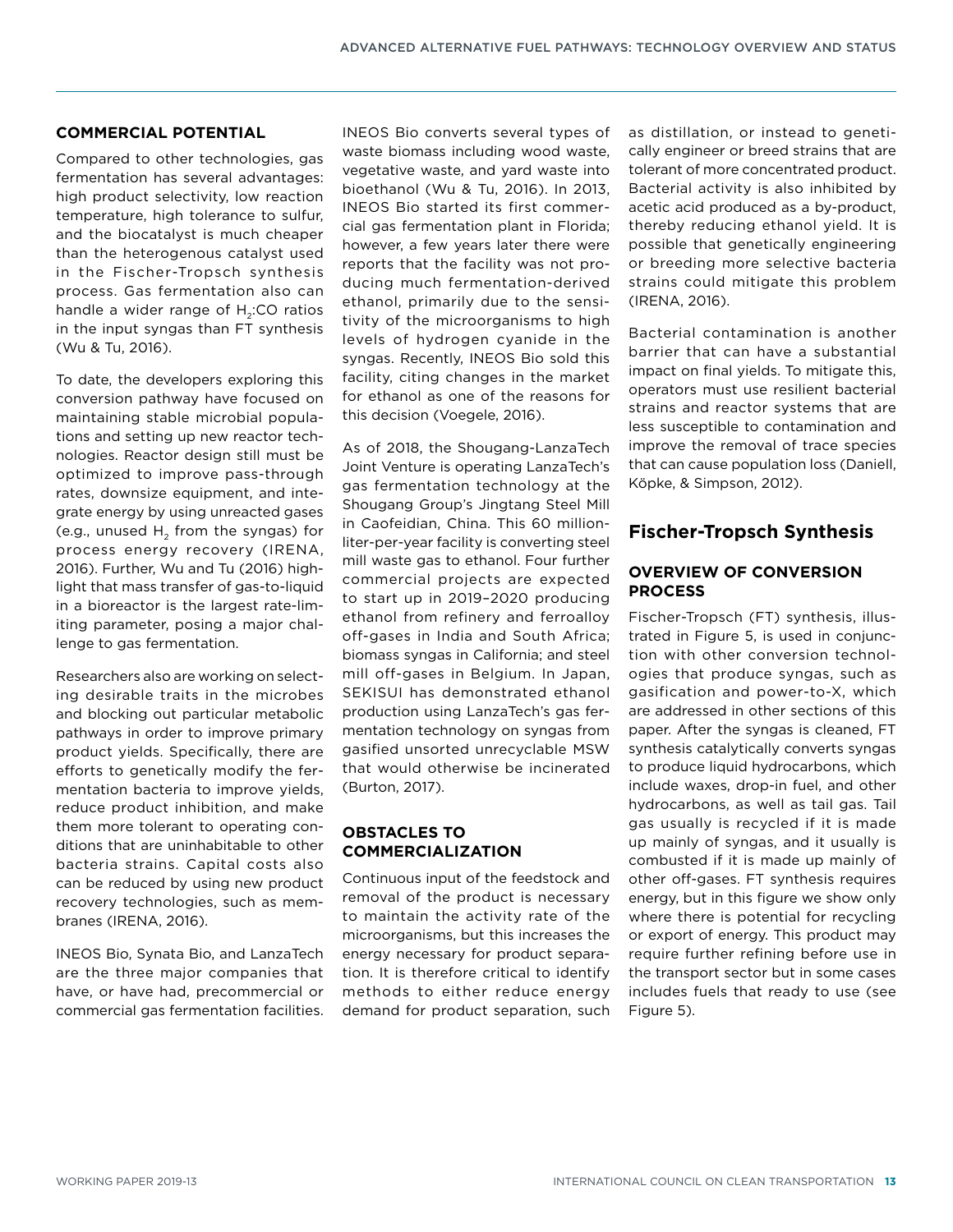### COMMERCIAL POTENTIAL

Compared to other technologies, gas fermentation has several advantages: high product selectivity, low reaction temperature, high tolerance to sulfur, and the biocatalyst is much cheaper than the heterogenous catalyst used in the Fischer-Tropsch synthesis process. Gas fermentation also can handle a wider range of $H_2$:CO ratios in the input syngas than FT synthesis (Wu & Tu, 2016).

To date, the developers exploring this conversion pathway have focused on maintaining stable microbial populations and setting up new reactor technologies. Reactor design still must be optimized to improve pass-through rates, downsize equipment, and integrate energy by using unreacted gases (e.g., unused $H_2$ from the syngas) for process energy recovery (IRENA, 2016). Further, Wu and Tu (2016) highlight that mass transfer of gas-to-liquid in a bioreactor is the largest rate-limiting parameter, posing a major challenge to gas fermentation.

Researchers also are working on selecting desirable traits in the microbes and blocking out particular metabolic pathways in order to improve primary product yields. Specifically, there are efforts to genetically modify the fermentation bacteria to improve yields, reduce product inhibition, and make them more tolerant to operating conditions that are uninhabitable to other bacteria strains. Capital costs also can be reduced by using new product recovery technologies, such as membranes (IRENA, 2016).

INEOS Bio, Synata Bio, and LanzaTech are the three major companies that have, or have had, precommercial or commercial gas fermentation facilities. INEOS Bio converts several types of waste biomass including wood waste, vegetative waste, and yard waste into bioethanol (Wu & Tu, 2016). In 2013, INEOS Bio started its first commercial gas fermentation plant in Florida; however, a few years later there were reports that the facility was not producing much fermentation-derived ethanol, primarily due to the sensitivity of the microorganisms to high levels of hydrogen cyanide in the syngas. Recently, INEOS Bio sold this facility, citing changes in the market for ethanol as one of the reasons for this decision (Voegele, 2016).

As of 2018, the Shougang-LanzaTech Joint Venture is operating LanzaTech's gas fermentation technology at the Shougang Group's Jingtang Steel Mill in Caofeidian, China. This 60 million-liter-per-year facility is converting steel mill waste gas to ethanol. Four further commercial projects are expected to start up in 2019–2020 producing ethanol from refinery and ferroalloy off-gases in India and South Africa; biomass syngas in California; and steel mill off-gases in Belgium. In Japan, SEKISUI has demonstrated ethanol production using LanzaTech's gas fermentation technology on syngas from gasified unsorted unrecyclable MSW that would otherwise be incinerated (Burton, 2017).

### OBSTACLES TO COMMERCIALIZATION

Continuous input of the feedstock and removal of the product is necessary to maintain the activity rate of the microorganisms, but this increases the energy necessary for product separation. It is therefore critical to identify methods to either reduce energy demand for product separation, such as distillation, or instead to genetically engineer or breed strains that are tolerant of more concentrated product. Bacterial activity is also inhibited by acetic acid produced as a by-product, thereby reducing ethanol yield. It is possible that genetically engineering or breeding more selective bacteria strains could mitigate this problem (IRENA, 2016).

Bacterial contamination is another barrier that can have a substantial impact on final yields. To mitigate this, operators must use resilient bacterial strains and reactor systems that are less susceptible to contamination and improve the removal of trace species that can cause population loss (Daniell, Köpke, & Simpson, 2012).

## Fischer-Tropsch Synthesis

### OVERVIEW OF CONVERSION PROCESS

Fischer-Tropsch (FT) synthesis, illustrated in Figure 5, is used in conjunction with other conversion technologies that produce syngas, such as gasification and power-to-X, which are addressed in other sections of this paper. After the syngas is cleaned, FT synthesis catalytically converts syngas to produce liquid hydrocarbons, which include waxes, drop-in fuel, and other hydrocarbons, as well as tail gas. Tail gas usually is recycled if it is made up mainly of syngas, and it usually is combusted if it is made up mainly of other off-gases. FT synthesis requires energy, but in this figure we show only where there is potential for recycling or export of energy. This product may require further refining before use in the transport sector but in some cases includes fuels that ready to use (see Figure 5).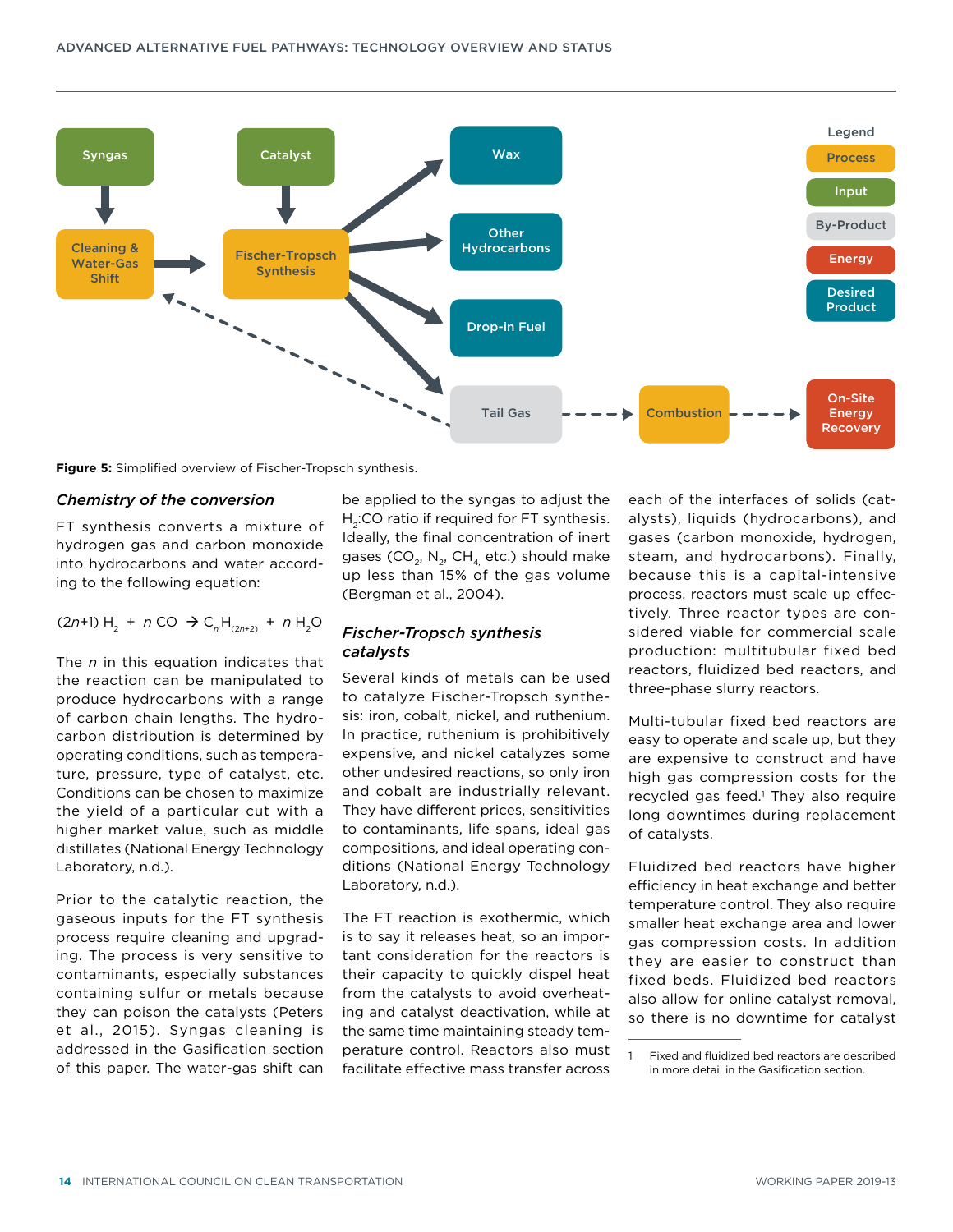Figure 5: Simplified overview of Fischer-Tropsch synthesis.

### *Chemistry of the conversion*

FT synthesis converts a mixture of hydrogen gas and carbon monoxide into hydrocarbons and water according to the following equation:

$$(2n+1)\,H_2 + n\,CO \rightarrow C_nH_{(2n+2)} + n\,H_2O$$

The *n* in this equation indicates that the reaction can be manipulated to produce hydrocarbons with a range of carbon chain lengths. The hydrocarbon distribution is determined by operating conditions, such as temperature, pressure, type of catalyst, etc. Conditions can be chosen to maximize the yield of a particular cut with a higher market value, such as middle distillates (National Energy Technology Laboratory, n.d.).

Prior to the catalytic reaction, the gaseous inputs for the FT synthesis process require cleaning and upgrading. The process is very sensitive to contaminants, especially substances containing sulfur or metals because they can poison the catalysts (Peters et al., 2015). Syngas cleaning is addressed in the Gasification section of this paper. The water-gas shift can be applied to the syngas to adjust the $H_2$:CO ratio if required for FT synthesis. Ideally, the final concentration of inert gases ($CO_2$, $N_2$, $CH_4$ etc.) should make up less than 15% of the gas volume (Bergman et al., 2004).

### *Fischer-Tropsch synthesis catalysts*

Several kinds of metals can be used to catalyze Fischer-Tropsch synthesis: iron, cobalt, nickel, and ruthenium. In practice, ruthenium is prohibitively expensive, and nickel catalyzes some other undesired reactions, so only iron and cobalt are industrially relevant. They have different prices, sensitivities to contaminants, life spans, ideal gas compositions, and ideal operating conditions (National Energy Technology Laboratory, n.d.).

The FT reaction is exothermic, which is to say it releases heat, so an important consideration for the reactors is their capacity to quickly dispel heat from the catalysts to avoid overheating and catalyst deactivation, while at the same time maintaining steady temperature control. Reactors also must facilitate effective mass transfer across each of the interfaces of solids (catalysts), liquids (hydrocarbons), and gases (carbon monoxide, hydrogen, steam, and hydrocarbons). Finally, because this is a capital-intensive process, reactors must scale up effectively. Three reactor types are considered viable for commercial scale production: multitubular fixed bed reactors, fluidized bed reactors, and three-phase slurry reactors.

Multi-tubular fixed bed reactors are easy to operate and scale up, but they are expensive to construct and have high gas compression costs for the recycled gas feed.[1] They also require long downtimes during replacement of catalysts.

Fluidized bed reactors have higher efficiency in heat exchange and better temperature control. They also require smaller heat exchange area and lower gas compression costs. In addition they are easier to construct than fixed beds. Fluidized bed reactors also allow for online catalyst removal, so there is no downtime for catalyst

1 Fixed and fluidized bed reactors are described in more detail in the Gasification section.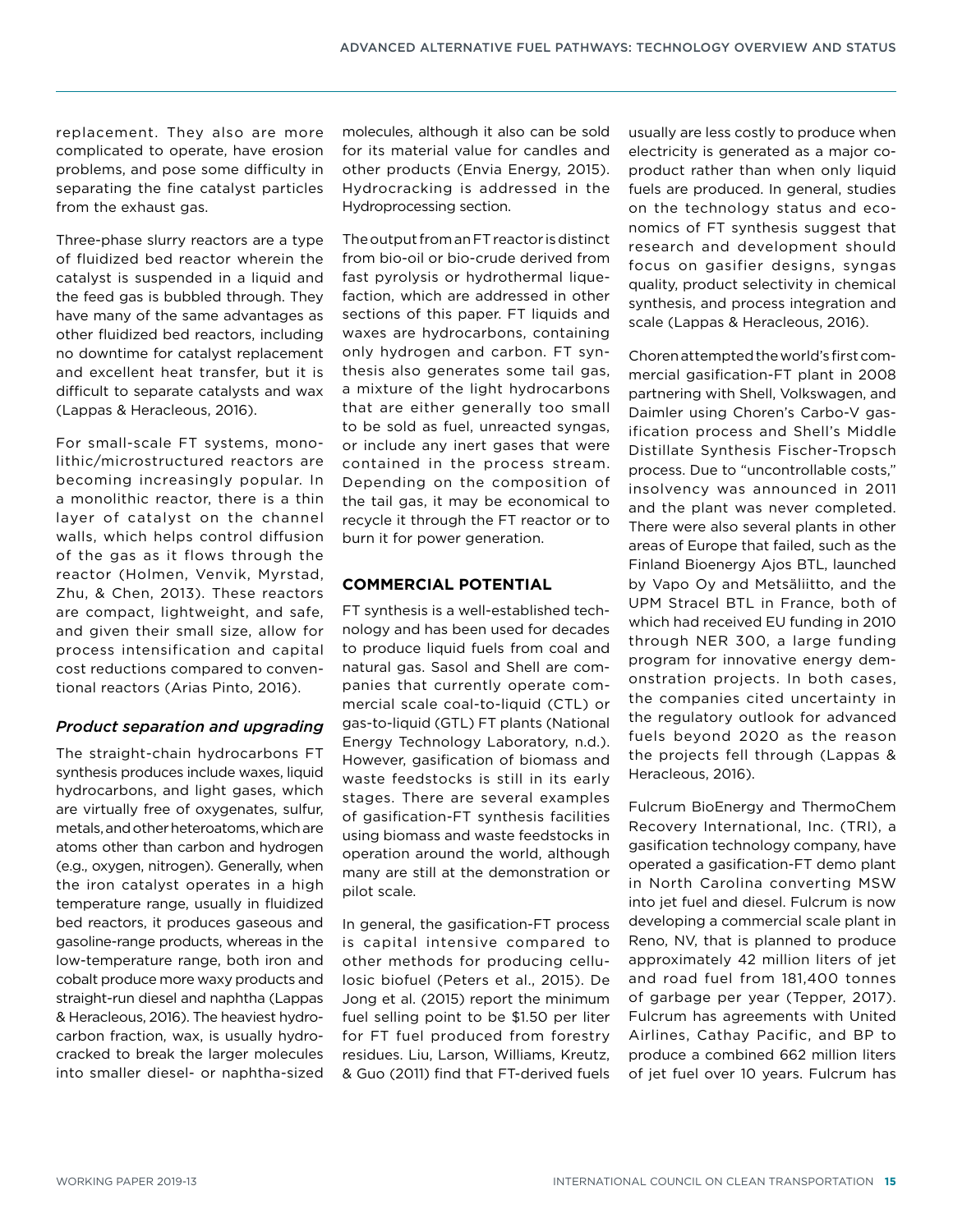replacement. They also are more complicated to operate, have erosion problems, and pose some difficulty in separating the fine catalyst particles from the exhaust gas.

Three-phase slurry reactors are a type of fluidized bed reactor wherein the catalyst is suspended in a liquid and the feed gas is bubbled through. They have many of the same advantages as other fluidized bed reactors, including no downtime for catalyst replacement and excellent heat transfer, but it is difficult to separate catalysts and wax (Lappas & Heracleous, 2016).

For small-scale FT systems, monolithic/microstructured reactors are becoming increasingly popular. In a monolithic reactor, there is a thin layer of catalyst on the channel walls, which helps control diffusion of the gas as it flows through the reactor (Holmen, Venvik, Myrstad, Zhu, & Chen, 2013). These reactors are compact, lightweight, and safe, and given their small size, allow for process intensification and capital cost reductions compared to conventional reactors (Arias Pinto, 2016).

### *Product separation and upgrading*

The straight-chain hydrocarbons FT synthesis produces include waxes, liquid hydrocarbons, and light gases, which are virtually free of oxygenates, sulfur, metals, and other heteroatoms, which are atoms other than carbon and hydrogen (e.g., oxygen, nitrogen). Generally, when the iron catalyst operates in a high temperature range, usually in fluidized bed reactors, it produces gaseous and gasoline-range products, whereas in the low-temperature range, both iron and cobalt produce more waxy products and straight-run diesel and naphtha (Lappas & Heracleous, 2016). The heaviest hydrocarbon fraction, wax, is usually hydrocracked to break the larger molecules into smaller diesel- or naphtha-sized molecules, although it also can be sold for its material value for candles and other products (Envia Energy, 2015). Hydrocracking is addressed in the Hydroprocessing section.

The output from an FT reactor is distinct from bio-oil or bio-crude derived from fast pyrolysis or hydrothermal liquefaction, which are addressed in other sections of this paper. FT liquids and waxes are hydrocarbons, containing only hydrogen and carbon. FT synthesis also generates some tail gas, a mixture of the light hydrocarbons that are either generally too small to be sold as fuel, unreacted syngas, or include any inert gases that were contained in the process stream. Depending on the composition of the tail gas, it may be economical to recycle it through the FT reactor or to burn it for power generation.

## COMMERCIAL POTENTIAL

FT synthesis is a well-established technology and has been used for decades to produce liquid fuels from coal and natural gas. Sasol and Shell are companies that currently operate commercial scale coal-to-liquid (CTL) or gas-to-liquid (GTL) FT plants (National Energy Technology Laboratory, n.d.). However, gasification of biomass and waste feedstocks is still in its early stages. There are several examples of gasification-FT synthesis facilities using biomass and waste feedstocks in operation around the world, although many are still at the demonstration or pilot scale.

In general, the gasification-FT process is capital intensive compared to other methods for producing cellulosic biofuel (Peters et al., 2015). De Jong et al. (2015) report the minimum fuel selling point to be $1.50 per liter for FT fuel produced from forestry residues. Liu, Larson, Williams, Kreutz, & Guo (2011) find that FT-derived fuels usually are less costly to produce when electricity is generated as a major coproduct rather than when only liquid fuels are produced. In general, studies on the technology status and economics of FT synthesis suggest that research and development should focus on gasifier designs, syngas quality, product selectivity in chemical synthesis, and process integration and scale (Lappas & Heracleous, 2016).

Choren attempted the world's first commercial gasification-FT plant in 2008 partnering with Shell, Volkswagen, and Daimler using Choren's Carbo-V gasification process and Shell's Middle Distillate Synthesis Fischer-Tropsch process. Due to "uncontrollable costs," insolvency was announced in 2011 and the plant was never completed. There were also several plants in other areas of Europe that failed, such as the Finland Bioenergy Ajos BTL, launched by Vapo Oy and Metsäliitto, and the UPM Stracel BTL in France, both of which had received EU funding in 2010 through NER 300, a large funding program for innovative energy demonstration projects. In both cases, the companies cited uncertainty in the regulatory outlook for advanced fuels beyond 2020 as the reason the projects fell through (Lappas & Heracleous, 2016).

Fulcrum BioEnergy and ThermoChem Recovery International, Inc. (TRI), a gasification technology company, have operated a gasification-FT demo plant in North Carolina converting MSW into jet fuel and diesel. Fulcrum is now developing a commercial scale plant in Reno, NV, that is planned to produce approximately 42 million liters of jet and road fuel from 181,400 tonnes of garbage per year (Tepper, 2017). Fulcrum has agreements with United Airlines, Cathay Pacific, and BP to produce a combined 662 million liters of jet fuel over 10 years. Fulcrum has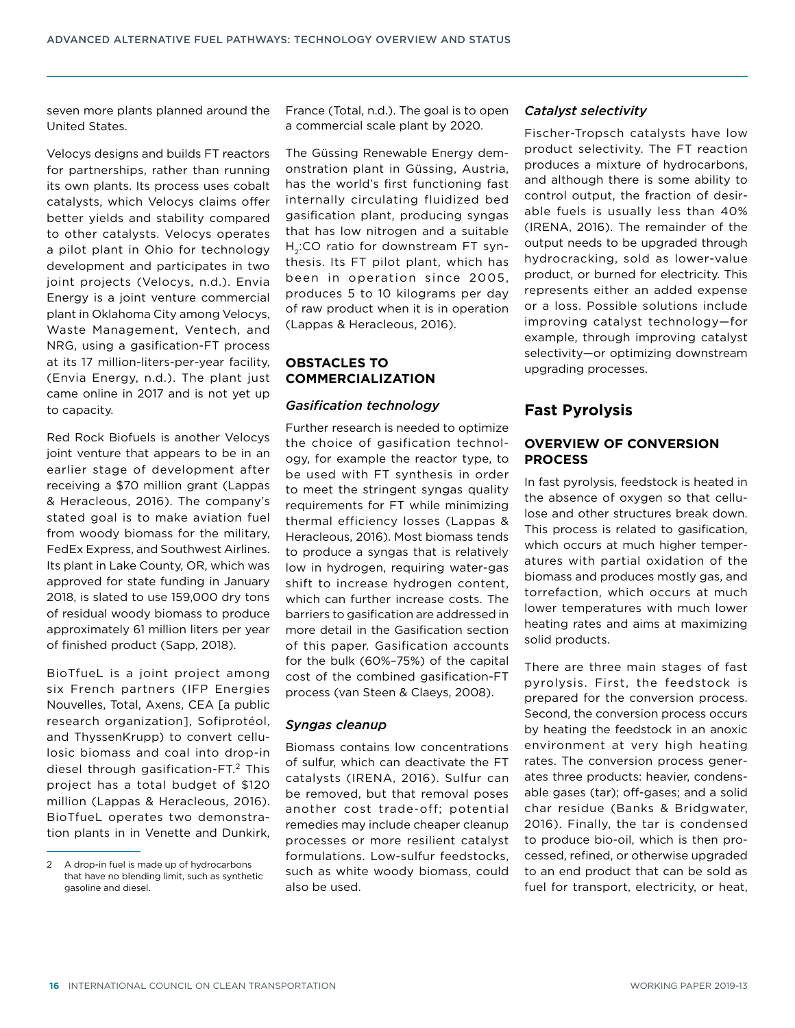seven more plants planned around the United States.

Velocys designs and builds FT reactors for partnerships, rather than running its own plants. Its process uses cobalt catalysts, which Velocys claims offer better yields and stability compared to other catalysts. Velocys operates a pilot plant in Ohio for technology development and participates in two joint projects (Velocys, n.d.). Envia Energy is a joint venture commercial plant in Oklahoma City among Velocys, Waste Management, Ventech, and NRG, using a gasification-FT process at its 17 million-liters-per-year facility, (Envia Energy, n.d.). The plant just came online in 2017 and is not yet up to capacity.

Red Rock Biofuels is another Velocys joint venture that appears to be in an earlier stage of development after receiving a $70 million grant (Lappas & Heracleous, 2016). The company's stated goal is to make aviation fuel from woody biomass for the military, FedEx Express, and Southwest Airlines. Its plant in Lake County, OR, which was approved for state funding in January 2018, is slated to use 159,000 dry tons of residual woody biomass to produce approximately 61 million liters per year of finished product (Sapp, 2018).

BioTfueL is a joint project among six French partners (IFP Energies Nouvelles, Total, Axens, CEA [a public research organization], Sofiprotéol, and ThyssenKrupp) to convert cellulosic biomass and coal into drop-in diesel through gasification-FT.[2] This project has a total budget of $120 million (Lappas & Heracleous, 2016). BioTfueL operates two demonstration plants in in Venette and Dunkirk, France (Total, n.d.). The goal is to open a commercial scale plant by 2020.

The Güssing Renewable Energy demonstration plant in Güssing, Austria, has the world's first functioning fast internally circulating fluidized bed gasification plant, producing syngas that has low nitrogen and a suitable $H_2$:CO ratio for downstream FT synthesis. Its FT pilot plant, which has been in operation since 2005, produces 5 to 10 kilograms per day of raw product when it is in operation (Lappas & Heracleous, 2016).

### OBSTACLES TO COMMERCIALIZATION

#### *Gasification technology*

Further research is needed to optimize the choice of gasification technology, for example the reactor type, to be used with FT synthesis in order to meet the stringent syngas quality requirements for FT while minimizing thermal efficiency losses (Lappas & Heracleous, 2016). Most biomass tends to produce a syngas that is relatively low in hydrogen, requiring water-gas shift to increase hydrogen content, which can further increase costs. The barriers to gasification are addressed in more detail in the Gasification section of this paper. Gasification accounts for the bulk (60%–75%) of the capital cost of the combined gasification-FT process (van Steen & Claeys, 2008).

#### *Syngas cleanup*

Biomass contains low concentrations of sulfur, which can deactivate the FT catalysts (IRENA, 2016). Sulfur can be removed, but that removal poses another cost trade-off; potential remedies may include cheaper cleanup processes or more resilient catalyst formulations. Low-sulfur feedstocks, such as white woody biomass, could also be used.

#### *Catalyst selectivity*

Fischer-Tropsch catalysts have low product selectivity. The FT reaction produces a mixture of hydrocarbons, and although there is some ability to control output, the fraction of desirable fuels is usually less than 40% (IRENA, 2016). The remainder of the output needs to be upgraded through hydrocracking, sold as lower-value product, or burned for electricity. This represents either an added expense or a loss. Possible solutions include improving catalyst technology—for example, through improving catalyst selectivity—or optimizing downstream upgrading processes.

## Fast Pyrolysis

### OVERVIEW OF CONVERSION PROCESS

In fast pyrolysis, feedstock is heated in the absence of oxygen so that cellulose and other structures break down. This process is related to gasification, which occurs at much higher temperatures with partial oxidation of the biomass and produces mostly gas, and torrefaction, which occurs at much lower temperatures with much lower heating rates and aims at maximizing solid products.

There are three main stages of fast pyrolysis. First, the feedstock is prepared for the conversion process. Second, the conversion process occurs by heating the feedstock in an anoxic environment at very high heating rates. The conversion process generates three products: heavier, condensable gases (tar); off-gases; and a solid char residue (Banks & Bridgwater, 2016). Finally, the tar is condensed to produce bio-oil, which is then processed, refined, or otherwise upgraded to an end product that can be sold as fuel for transport, electricity, or heat,

---

2 A drop-in fuel is made up of hydrocarbons that have no blending limit, such as synthetic gasoline and diesel.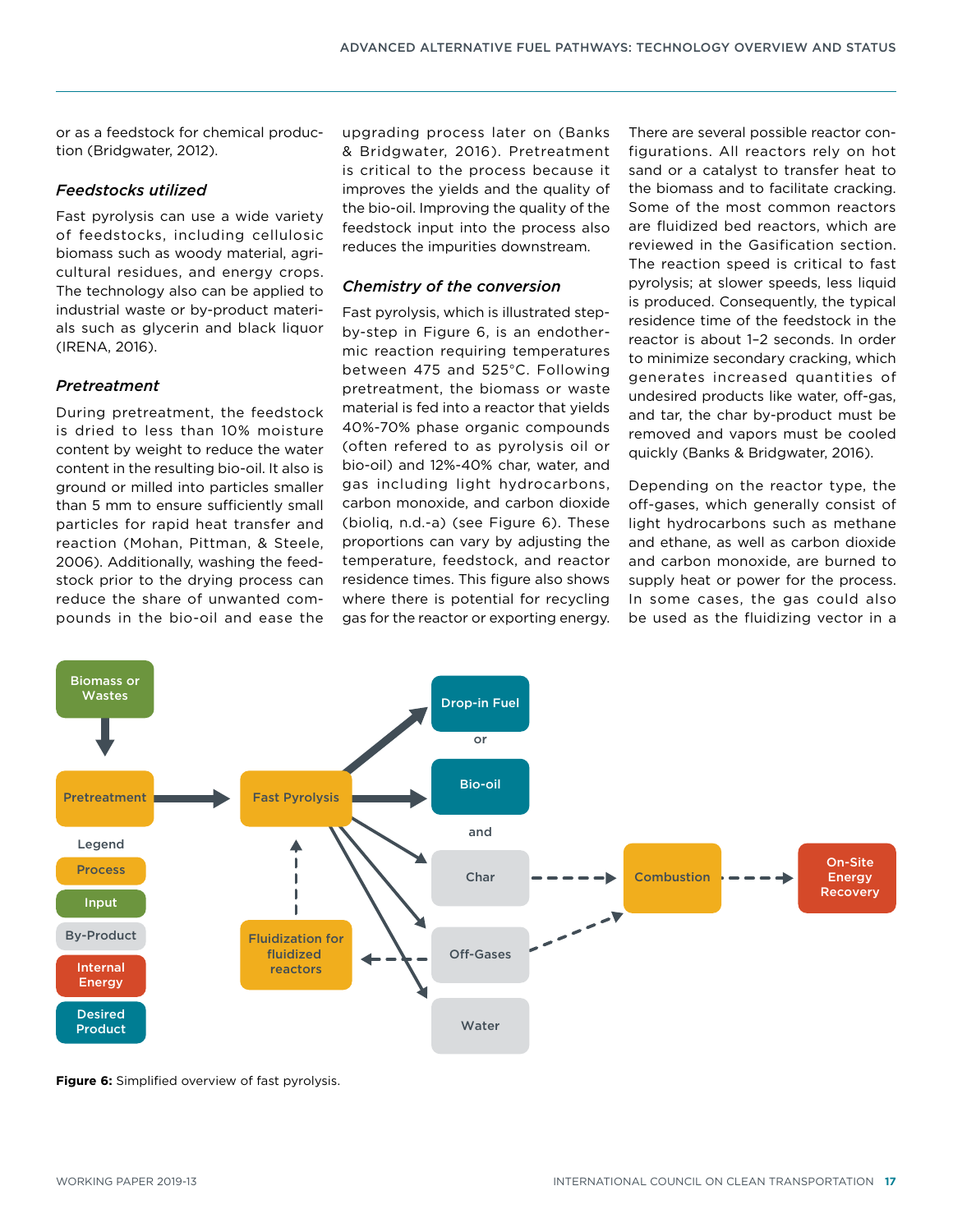or as a feedstock for chemical production (Bridgwater, 2012).

### *Feedstocks utilized*

Fast pyrolysis can use a wide variety of feedstocks, including cellulosic biomass such as woody material, agricultural residues, and energy crops. The technology also can be applied to industrial waste or by-product materials such as glycerin and black liquor (IRENA, 2016).

### *Pretreatment*

During pretreatment, the feedstock is dried to less than 10% moisture content by weight to reduce the water content in the resulting bio-oil. It also is ground or milled into particles smaller than 5 mm to ensure sufficiently small particles for rapid heat transfer and reaction (Mohan, Pittman, & Steele, 2006). Additionally, washing the feedstock prior to the drying process can reduce the share of unwanted compounds in the bio-oil and ease the upgrading process later on (Banks & Bridgwater, 2016). Pretreatment is critical to the process because it improves the yields and the quality of the bio-oil. Improving the quality of the feedstock input into the process also reduces the impurities downstream.

### *Chemistry of the conversion*

Fast pyrolysis, which is illustrated step-by-step in Figure 6, is an endothermic reaction requiring temperatures between 475 and 525°C. Following pretreatment, the biomass or waste material is fed into a reactor that yields 40%-70% phase organic compounds (often refered to as pyrolysis oil or bio-oil) and 12%-40% char, water, and gas including light hydrocarbons, carbon monoxide, and carbon dioxide (bioliq, n.d.-a) (see Figure 6). These proportions can vary by adjusting the temperature, feedstock, and reactor residence times. This figure also shows where there is potential for recycling gas for the reactor or exporting energy.

There are several possible reactor configurations. All reactors rely on hot sand or a catalyst to transfer heat to the biomass and to facilitate cracking. Some of the most common reactors are fluidized bed reactors, which are reviewed in the Gasification section. The reaction speed is critical to fast pyrolysis; at slower speeds, less liquid is produced. Consequently, the typical residence time of the feedstock in the reactor is about 1–2 seconds. In order to minimize secondary cracking, which generates increased quantities of undesired products like water, off-gas, and tar, the char by-product must be removed and vapors must be cooled quickly (Banks & Bridgwater, 2016).

Depending on the reactor type, the off-gases, which generally consist of light hydrocarbons such as methane and ethane, as well as carbon dioxide and carbon monoxide, are burned to supply heat or power for the process. In some cases, the gas could also be used as the fluidizing vector in a

**Figure 6:** Simplified overview of fast pyrolysis.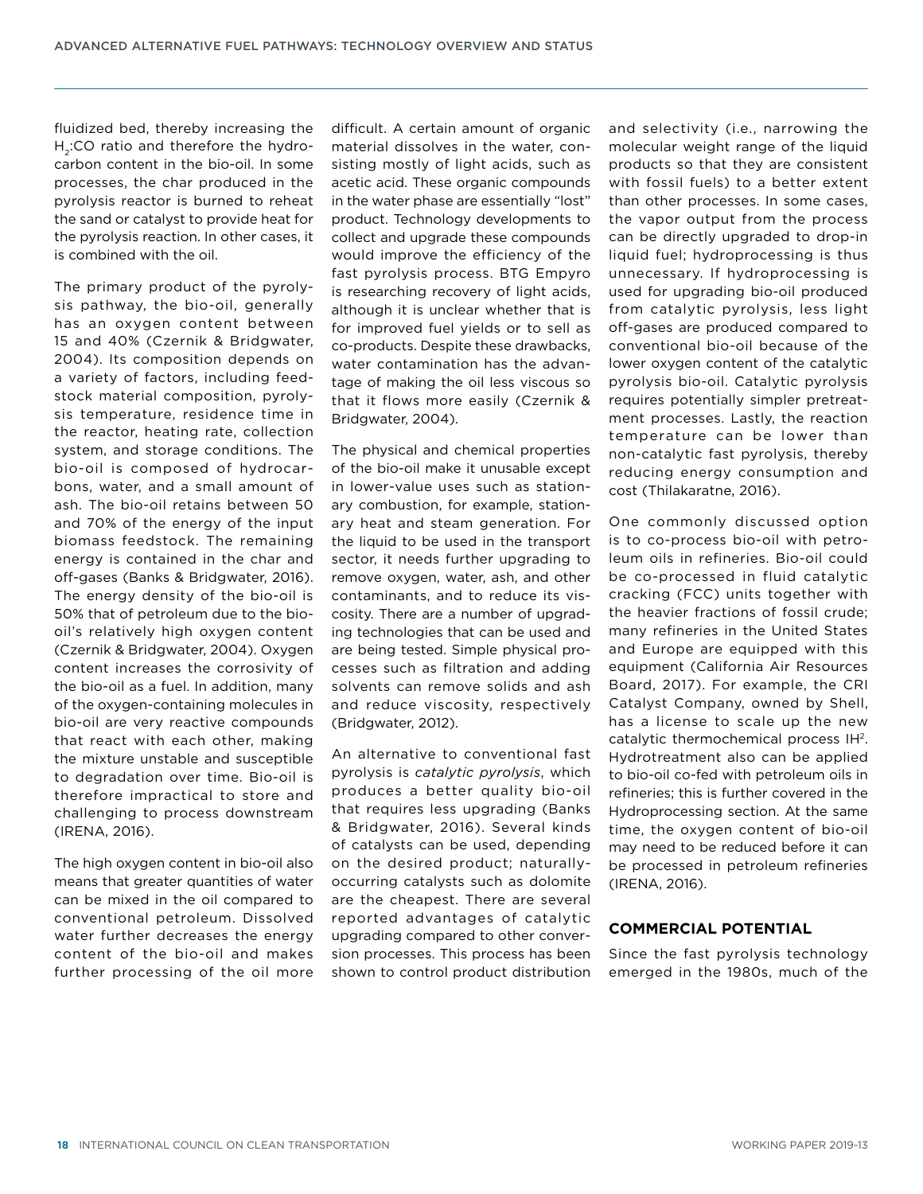fluidized bed, thereby increasing the $H_2$:CO ratio and therefore the hydrocarbon content in the bio-oil. In some processes, the char produced in the pyrolysis reactor is burned to reheat the sand or catalyst to provide heat for the pyrolysis reaction. In other cases, it is combined with the oil.

The primary product of the pyrolysis pathway, the bio-oil, generally has an oxygen content between 15 and 40% (Czernik & Bridgwater, 2004). Its composition depends on a variety of factors, including feedstock material composition, pyrolysis temperature, residence time in the reactor, heating rate, collection system, and storage conditions. The bio-oil is composed of hydrocarbons, water, and a small amount of ash. The bio-oil retains between 50 and 70% of the energy of the input biomass feedstock. The remaining energy is contained in the char and off-gases (Banks & Bridgwater, 2016). The energy density of the bio-oil is 50% that of petroleum due to the bio-oil's relatively high oxygen content (Czernik & Bridgwater, 2004). Oxygen content increases the corrosivity of the bio-oil as a fuel. In addition, many of the oxygen-containing molecules in bio-oil are very reactive compounds that react with each other, making the mixture unstable and susceptible to degradation over time. Bio-oil is therefore impractical to store and challenging to process downstream (IRENA, 2016).

The high oxygen content in bio-oil also means that greater quantities of water can be mixed in the oil compared to conventional petroleum. Dissolved water further decreases the energy content of the bio-oil and makes further processing of the oil more difficult. A certain amount of organic material dissolves in the water, consisting mostly of light acids, such as acetic acid. These organic compounds in the water phase are essentially "lost" product. Technology developments to collect and upgrade these compounds would improve the efficiency of the fast pyrolysis process. BTG Empyro is researching recovery of light acids, although it is unclear whether that is for improved fuel yields or to sell as co-products. Despite these drawbacks, water contamination has the advantage of making the oil less viscous so that it flows more easily (Czernik & Bridgwater, 2004).

The physical and chemical properties of the bio-oil make it unusable except in lower-value uses such as stationary combustion, for example, stationary heat and steam generation. For the liquid to be used in the transport sector, it needs further upgrading to remove oxygen, water, ash, and other contaminants, and to reduce its viscosity. There are a number of upgrading technologies that can be used and are being tested. Simple physical processes such as filtration and adding solvents can remove solids and ash and reduce viscosity, respectively (Bridgwater, 2012).

An alternative to conventional fast pyrolysis is *catalytic pyrolysis*, which produces a better quality bio-oil that requires less upgrading (Banks & Bridgwater, 2016). Several kinds of catalysts can be used, depending on the desired product; naturally-occurring catalysts such as dolomite are the cheapest. There are several reported advantages of catalytic upgrading compared to other conversion processes. This process has been shown to control product distribution and selectivity (i.e., narrowing the molecular weight range of the liquid products so that they are consistent with fossil fuels) to a better extent than other processes. In some cases, the vapor output from the process can be directly upgraded to drop-in liquid fuel; hydroprocessing is thus unnecessary. If hydroprocessing is used for upgrading bio-oil produced from catalytic pyrolysis, less light off-gases are produced compared to conventional bio-oil because of the lower oxygen content of the catalytic pyrolysis bio-oil. Catalytic pyrolysis requires potentially simpler pretreatment processes. Lastly, the reaction temperature can be lower than non-catalytic fast pyrolysis, thereby reducing energy consumption and cost (Thilakaratne, 2016).

One commonly discussed option is to co-process bio-oil with petroleum oils in refineries. Bio-oil could be co-processed in fluid catalytic cracking (FCC) units together with the heavier fractions of fossil crude; many refineries in the United States and Europe are equipped with this equipment (California Air Resources Board, 2017). For example, the CRI Catalyst Company, owned by Shell, has a license to scale up the new catalytic thermochemical process $IH^2$. Hydrotreatment also can be applied to bio-oil co-fed with petroleum oils in refineries; this is further covered in the Hydroprocessing section. At the same time, the oxygen content of bio-oil may need to be reduced before it can be processed in petroleum refineries (IRENA, 2016).

## COMMERCIAL POTENTIAL

Since the fast pyrolysis technology emerged in the 1980s, much of the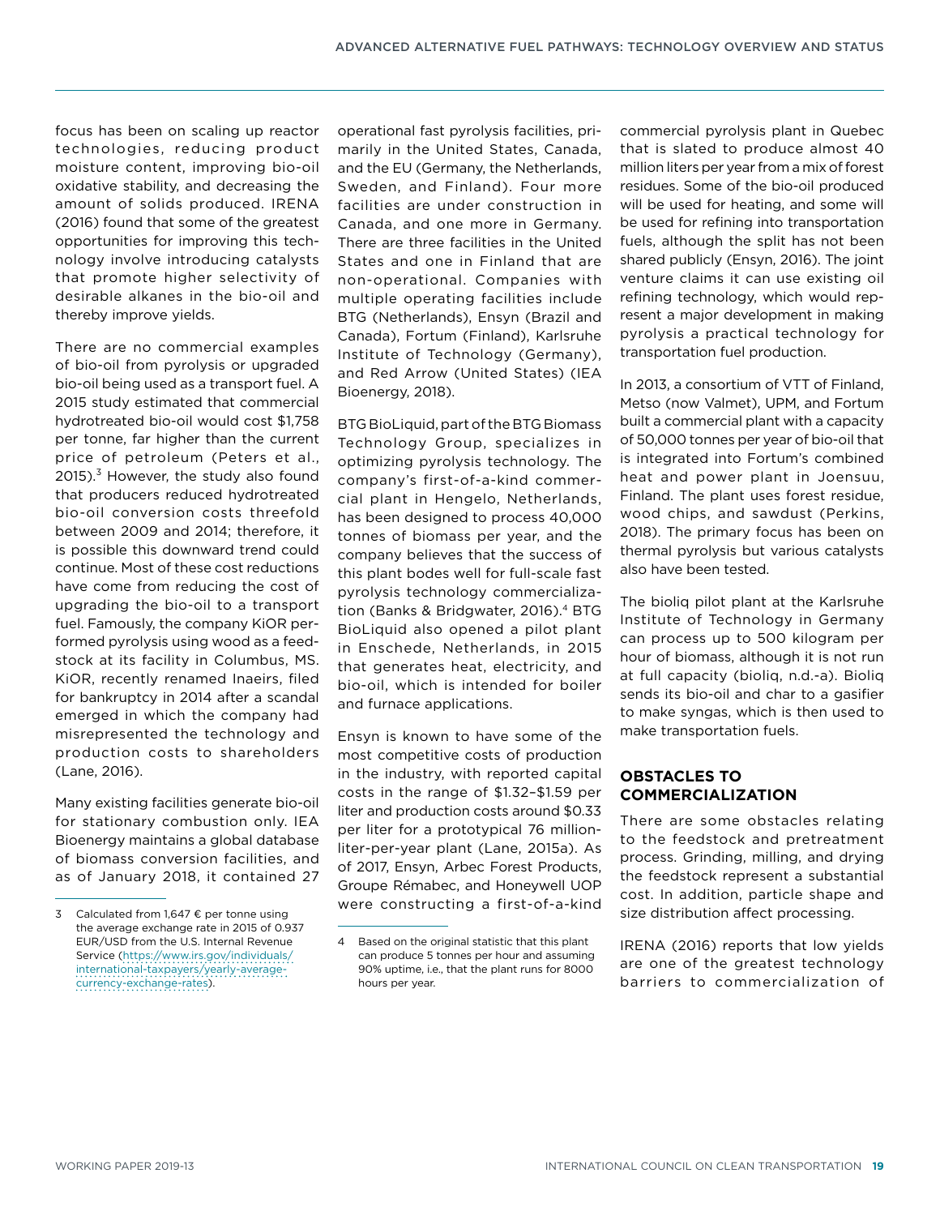focus has been on scaling up reactor technologies, reducing product moisture content, improving bio-oil oxidative stability, and decreasing the amount of solids produced. IRENA (2016) found that some of the greatest opportunities for improving this technology involve introducing catalysts that promote higher selectivity of desirable alkanes in the bio-oil and thereby improve yields.

There are no commercial examples of bio-oil from pyrolysis or upgraded bio-oil being used as a transport fuel. A 2015 study estimated that commercial hydrotreated bio-oil would cost $1,758 per tonne, far higher than the current price of petroleum (Peters et al., 2015).[3] However, the study also found that producers reduced hydrotreated bio-oil conversion costs threefold between 2009 and 2014; therefore, it is possible this downward trend could continue. Most of these cost reductions have come from reducing the cost of upgrading the bio-oil to a transport fuel. Famously, the company KiOR performed pyrolysis using wood as a feedstock at its facility in Columbus, MS. KiOR, recently renamed Inaeirs, filed for bankruptcy in 2014 after a scandal emerged in which the company had misrepresented the technology and production costs to shareholders (Lane, 2016).

Many existing facilities generate bio-oil for stationary combustion only. IEA Bioenergy maintains a global database of biomass conversion facilities, and as of January 2018, it contained 27 operational fast pyrolysis facilities, primarily in the United States, Canada, and the EU (Germany, the Netherlands, Sweden, and Finland). Four more facilities are under construction in Canada, and one more in Germany. There are three facilities in the United States and one in Finland that are non-operational. Companies with multiple operating facilities include BTG (Netherlands), Ensyn (Brazil and Canada), Fortum (Finland), Karlsruhe Institute of Technology (Germany), and Red Arrow (United States) (IEA Bioenergy, 2018).

BTG BioLiquid, part of the BTG Biomass Technology Group, specializes in optimizing pyrolysis technology. The company's first-of-a-kind commercial plant in Hengelo, Netherlands, has been designed to process 40,000 tonnes of biomass per year, and the company believes that the success of this plant bodes well for full-scale fast pyrolysis technology commercialization (Banks & Bridgwater, 2016).[4] BTG BioLiquid also opened a pilot plant in Enschede, Netherlands, in 2015 that generates heat, electricity, and bio-oil, which is intended for boiler and furnace applications.

Ensyn is known to have some of the most competitive costs of production in the industry, with reported capital costs in the range of $1.32–$1.59 per liter and production costs around $0.33 per liter for a prototypical 76 million-liter-per-year plant (Lane, 2015a). As of 2017, Ensyn, Arbec Forest Products, Groupe Rémabec, and Honeywell UOP were constructing a first-of-a-kind commercial pyrolysis plant in Quebec that is slated to produce almost 40 million liters per year from a mix of forest residues. Some of the bio-oil produced will be used for heating, and some will be used for refining into transportation fuels, although the split has not been shared publicly (Ensyn, 2016). The joint venture claims it can use existing oil refining technology, which would represent a major development in making pyrolysis a practical technology for transportation fuel production.

In 2013, a consortium of VTT of Finland, Metso (now Valmet), UPM, and Fortum built a commercial plant with a capacity of 50,000 tonnes per year of bio-oil that is integrated into Fortum's combined heat and power plant in Joensuu, Finland. The plant uses forest residue, wood chips, and sawdust (Perkins, 2018). The primary focus has been on thermal pyrolysis but various catalysts also have been tested.

The bioliq pilot plant at the Karlsruhe Institute of Technology in Germany can process up to 500 kilogram per hour of biomass, although it is not run at full capacity (bioliq, n.d.-a). Bioliq sends its bio-oil and char to a gasifier to make syngas, which is then used to make transportation fuels.

### OBSTACLES TO COMMERCIALIZATION

There are some obstacles relating to the feedstock and pretreatment process. Grinding, milling, and drying the feedstock represent a substantial cost. In addition, particle shape and size distribution affect processing.

IRENA (2016) reports that low yields are one of the greatest technology barriers to commercialization of

---

3 Calculated from 1,647 € per tonne using the average exchange rate in 2015 of 0.937 EUR/USD from the U.S. Internal Revenue Service (https://www.irs.gov/individuals/international-taxpayers/yearly-average-currency-exchange-rates).

4 Based on the original statistic that this plant can produce 5 tonnes per hour and assuming 90% uptime, i.e., that the plant runs for 8000 hours per year.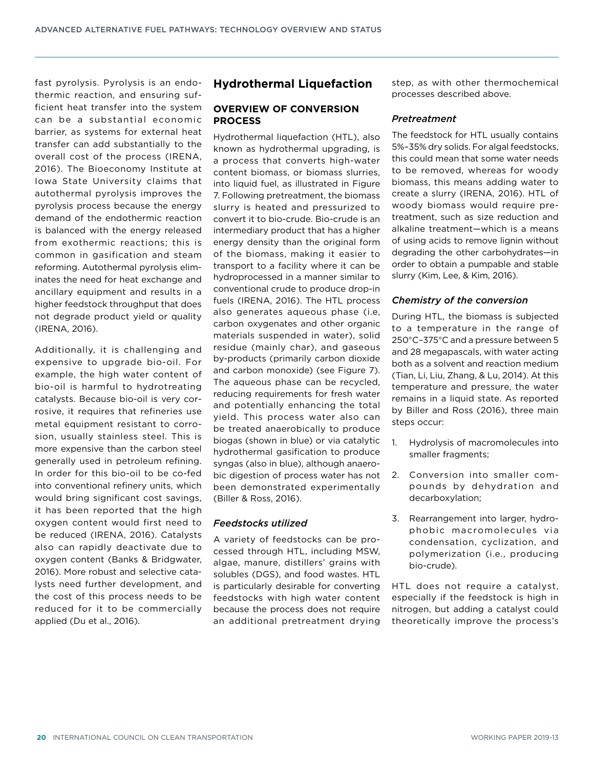fast pyrolysis. Pyrolysis is an endothermic reaction, and ensuring sufficient heat transfer into the system can be a substantial economic barrier, as systems for external heat transfer can add substantially to the overall cost of the process (IRENA, 2016). The Bioeconomy Institute at Iowa State University claims that autothermal pyrolysis improves the pyrolysis process because the energy demand of the endothermic reaction is balanced with the energy released from exothermic reactions; this is common in gasification and steam reforming. Autothermal pyrolysis eliminates the need for heat exchange and ancillary equipment and results in a higher feedstock throughput that does not degrade product yield or quality (IRENA, 2016).

Additionally, it is challenging and expensive to upgrade bio-oil. For example, the high water content of bio-oil is harmful to hydrotreating catalysts. Because bio-oil is very corrosive, it requires that refineries use metal equipment resistant to corrosion, usually stainless steel. This is more expensive than the carbon steel generally used in petroleum refining. In order for this bio-oil to be co-fed into conventional refinery units, which would bring significant cost savings, it has been reported that the high oxygen content would first need to be reduced (IRENA, 2016). Catalysts also can rapidly deactivate due to oxygen content (Banks & Bridgwater, 2016). More robust and selective catalysts need further development, and the cost of this process needs to be reduced for it to be commercially applied (Du et al., 2016).

## Hydrothermal Liquefaction

### OVERVIEW OF CONVERSION PROCESS

Hydrothermal liquefaction (HTL), also known as hydrothermal upgrading, is a process that converts high-water content biomass, or biomass slurries, into liquid fuel, as illustrated in Figure 7. Following pretreatment, the biomass slurry is heated and pressurized to convert it to bio-crude. Bio-crude is an intermediary product that has a higher energy density than the original form of the biomass, making it easier to transport to a facility where it can be hydroprocessed in a manner similar to conventional crude to produce drop-in fuels (IRENA, 2016). The HTL process also generates aqueous phase (i.e, carbon oxygenates and other organic materials suspended in water), solid residue (mainly char), and gaseous by-products (primarily carbon dioxide and carbon monoxide) (see Figure 7). The aqueous phase can be recycled, reducing requirements for fresh water and potentially enhancing the total yield. This process water also can be treated anaerobically to produce biogas (shown in blue) or via catalytic hydrothermal gasification to produce syngas (also in blue), although anaerobic digestion of process water has not been demonstrated experimentally (Biller & Ross, 2016).

#### *Feedstocks utilized*

A variety of feedstocks can be processed through HTL, including MSW, algae, manure, distillers' grains with solubles (DGS), and food wastes. HTL is particularly desirable for converting feedstocks with high water content because the process does not require an additional pretreatment drying step, as with other thermochemical processes described above.

#### *Pretreatment*

The feedstock for HTL usually contains 5%–35% dry solids. For algal feedstocks, this could mean that some water needs to be removed, whereas for woody biomass, this means adding water to create a slurry (IRENA, 2016). HTL of woody biomass would require pretreatment, such as size reduction and alkaline treatment—which is a means of using acids to remove lignin without degrading the other carbohydrates—in order to obtain a pumpable and stable slurry (Kim, Lee, & Kim, 2016).

#### *Chemistry of the conversion*

During HTL, the biomass is subjected to a temperature in the range of 250°C–375°C and a pressure between 5 and 28 megapascals, with water acting both as a solvent and reaction medium (Tian, Li, Liu, Zhang, & Lu, 2014). At this temperature and pressure, the water remains in a liquid state. As reported by Biller and Ross (2016), three main steps occur:

1. Hydrolysis of macromolecules into smaller fragments;
2. Conversion into smaller compounds by dehydration and decarboxylation;
3. Rearrangement into larger, hydrophobic macromolecules via condensation, cyclization, and polymerization (i.e., producing bio-crude).

HTL does not require a catalyst, especially if the feedstock is high in nitrogen, but adding a catalyst could theoretically improve the process's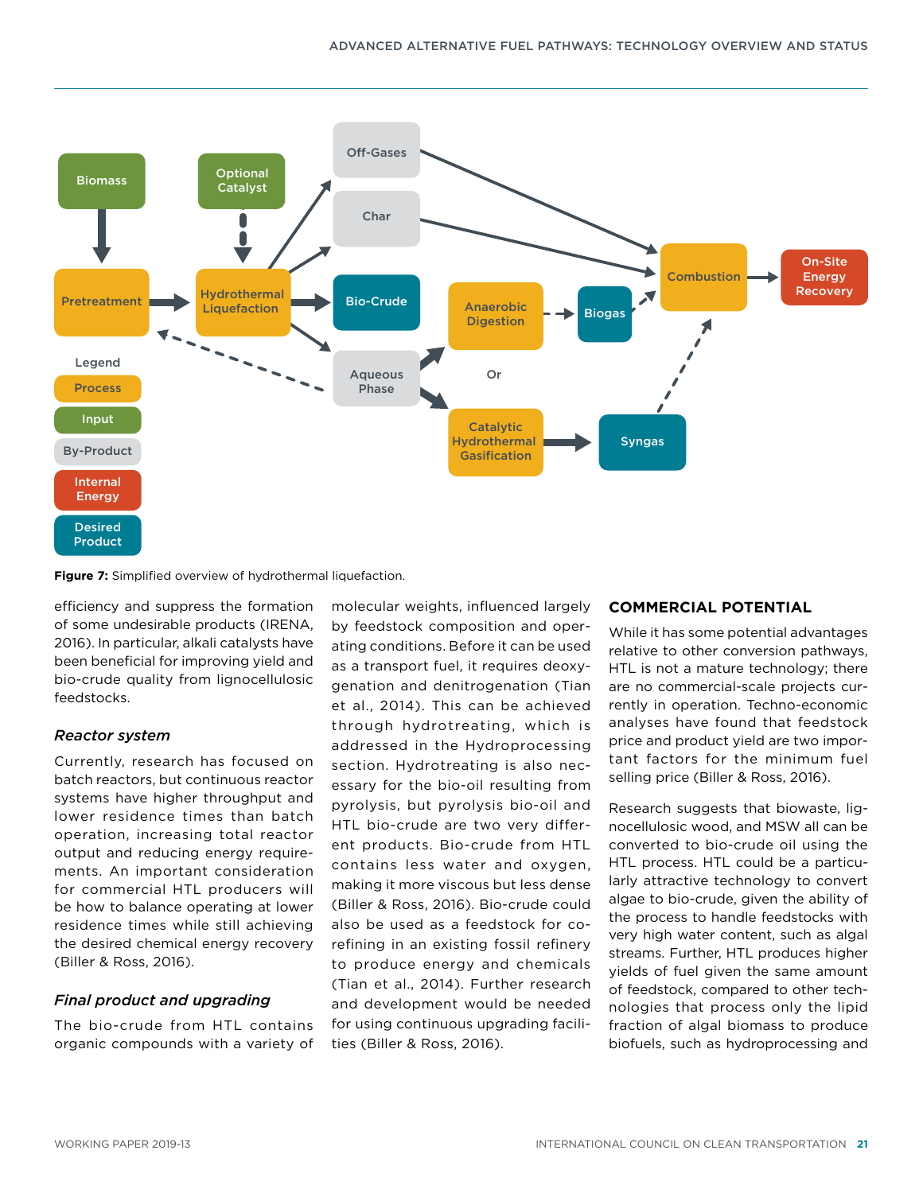**Figure 7:** Simplified overview of hydrothermal liquefaction.

efficiency and suppress the formation of some undesirable products (IRENA, 2016). In particular, alkali catalysts have been beneficial for improving yield and bio-crude quality from lignocellulosic feedstocks.

### *Reactor system*

Currently, research has focused on batch reactors, but continuous reactor systems have higher throughput and lower residence times than batch operation, increasing total reactor output and reducing energy requirements. An important consideration for commercial HTL producers will be how to balance operating at lower residence times while still achieving the desired chemical energy recovery (Biller & Ross, 2016).

### *Final product and upgrading*

The bio-crude from HTL contains organic compounds with a variety of molecular weights, influenced largely by feedstock composition and operating conditions. Before it can be used as a transport fuel, it requires deoxygenation and denitrogenation (Tian et al., 2014). This can be achieved through hydrotreating, which is addressed in the Hydroprocessing section. Hydrotreating is also necessary for the bio-oil resulting from pyrolysis, but pyrolysis bio-oil and HTL bio-crude are two very different products. Bio-crude from HTL contains less water and oxygen, making it more viscous but less dense (Biller & Ross, 2016). Bio-crude could also be used as a feedstock for co-refining in an existing fossil refinery to produce energy and chemicals (Tian et al., 2014). Further research and development would be needed for using continuous upgrading facilities (Biller & Ross, 2016).

## COMMERCIAL POTENTIAL

While it has some potential advantages relative to other conversion pathways, HTL is not a mature technology; there are no commercial-scale projects currently in operation. Techno-economic analyses have found that feedstock price and product yield are two important factors for the minimum fuel selling price (Biller & Ross, 2016).

Research suggests that biowaste, lignocellulosic wood, and MSW all can be converted to bio-crude oil using the HTL process. HTL could be a particularly attractive technology to convert algae to bio-crude, given the ability of the process to handle feedstocks with very high water content, such as algal streams. Further, HTL produces higher yields of fuel given the same amount of feedstock, compared to other technologies that process only the lipid fraction of algal biomass to produce biofuels, such as hydroprocessing and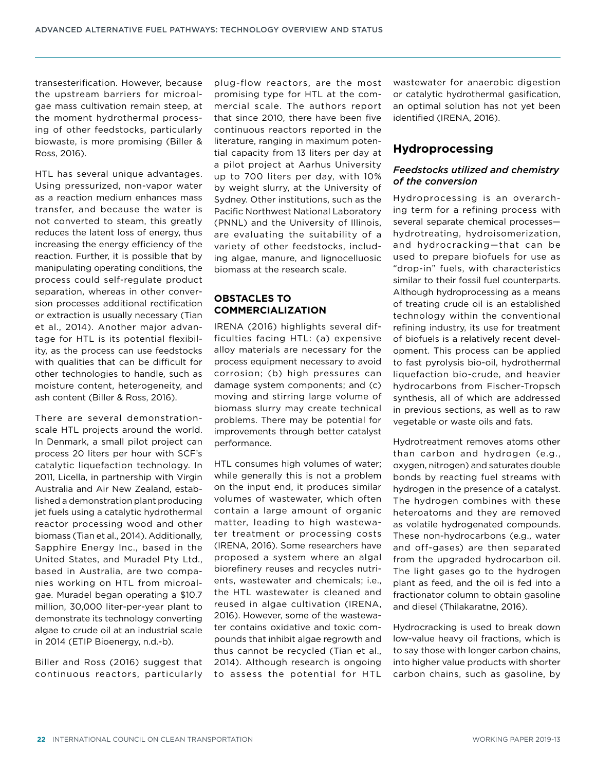transesterification. However, because the upstream barriers for microalgae mass cultivation remain steep, at the moment hydrothermal processing of other feedstocks, particularly biowaste, is more promising (Biller & Ross, 2016).

HTL has several unique advantages. Using pressurized, non-vapor water as a reaction medium enhances mass transfer, and because the water is not converted to steam, this greatly reduces the latent loss of energy, thus increasing the energy efficiency of the reaction. Further, it is possible that by manipulating operating conditions, the process could self-regulate product separation, whereas in other conversion processes additional rectification or extraction is usually necessary (Tian et al., 2014). Another major advantage for HTL is its potential flexibility, as the process can use feedstocks with qualities that can be difficult for other technologies to handle, such as moisture content, heterogeneity, and ash content (Biller & Ross, 2016).

There are several demonstration-scale HTL projects around the world. In Denmark, a small pilot project can process 20 liters per hour with SCF's catalytic liquefaction technology. In 2011, Licella, in partnership with Virgin Australia and Air New Zealand, established a demonstration plant producing jet fuels using a catalytic hydrothermal reactor processing wood and other biomass (Tian et al., 2014). Additionally, Sapphire Energy Inc., based in the United States, and Muradel Pty Ltd., based in Australia, are two companies working on HTL from microalgae. Muradel began operating a $10.7 million, 30,000 liter-per-year plant to demonstrate its technology converting algae to crude oil at an industrial scale in 2014 (ETIP Bioenergy, n.d.-b).

Biller and Ross (2016) suggest that continuous reactors, particularly plug-flow reactors, are the most promising type for HTL at the commercial scale. The authors report that since 2010, there have been five continuous reactors reported in the literature, ranging in maximum potential capacity from 13 liters per day at a pilot project at Aarhus University up to 700 liters per day, with 10% by weight slurry, at the University of Sydney. Other institutions, such as the Pacific Northwest National Laboratory (PNNL) and the University of Illinois, are evaluating the suitability of a variety of other feedstocks, including algae, manure, and lignocelluosic biomass at the research scale.

### OBSTACLES TO COMMERCIALIZATION

IRENA (2016) highlights several difficulties facing HTL: (a) expensive alloy materials are necessary for the process equipment necessary to avoid corrosion; (b) high pressures can damage system components; and (c) moving and stirring large volume of biomass slurry may create technical problems. There may be potential for improvements through better catalyst performance.

HTL consumes high volumes of water; while generally this is not a problem on the input end, it produces similar volumes of wastewater, which often contain a large amount of organic matter, leading to high wastewater treatment or processing costs (IRENA, 2016). Some researchers have proposed a system where an algal biorefinery reuses and recycles nutrients, wastewater and chemicals; i.e., the HTL wastewater is cleaned and reused in algae cultivation (IRENA, 2016). However, some of the wastewater contains oxidative and toxic compounds that inhibit algae regrowth and thus cannot be recycled (Tian et al., 2014). Although research is ongoing to assess the potential for HTL wastewater for anaerobic digestion or catalytic hydrothermal gasification, an optimal solution has not yet been identified (IRENA, 2016).

## Hydroprocessing

### *Feedstocks utilized and chemistry of the conversion*

Hydroprocessing is an overarching term for a refining process with several separate chemical processes—hydrotreating, hydroisomerization, and hydrocracking—that can be used to prepare biofuels for use as "drop-in" fuels, with characteristics similar to their fossil fuel counterparts. Although hydroprocessing as a means of treating crude oil is an established technology within the conventional refining industry, its use for treatment of biofuels is a relatively recent development. This process can be applied to fast pyrolysis bio-oil, hydrothermal liquefaction bio-crude, and heavier hydrocarbons from Fischer-Tropsch synthesis, all of which are addressed in previous sections, as well as to raw vegetable or waste oils and fats.

Hydrotreatment removes atoms other than carbon and hydrogen (e.g., oxygen, nitrogen) and saturates double bonds by reacting fuel streams with hydrogen in the presence of a catalyst. The hydrogen combines with these heteroatoms and they are removed as volatile hydrogenated compounds. These non-hydrocarbons (e.g., water and off-gases) are then separated from the upgraded hydrocarbon oil. The light gases go to the hydrogen plant as feed, and the oil is fed into a fractionator column to obtain gasoline and diesel (Thilakaratne, 2016).

Hydrocracking is used to break down low-value heavy oil fractions, which is to say those with longer carbon chains, into higher value products with shorter carbon chains, such as gasoline, by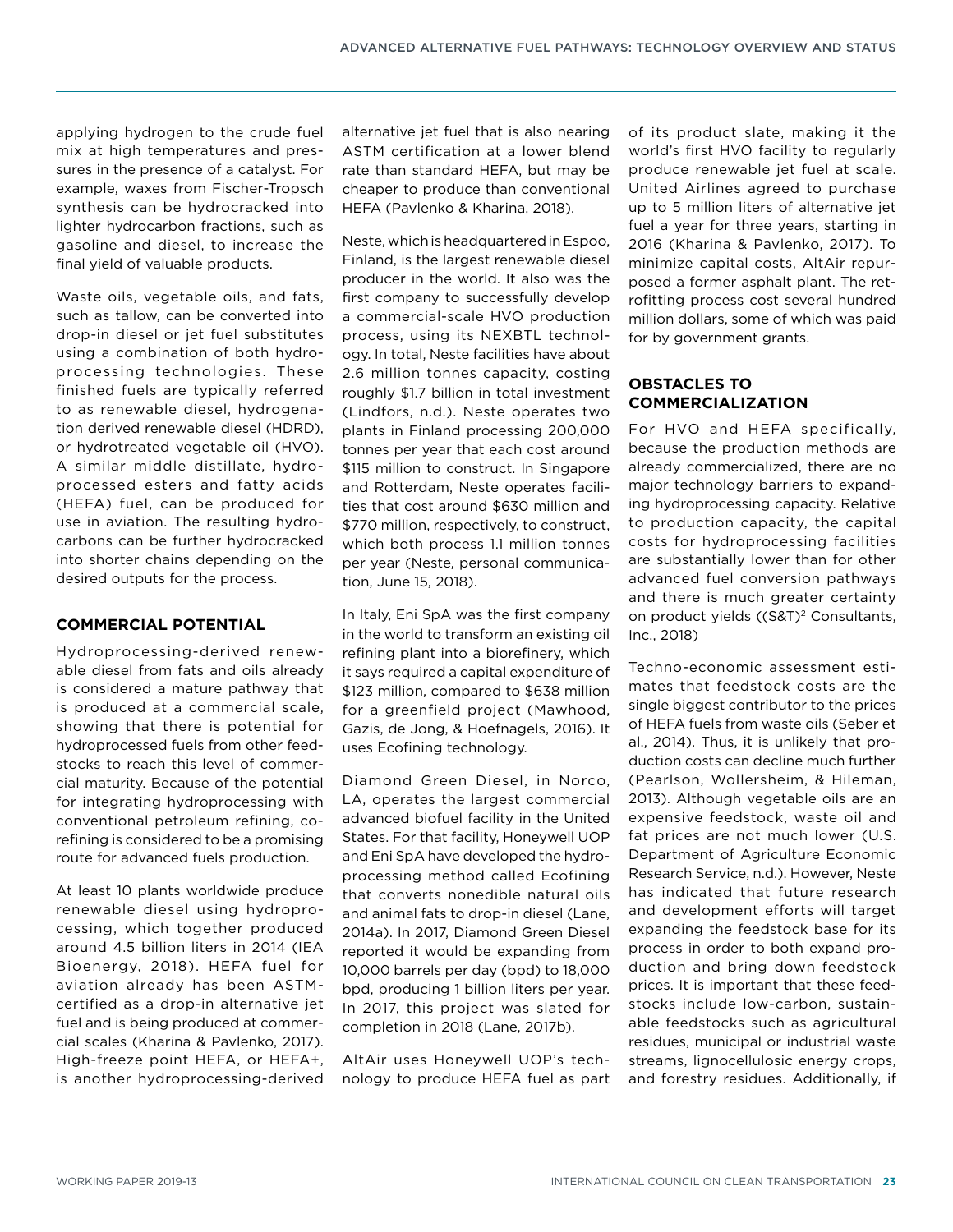applying hydrogen to the crude fuel mix at high temperatures and pressures in the presence of a catalyst. For example, waxes from Fischer-Tropsch synthesis can be hydrocracked into lighter hydrocarbon fractions, such as gasoline and diesel, to increase the final yield of valuable products.

Waste oils, vegetable oils, and fats, such as tallow, can be converted into drop-in diesel or jet fuel substitutes using a combination of both hydroprocessing technologies. These finished fuels are typically referred to as renewable diesel, hydrogenation derived renewable diesel (HDRD), or hydrotreated vegetable oil (HVO). A similar middle distillate, hydroprocessed esters and fatty acids (HEFA) fuel, can be produced for use in aviation. The resulting hydrocarbons can be further hydrocracked into shorter chains depending on the desired outputs for the process.

## COMMERCIAL POTENTIAL

Hydroprocessing-derived renewable diesel from fats and oils already is considered a mature pathway that is produced at a commercial scale, showing that there is potential for hydroprocessed fuels from other feedstocks to reach this level of commercial maturity. Because of the potential for integrating hydroprocessing with conventional petroleum refining, co-refining is considered to be a promising route for advanced fuels production.

At least 10 plants worldwide produce renewable diesel using hydroprocessing, which together produced around 4.5 billion liters in 2014 (IEA Bioenergy, 2018). HEFA fuel for aviation already has been ASTM-certified as a drop-in alternative jet fuel and is being produced at commercial scales (Kharina & Pavlenko, 2017). High-freeze point HEFA, or HEFA+, is another hydroprocessing-derived alternative jet fuel that is also nearing ASTM certification at a lower blend rate than standard HEFA, but may be cheaper to produce than conventional HEFA (Pavlenko & Kharina, 2018).

Neste, which is headquartered in Espoo, Finland, is the largest renewable diesel producer in the world. It also was the first company to successfully develop a commercial-scale HVO production process, using its NEXBTL technology. In total, Neste facilities have about 2.6 million tonnes capacity, costing roughly $1.7 billion in total investment (Lindfors, n.d.). Neste operates two plants in Finland processing 200,000 tonnes per year that each cost around $115 million to construct. In Singapore and Rotterdam, Neste operates facilities that cost around $630 million and $770 million, respectively, to construct, which both process 1.1 million tonnes per year (Neste, personal communication, June 15, 2018).

In Italy, Eni SpA was the first company in the world to transform an existing oil refining plant into a biorefinery, which it says required a capital expenditure of $123 million, compared to $638 million for a greenfield project (Mawhood, Gazis, de Jong, & Hoefnagels, 2016). It uses Ecofining technology.

Diamond Green Diesel, in Norco, LA, operates the largest commercial advanced biofuel facility in the United States. For that facility, Honeywell UOP and Eni SpA have developed the hydroprocessing method called Ecofining that converts nonedible natural oils and animal fats to drop-in diesel (Lane, 2014a). In 2017, Diamond Green Diesel reported it would be expanding from 10,000 barrels per day (bpd) to 18,000 bpd, producing 1 billion liters per year. In 2017, this project was slated for completion in 2018 (Lane, 2017b).

AltAir uses Honeywell UOP's technology to produce HEFA fuel as part of its product slate, making it the world's first HVO facility to regularly produce renewable jet fuel at scale. United Airlines agreed to purchase up to 5 million liters of alternative jet fuel a year for three years, starting in 2016 (Kharina & Pavlenko, 2017). To minimize capital costs, AltAir repurposed a former asphalt plant. The retrofitting process cost several hundred million dollars, some of which was paid for by government grants.

## OBSTACLES TO COMMERCIALIZATION

For HVO and HEFA specifically, because the production methods are already commercialized, there are no major technology barriers to expanding hydroprocessing capacity. Relative to production capacity, the capital costs for hydroprocessing facilities are substantially lower than for other advanced fuel conversion pathways and there is much greater certainty on product yields ((S&T)[2] Consultants, Inc., 2018)

Techno-economic assessment estimates that feedstock costs are the single biggest contributor to the prices of HEFA fuels from waste oils (Seber et al., 2014). Thus, it is unlikely that production costs can decline much further (Pearlson, Wollersheim, & Hileman, 2013). Although vegetable oils are an expensive feedstock, waste oil and fat prices are not much lower (U.S. Department of Agriculture Economic Research Service, n.d.). However, Neste has indicated that future research and development efforts will target expanding the feedstock base for its process in order to both expand production and bring down feedstock prices. It is important that these feedstocks include low-carbon, sustainable feedstocks such as agricultural residues, municipal or industrial waste streams, lignocellulosic energy crops, and forestry residues. Additionally, if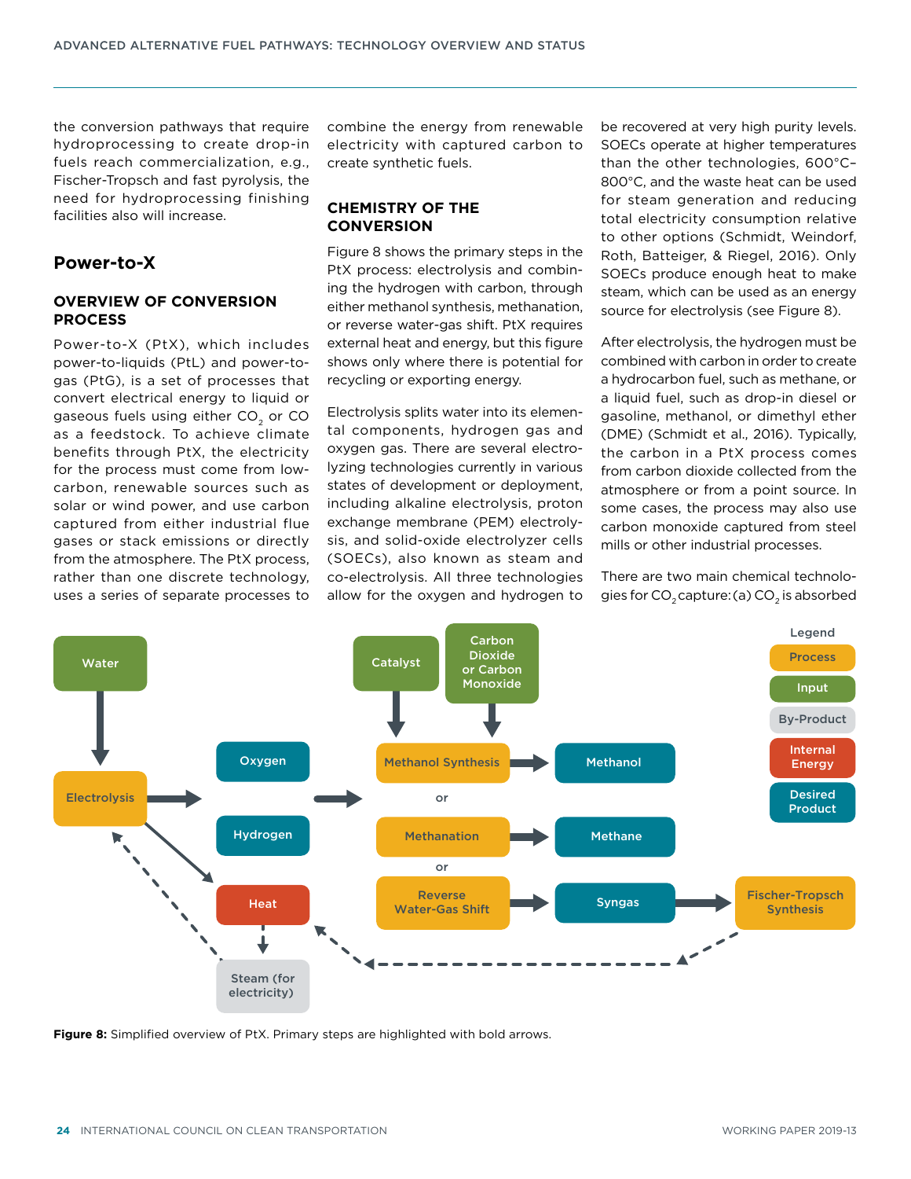the conversion pathways that require hydroprocessing to create drop-in fuels reach commercialization, e.g., Fischer-Tropsch and fast pyrolysis, the need for hydroprocessing finishing facilities also will increase.

## Power-to-X

### OVERVIEW OF CONVERSION PROCESS

Power-to-X (PtX), which includes power-to-liquids (PtL) and power-to-gas (PtG), is a set of processes that convert electrical energy to liquid or gaseous fuels using either $CO_2$ or CO as a feedstock. To achieve climate benefits through PtX, the electricity for the process must come from low-carbon, renewable sources such as solar or wind power, and use carbon captured from either industrial flue gases or stack emissions or directly from the atmosphere. The PtX process, rather than one discrete technology, uses a series of separate processes to combine the energy from renewable electricity with captured carbon to create synthetic fuels.

### CHEMISTRY OF THE CONVERSION

Figure 8 shows the primary steps in the PtX process: electrolysis and combining the hydrogen with carbon, through either methanol synthesis, methanation, or reverse water-gas shift. PtX requires external heat and energy, but this figure shows only where there is potential for recycling or exporting energy.

Electrolysis splits water into its elemental components, hydrogen gas and oxygen gas. There are several electrolyzing technologies currently in various states of development or deployment, including alkaline electrolysis, proton exchange membrane (PEM) electrolysis, and solid-oxide electrolyzer cells (SOECs), also known as steam and co-electrolysis. All three technologies allow for the oxygen and hydrogen to be recovered at very high purity levels. SOECs operate at higher temperatures than the other technologies, 600°C–800°C, and the waste heat can be used for steam generation and reducing total electricity consumption relative to other options (Schmidt, Weindorf, Roth, Batteiger, & Riegel, 2016). Only SOECs produce enough heat to make steam, which can be used as an energy source for electrolysis (see Figure 8).

After electrolysis, the hydrogen must be combined with carbon in order to create a hydrocarbon fuel, such as methane, or a liquid fuel, such as drop-in diesel or gasoline, methanol, or dimethyl ether (DME) (Schmidt et al., 2016). Typically, the carbon in a PtX process comes from carbon dioxide collected from the atmosphere or from a point source. In some cases, the process may also use carbon monoxide captured from steel mills or other industrial processes.

There are two main chemical technologies for $CO_2$ capture: (a) $CO_2$ is absorbed

**Figure 8:** Simplified overview of PtX. Primary steps are highlighted with bold arrows.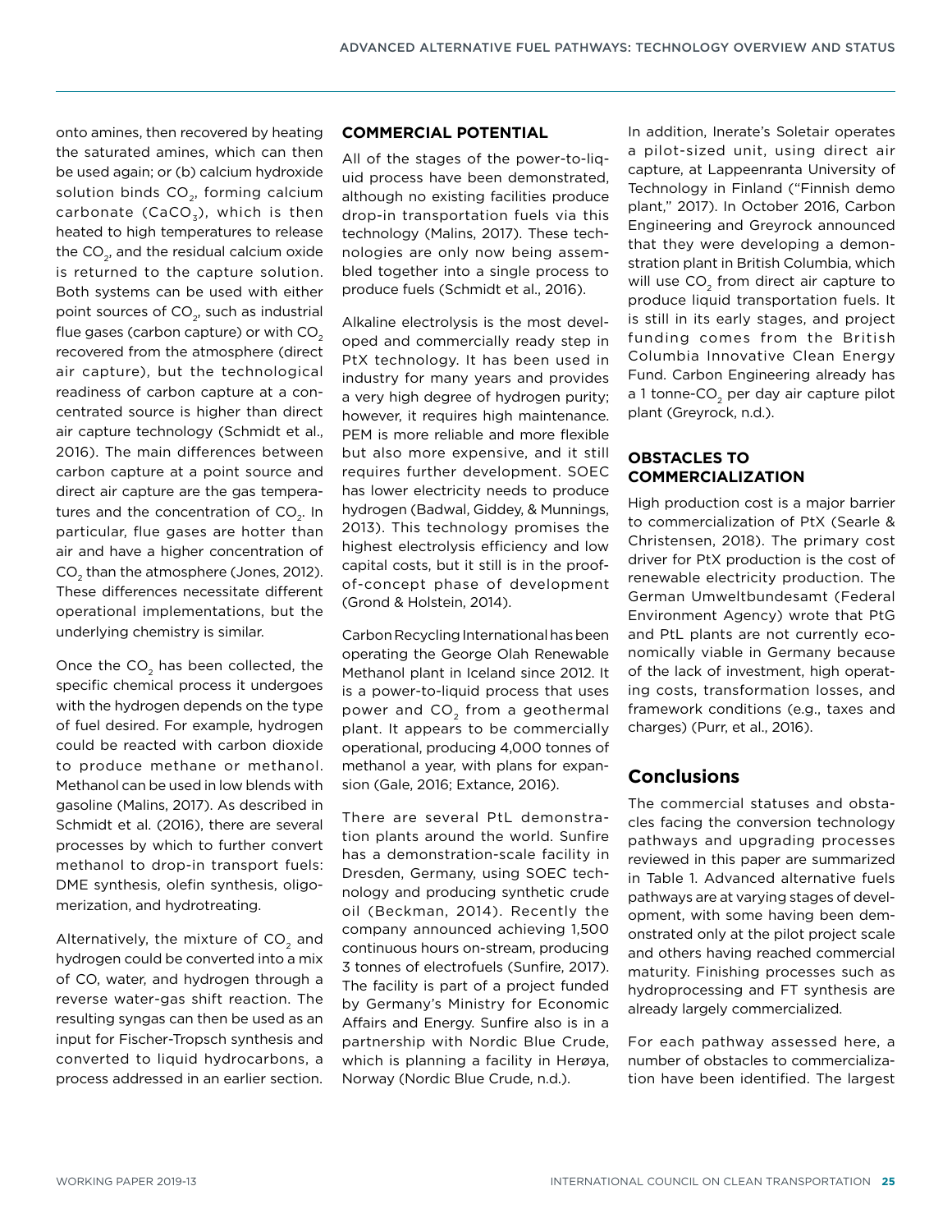onto amines, then recovered by heating the saturated amines, which can then be used again; or (b) calcium hydroxide solution binds $CO_2$, forming calcium carbonate ($CaCO_3$), which is then heated to high temperatures to release the $CO_2$, and the residual calcium oxide is returned to the capture solution. Both systems can be used with either point sources of $CO_2$, such as industrial flue gases (carbon capture) or with $CO_2$ recovered from the atmosphere (direct air capture), but the technological readiness of carbon capture at a concentrated source is higher than direct air capture technology (Schmidt et al., 2016). The main differences between carbon capture at a point source and direct air capture are the gas temperatures and the concentration of $CO_2$. In particular, flue gases are hotter than air and have a higher concentration of $CO_2$ than the atmosphere (Jones, 2012). These differences necessitate different operational implementations, but the underlying chemistry is similar.

Once the $CO_2$ has been collected, the specific chemical process it undergoes with the hydrogen depends on the type of fuel desired. For example, hydrogen could be reacted with carbon dioxide to produce methane or methanol. Methanol can be used in low blends with gasoline (Malins, 2017). As described in Schmidt et al. (2016), there are several processes by which to further convert methanol to drop-in transport fuels: DME synthesis, olefin synthesis, oligomerization, and hydrotreating.

Alternatively, the mixture of $CO_2$ and hydrogen could be converted into a mix of CO, water, and hydrogen through a reverse water-gas shift reaction. The resulting syngas can then be used as an input for Fischer-Tropsch synthesis and converted to liquid hydrocarbons, a process addressed in an earlier section.

### COMMERCIAL POTENTIAL

All of the stages of the power-to-liquid process have been demonstrated, although no existing facilities produce drop-in transportation fuels via this technology (Malins, 2017). These technologies are only now being assembled together into a single process to produce fuels (Schmidt et al., 2016).

Alkaline electrolysis is the most developed and commercially ready step in PtX technology. It has been used in industry for many years and provides a very high degree of hydrogen purity; however, it requires high maintenance. PEM is more reliable and more flexible but also more expensive, and it still requires further development. SOEC has lower electricity needs to produce hydrogen (Badwal, Giddey, & Munnings, 2013). This technology promises the highest electrolysis efficiency and low capital costs, but it still is in the proof-of-concept phase of development (Grond & Holstein, 2014).

Carbon Recycling International has been operating the George Olah Renewable Methanol plant in Iceland since 2012. It is a power-to-liquid process that uses power and $CO_2$ from a geothermal plant. It appears to be commercially operational, producing 4,000 tonnes of methanol a year, with plans for expansion (Gale, 2016; Extance, 2016).

There are several PtL demonstration plants around the world. Sunfire has a demonstration-scale facility in Dresden, Germany, using SOEC technology and producing synthetic crude oil (Beckman, 2014). Recently the company announced achieving 1,500 continuous hours on-stream, producing 3 tonnes of electrofuels (Sunfire, 2017). The facility is part of a project funded by Germany's Ministry for Economic Affairs and Energy. Sunfire also is in a partnership with Nordic Blue Crude, which is planning a facility in Herøya, Norway (Nordic Blue Crude, n.d.).

In addition, Inerate's Soletair operates a pilot-sized unit, using direct air capture, at Lappeenranta University of Technology in Finland ("Finnish demo plant," 2017). In October 2016, Carbon Engineering and Greyrock announced that they were developing a demonstration plant in British Columbia, which will use $CO_2$ from direct air capture to produce liquid transportation fuels. It is still in its early stages, and project funding comes from the British Columbia Innovative Clean Energy Fund. Carbon Engineering already has a 1 tonne-$CO_2$ per day air capture pilot plant (Greyrock, n.d.).

### OBSTACLES TO COMMERCIALIZATION

High production cost is a major barrier to commercialization of PtX (Searle & Christensen, 2018). The primary cost driver for PtX production is the cost of renewable electricity production. The German Umweltbundesamt (Federal Environment Agency) wrote that PtG and PtL plants are not currently economically viable in Germany because of the lack of investment, high operating costs, transformation losses, and framework conditions (e.g., taxes and charges) (Purr, et al., 2016).

## Conclusions

The commercial statuses and obstacles facing the conversion technology pathways and upgrading processes reviewed in this paper are summarized in Table 1. Advanced alternative fuels pathways are at varying stages of development, with some having been demonstrated only at the pilot project scale and others having reached commercial maturity. Finishing processes such as hydroprocessing and FT synthesis are already largely commercialized.

For each pathway assessed here, a number of obstacles to commercialization have been identified. The largest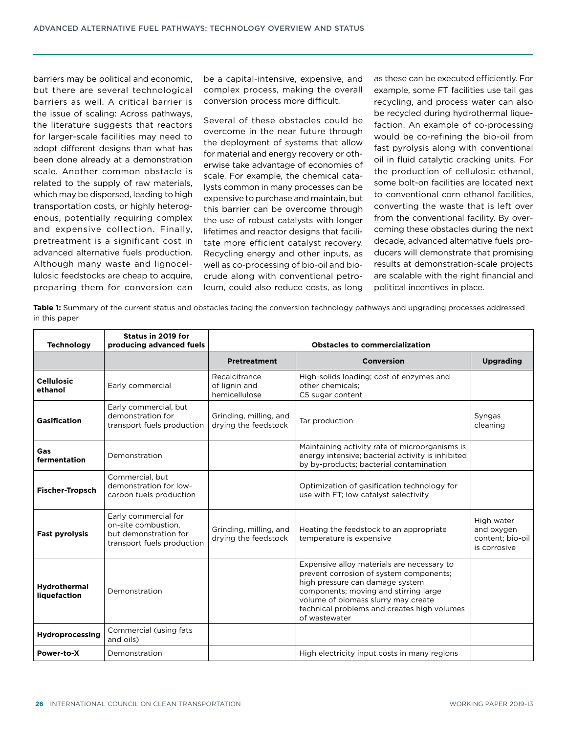barriers may be political and economic, but there are several technological barriers as well. A critical barrier is the issue of scaling: Across pathways, the literature suggests that reactors for larger-scale facilities may need to adopt different designs than what has been done already at a demonstration scale. Another common obstacle is related to the supply of raw materials, which may be dispersed, leading to high transportation costs, or highly heterogenous, potentially requiring complex and expensive collection. Finally, pretreatment is a significant cost in advanced alternative fuels production. Although many waste and lignocellulosic feedstocks are cheap to acquire, preparing them for conversion can be a capital-intensive, expensive, and complex process, making the overall conversion process more difficult.

Several of these obstacles could be overcome in the near future through the deployment of systems that allow for material and energy recovery or otherwise take advantage of economies of scale. For example, the chemical catalysts common in many processes can be expensive to purchase and maintain, but this barrier can be overcome through the use of robust catalysts with longer lifetimes and reactor designs that facilitate more efficient catalyst recovery. Recycling energy and other inputs, as well as co-processing of bio-oil and biocrude along with conventional petroleum, could also reduce costs, as long as these can be executed efficiently. For example, some FT facilities use tail gas recycling, and process water can also be recycled during hydrothermal liquefaction. An example of co-processing would be co-refining the bio-oil from fast pyrolysis along with conventional oil in fluid catalytic cracking units. For the production of cellulosic ethanol, some bolt-on facilities are located next to conventional corn ethanol facilities, converting the waste that is left over from the conventional facility. By overcoming these obstacles during the next decade, advanced alternative fuels producers will demonstrate that promising results at demonstration-scale projects are scalable with the right financial and political incentives in place.

**Table 1:** Summary of the current status and obstacles facing the conversion technology pathways and upgrading processes addressed in this paper

| Technology | Status in 2019 for producing advanced fuels | Obstacles to commercialization | | |
|---|---|---|---|---|
| | | **Pretreatment** | **Conversion** | **Upgrading** |
| **Cellulosic ethanol** | Early commercial | Recalcitrance of lignin and hemicellulose | High-solids loading; cost of enzymes and other chemicals; C5 sugar content | |
| **Gasification** | Early commercial, but demonstration for transport fuels production | Grinding, milling, and drying the feedstock | Tar production | Syngas cleaning |
| **Gas fermentation** | Demonstration | | Maintaining activity rate of microorganisms is energy intensive; bacterial activity is inhibited by by-products; bacterial contamination | |
| **Fischer-Tropsch** | Commercial, but demonstration for low-carbon fuels production | | Optimization of gasification technology for use with FT; low catalyst selectivity | |
| **Fast pyrolysis** | Early commercial for on-site combustion, but demonstration for transport fuels production | Grinding, milling, and drying the feedstock | Heating the feedstock to an appropriate temperature is expensive | High water and oxygen content; bio-oil is corrosive |
| **Hydrothermal liquefaction** | Demonstration | | Expensive alloy materials are necessary to prevent corrosion of system components; high pressure can damage system components; moving and stirring large volume of biomass slurry may create technical problems and creates high volumes of wastewater | |
| **Hydroprocessing** | Commercial (using fats and oils) | | | |
| **Power-to-X** | Demonstration | | High electricity input costs in many regions | |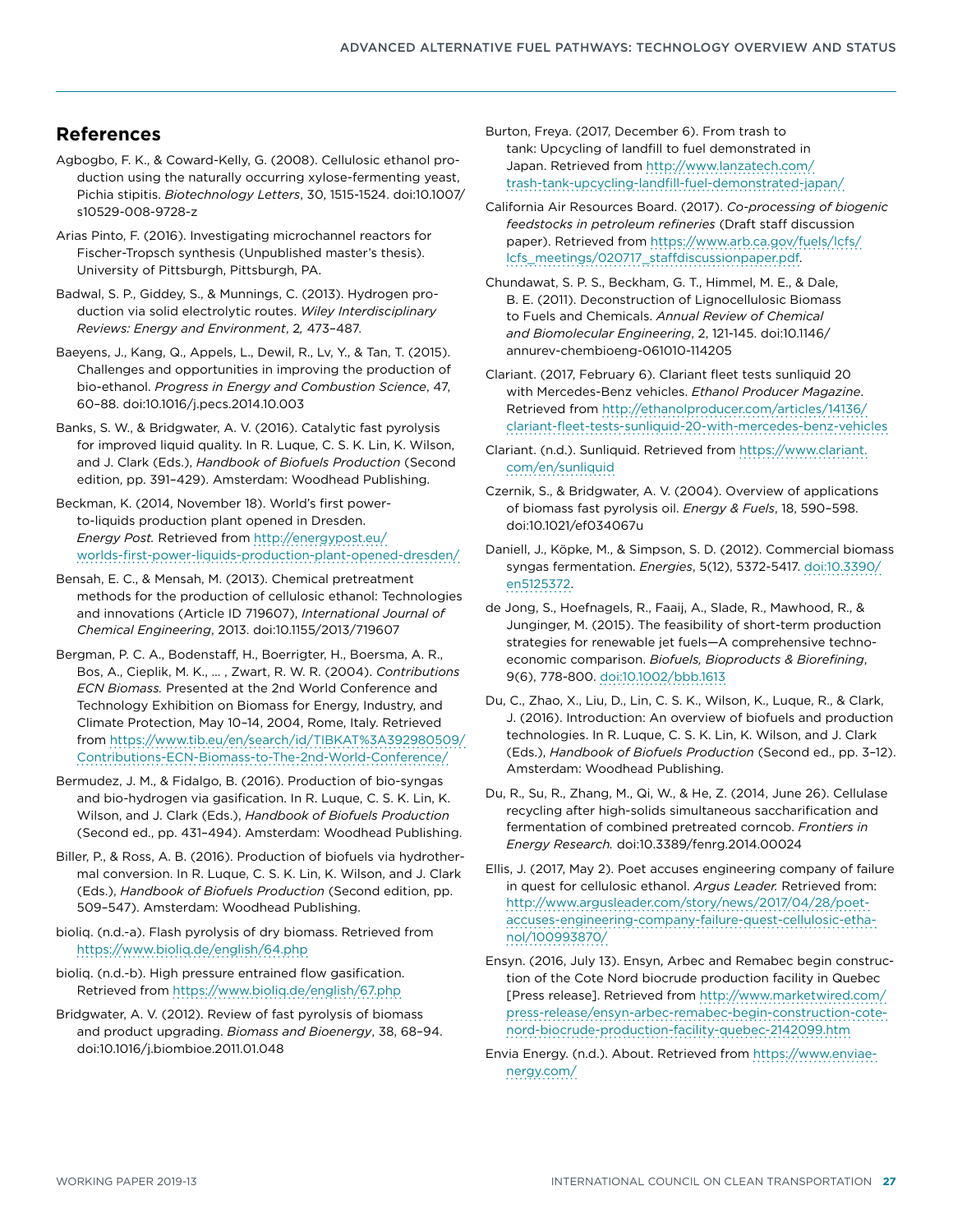## References

Agbogbo, F. K., & Coward-Kelly, G. (2008). Cellulosic ethanol production using the naturally occurring xylose-fermenting yeast, Pichia stipitis. *Biotechnology Letters*, 30, 1515-1524. doi:10.1007/s10529-008-9728-z

Arias Pinto, F. (2016). Investigating microchannel reactors for Fischer-Tropsch synthesis (Unpublished master's thesis). University of Pittsburgh, Pittsburgh, PA.

Badwal, S. P., Giddey, S., & Munnings, C. (2013). Hydrogen production via solid electrolytic routes. *Wiley Interdisciplinary Reviews: Energy and Environment*, 2, 473–487.

Baeyens, J., Kang, Q., Appels, L., Dewil, R., Lv, Y., & Tan, T. (2015). Challenges and opportunities in improving the production of bio-ethanol. *Progress in Energy and Combustion Science*, 47, 60–88. doi:10.1016/j.pecs.2014.10.003

Banks, S. W., & Bridgwater, A. V. (2016). Catalytic fast pyrolysis for improved liquid quality. In R. Luque, C. S. K. Lin, K. Wilson, and J. Clark (Eds.), *Handbook of Biofuels Production* (Second edition, pp. 391–429). Amsterdam: Woodhead Publishing.

Beckman, K. (2014, November 18). World's first power-to-liquids production plant opened in Dresden. *Energy Post.* Retrieved from http://energypost.eu/worlds-first-power-liquids-production-plant-opened-dresden/

Bensah, E. C., & Mensah, M. (2013). Chemical pretreatment methods for the production of cellulosic ethanol: Technologies and innovations (Article ID 719607), *International Journal of Chemical Engineering*, 2013. doi:10.1155/2013/719607

Bergman, P. C. A., Bodenstaff, H., Boerrigter, H., Boersma, A. R., Bos, A., Cieplik, M. K., … , Zwart, R. W. R. (2004). *Contributions ECN Biomass.* Presented at the 2nd World Conference and Technology Exhibition on Biomass for Energy, Industry, and Climate Protection, May 10–14, 2004, Rome, Italy. Retrieved from https://www.tib.eu/en/search/id/TIBKAT%3A392980509/Contributions-ECN-Biomass-to-The-2nd-World-Conference/

Bermudez, J. M., & Fidalgo, B. (2016). Production of bio-syngas and bio-hydrogen via gasification. In R. Luque, C. S. K. Lin, K. Wilson, and J. Clark (Eds.), *Handbook of Biofuels Production* (Second ed., pp. 431–494). Amsterdam: Woodhead Publishing.

Biller, P., & Ross, A. B. (2016). Production of biofuels via hydrothermal conversion. In R. Luque, C. S. K. Lin, K. Wilson, and J. Clark (Eds.), *Handbook of Biofuels Production* (Second edition, pp. 509–547). Amsterdam: Woodhead Publishing.

bioliq. (n.d.-a). Flash pyrolysis of dry biomass. Retrieved from https://www.bioliq.de/english/64.php

bioliq. (n.d.-b). High pressure entrained flow gasification. Retrieved from https://www.bioliq.de/english/67.php

Bridgwater, A. V. (2012). Review of fast pyrolysis of biomass and product upgrading. *Biomass and Bioenergy*, 38, 68–94. doi:10.1016/j.biombioe.2011.01.048

Burton, Freya. (2017, December 6). From trash to tank: Upcycling of landfill to fuel demonstrated in Japan. Retrieved from http://www.lanzatech.com/trash-tank-upcycling-landfill-fuel-demonstrated-japan/

California Air Resources Board. (2017). *Co-processing of biogenic feedstocks in petroleum refineries* (Draft staff discussion paper). Retrieved from https://www.arb.ca.gov/fuels/lcfs/lcfs_meetings/020717_staffdiscussionpaper.pdf.

Chundawat, S. P. S., Beckham, G. T., Himmel, M. E., & Dale, B. E. (2011). Deconstruction of Lignocellulosic Biomass to Fuels and Chemicals. *Annual Review of Chemical and Biomolecular Engineering*, 2, 121-145. doi:10.1146/annurev-chembioeng-061010-114205

Clariant. (2017, February 6). Clariant fleet tests sunliquid 20 with Mercedes-Benz vehicles. *Ethanol Producer Magazine*. Retrieved from http://ethanolproducer.com/articles/14136/clariant-fleet-tests-sunliquid-20-with-mercedes-benz-vehicles

Clariant. (n.d.). Sunliquid. Retrieved from https://www.clariant.com/en/sunliquid

Czernik, S., & Bridgwater, A. V. (2004). Overview of applications of biomass fast pyrolysis oil. *Energy & Fuels*, 18, 590–598. doi:10.1021/ef034067u

Daniell, J., Köpke, M., & Simpson, S. D. (2012). Commercial biomass syngas fermentation. *Energies*, 5(12), 5372-5417. doi:10.3390/en5125372.

de Jong, S., Hoefnagels, R., Faaij, A., Slade, R., Mawhood, R., & Junginger, M. (2015). The feasibility of short-term production strategies for renewable jet fuels—A comprehensive techno-economic comparison. *Biofuels, Bioproducts & Biorefining*, 9(6), 778-800. doi:10.1002/bbb.1613

Du, C., Zhao, X., Liu, D., Lin, C. S. K., Wilson, K., Luque, R., & Clark, J. (2016). Introduction: An overview of biofuels and production technologies. In R. Luque, C. S. K. Lin, K. Wilson, and J. Clark (Eds.), *Handbook of Biofuels Production* (Second ed., pp. 3–12). Amsterdam: Woodhead Publishing.

Du, R., Su, R., Zhang, M., Qi, W., & He, Z. (2014, June 26). Cellulase recycling after high-solids simultaneous saccharification and fermentation of combined pretreated corncob. *Frontiers in Energy Research.* doi:10.3389/fenrg.2014.00024

Ellis, J. (2017, May 2). Poet accuses engineering company of failure in quest for cellulosic ethanol. *Argus Leader.* Retrieved from: http://www.argusleader.com/story/news/2017/04/28/poet-accuses-engineering-company-failure-quest-cellulosic-ethanol/100993870/

Ensyn. (2016, July 13). Ensyn, Arbec and Remabec begin construction of the Cote Nord biocrude production facility in Quebec [Press release]. Retrieved from http://www.marketwired.com/press-release/ensyn-arbec-remabec-begin-construction-cote-nord-biocrude-production-facility-quebec-2142099.htm

Envia Energy. (n.d.). About. Retrieved from https://www.enviaenergy.com/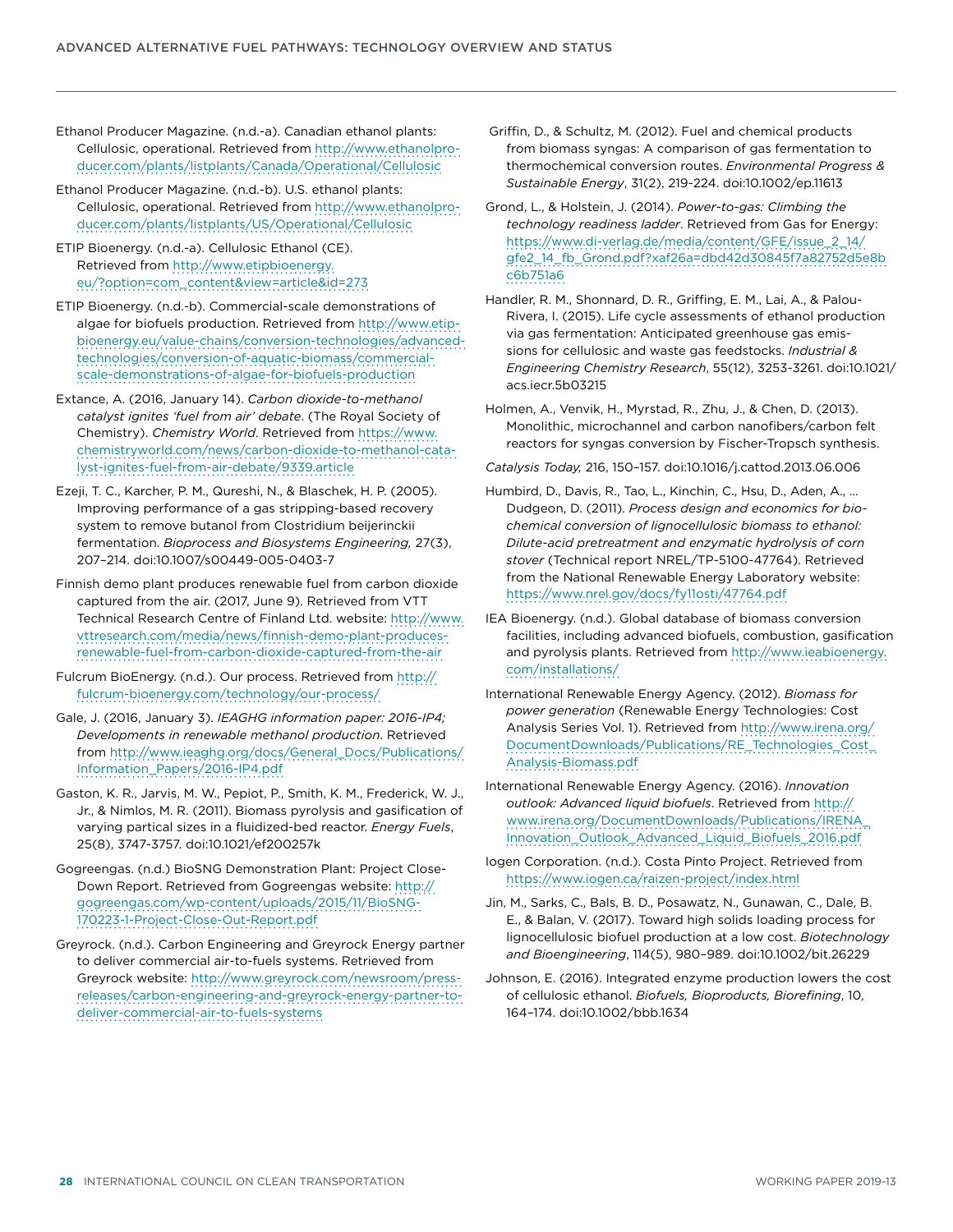Ethanol Producer Magazine. (n.d.-a). Canadian ethanol plants: Cellulosic, operational. Retrieved from http://www.ethanolproducer.com/plants/listplants/Canada/Operational/Cellulosic

Ethanol Producer Magazine. (n.d.-b). U.S. ethanol plants: Cellulosic, operational. Retrieved from http://www.ethanolproducer.com/plants/listplants/US/Operational/Cellulosic

ETIP Bioenergy. (n.d.-a). Cellulosic Ethanol (CE). Retrieved from http://www.etipbioenergy.eu/?option=com_content&view=article&id=273

ETIP Bioenergy. (n.d.-b). Commercial-scale demonstrations of algae for biofuels production. Retrieved from http://www.etipbioenergy.eu/value-chains/conversion-technologies/advanced-technologies/conversion-of-aquatic-biomass/commercial-scale-demonstrations-of-algae-for-biofuels-production

Extance, A. (2016, January 14). *Carbon dioxide-to-methanol catalyst ignites 'fuel from air' debate*. (The Royal Society of Chemistry). *Chemistry World*. Retrieved from https://www.chemistryworld.com/news/carbon-dioxide-to-methanol-catalyst-ignites-fuel-from-air-debate/9339.article

Ezeji, T. C., Karcher, P. M., Qureshi, N., & Blaschek, H. P. (2005). Improving performance of a gas stripping-based recovery system to remove butanol from Clostridium beijerinckii fermentation. *Bioprocess and Biosystems Engineering,* 27(3), 207–214. doi:10.1007/s00449-005-0403-7

Finnish demo plant produces renewable fuel from carbon dioxide captured from the air. (2017, June 9). Retrieved from VTT Technical Research Centre of Finland Ltd. website: http://www.vttresearch.com/media/news/finnish-demo-plant-produces-renewable-fuel-from-carbon-dioxide-captured-from-the-air

Fulcrum BioEnergy. (n.d.). Our process. Retrieved from http://fulcrum-bioenergy.com/technology/our-process/

Gale, J. (2016, January 3). *IEAGHG information paper: 2016-IP4; Developments in renewable methanol production*. Retrieved from http://www.ieaghg.org/docs/General_Docs/Publications/Information_Papers/2016-IP4.pdf

Gaston, K. R., Jarvis, M. W., Pepiot, P., Smith, K. M., Frederick, W. J., Jr., & Nimlos, M. R. (2011). Biomass pyrolysis and gasification of varying partical sizes in a fluidized-bed reactor. *Energy Fuels*, 25(8), 3747-3757. doi:10.1021/ef200257k

Gogreengas. (n.d.) BioSNG Demonstration Plant: Project Close-Down Report. Retrieved from Gogreengas website: http://gogreengas.com/wp-content/uploads/2015/11/BioSNG-170223-1-Project-Close-Out-Report.pdf

Greyrock. (n.d.). Carbon Engineering and Greyrock Energy partner to deliver commercial air-to-fuels systems. Retrieved from Greyrock website: http://www.greyrock.com/newsroom/press-releases/carbon-engineering-and-greyrock-energy-partner-to-deliver-commercial-air-to-fuels-systems

Griffin, D., & Schultz, M. (2012). Fuel and chemical products from biomass syngas: A comparison of gas fermentation to thermochemical conversion routes. *Environmental Progress & Sustainable Energy*, 31(2), 219-224. doi:10.1002/ep.11613

Grond, L., & Holstein, J. (2014). *Power-to-gas: Climbing the technology readiness ladder*. Retrieved from Gas for Energy: https://www.di-verlag.de/media/content/GFE/issue_2_14/gfe2_14_fb_Grond.pdf?xaf26a=dbd42d30845f7a82752d5e8bc6b751a6

Handler, R. M., Shonnard, D. R., Griffing, E. M., Lai, A., & Palou-Rivera, I. (2015). Life cycle assessments of ethanol production via gas fermentation: Anticipated greenhouse gas emissions for cellulosic and waste gas feedstocks. *Industrial & Engineering Chemistry Research*, 55(12), 3253-3261. doi:10.1021/acs.iecr.5b03215

Holmen, A., Venvik, H., Myrstad, R., Zhu, J., & Chen, D. (2013). Monolithic, microchannel and carbon nanofibers/carbon felt reactors for syngas conversion by Fischer-Tropsch synthesis.

*Catalysis Today,* 216, 150–157. doi:10.1016/j.cattod.2013.06.006

Humbird, D., Davis, R., Tao, L., Kinchin, C., Hsu, D., Aden, A., … Dudgeon, D. (2011). *Process design and economics for biochemical conversion of lignocellulosic biomass to ethanol: Dilute-acid pretreatment and enzymatic hydrolysis of corn stover* (Technical report NREL/TP-5100-47764). Retrieved from the National Renewable Energy Laboratory website: https://www.nrel.gov/docs/fy11osti/47764.pdf

IEA Bioenergy. (n.d.). Global database of biomass conversion facilities, including advanced biofuels, combustion, gasification and pyrolysis plants. Retrieved from http://www.ieabioenergy.com/installations/

International Renewable Energy Agency. (2012). *Biomass for power generation* (Renewable Energy Technologies: Cost Analysis Series Vol. 1). Retrieved from http://www.irena.org/DocumentDownloads/Publications/RE_Technologies_Cost_Analysis-Biomass.pdf

International Renewable Energy Agency. (2016). *Innovation outlook: Advanced liquid biofuels*. Retrieved from http://www.irena.org/DocumentDownloads/Publications/IRENA_Innovation_Outlook_Advanced_Liquid_Biofuels_2016.pdf

Iogen Corporation. (n.d.). Costa Pinto Project. Retrieved from https://www.iogen.ca/raizen-project/index.html

Jin, M., Sarks, C., Bals, B. D., Posawatz, N., Gunawan, C., Dale, B. E., & Balan, V. (2017). Toward high solids loading process for lignocellulosic biofuel production at a low cost. *Biotechnology and Bioengineering*, 114(5), 980–989. doi:10.1002/bit.26229

Johnson, E. (2016). Integrated enzyme production lowers the cost of cellulosic ethanol. *Biofuels, Bioproducts, Biorefining*, 10, 164–174. doi:10.1002/bbb.1634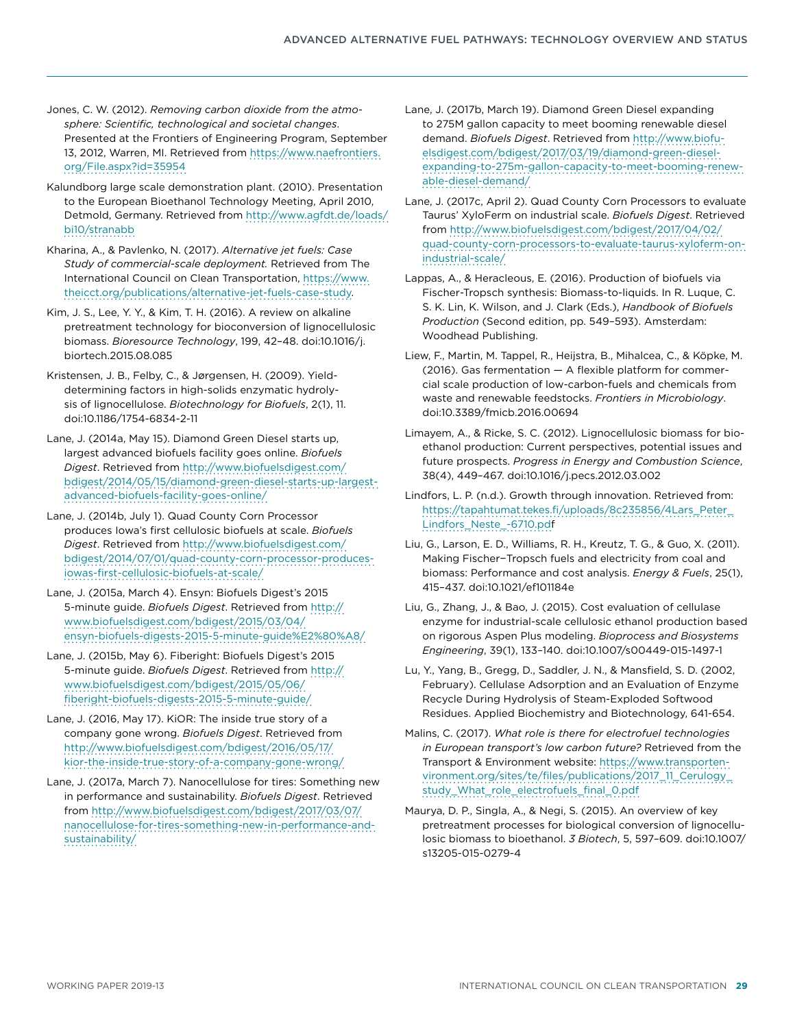Jones, C. W. (2012). *Removing carbon dioxide from the atmosphere: Scientific, technological and societal changes*. Presented at the Frontiers of Engineering Program, September 13, 2012, Warren, MI. Retrieved from https://www.naefrontiers.org/File.aspx?id=35954

Kalundborg large scale demonstration plant. (2010). Presentation to the European Bioethanol Technology Meeting, April 2010, Detmold, Germany. Retrieved from http://www.agfdt.de/loads/bi10/stranabb

Kharina, A., & Pavlenko, N. (2017). *Alternative jet fuels: Case Study of commercial-scale deployment.* Retrieved from The International Council on Clean Transportation, https://www.theicct.org/publications/alternative-jet-fuels-case-study.

Kim, J. S., Lee, Y. Y., & Kim, T. H. (2016). A review on alkaline pretreatment technology for bioconversion of lignocellulosic biomass. *Bioresource Technology*, 199, 42–48. doi:10.1016/j.biortech.2015.08.085

Kristensen, J. B., Felby, C., & Jørgensen, H. (2009). Yield-determining factors in high-solids enzymatic hydrolysis of lignocellulose. *Biotechnology for Biofuels*, 2(1), 11. doi:10.1186/1754-6834-2-11

Lane, J. (2014a, May 15). Diamond Green Diesel starts up, largest advanced biofuels facility goes online. *Biofuels Digest*. Retrieved from http://www.biofuelsdigest.com/bdigest/2014/05/15/diamond-green-diesel-starts-up-largest-advanced-biofuels-facility-goes-online/

Lane, J. (2014b, July 1). Quad County Corn Processor produces Iowa's first cellulosic biofuels at scale. *Biofuels Digest*. Retrieved from http://www.biofuelsdigest.com/bdigest/2014/07/01/quad-county-corn-processor-produces-iowas-first-cellulosic-biofuels-at-scale/

Lane, J. (2015a, March 4). Ensyn: Biofuels Digest's 2015 5-minute guide. *Biofuels Digest*. Retrieved from http://www.biofuelsdigest.com/bdigest/2015/03/04/ensyn-biofuels-digests-2015-5-minute-guide%E2%80%A8/

Lane, J. (2015b, May 6). Fiberight: Biofuels Digest's 2015 5-minute guide. *Biofuels Digest*. Retrieved from http://www.biofuelsdigest.com/bdigest/2015/05/06/fiberight-biofuels-digests-2015-5-minute-guide/

Lane, J. (2016, May 17). KiOR: The inside true story of a company gone wrong. *Biofuels Digest*. Retrieved from http://www.biofuelsdigest.com/bdigest/2016/05/17/kior-the-inside-true-story-of-a-company-gone-wrong/

Lane, J. (2017a, March 7). Nanocellulose for tires: Something new in performance and sustainability. *Biofuels Digest*. Retrieved from http://www.biofuelsdigest.com/bdigest/2017/03/07/nanocellulose-for-tires-something-new-in-performance-and-sustainability/

Lane, J. (2017b, March 19). Diamond Green Diesel expanding to 275M gallon capacity to meet booming renewable diesel demand. *Biofuels Digest*. Retrieved from http://www.biofuelsdigest.com/bdigest/2017/03/19/diamond-green-diesel-expanding-to-275m-gallon-capacity-to-meet-booming-renewable-diesel-demand/

Lane, J. (2017c, April 2). Quad County Corn Processors to evaluate Taurus' XyloFerm on industrial scale. *Biofuels Digest*. Retrieved from http://www.biofuelsdigest.com/bdigest/2017/04/02/quad-county-corn-processors-to-evaluate-taurus-xyloferm-on-industrial-scale/

Lappas, A., & Heracleous, E. (2016). Production of biofuels via Fischer-Tropsch synthesis: Biomass-to-liquids. In R. Luque, C. S. K. Lin, K. Wilson, and J. Clark (Eds.), *Handbook of Biofuels Production* (Second edition, pp. 549–593). Amsterdam: Woodhead Publishing.

Liew, F., Martin, M. Tappel, R., Heijstra, B., Mihalcea, C., & Köpke, M. (2016). Gas fermentation — A flexible platform for commercial scale production of low-carbon-fuels and chemicals from waste and renewable feedstocks. *Frontiers in Microbiology*. doi:10.3389/fmicb.2016.00694

Limayem, A., & Ricke, S. C. (2012). Lignocellulosic biomass for bioethanol production: Current perspectives, potential issues and future prospects. *Progress in Energy and Combustion Science*, 38(4), 449–467. doi:10.1016/j.pecs.2012.03.002

Lindfors, L. P. (n.d.). Growth through innovation. Retrieved from: https://tapahtumat.tekes.fi/uploads/8c235856/4Lars_Peter_Lindfors_Neste_-6710.pdf

Liu, G., Larson, E. D., Williams, R. H., Kreutz, T. G., & Guo, X. (2011). Making Fischer−Tropsch fuels and electricity from coal and biomass: Performance and cost analysis. *Energy & Fuels*, 25(1), 415–437. doi:10.1021/ef101184e

Liu, G., Zhang, J., & Bao, J. (2015). Cost evaluation of cellulase enzyme for industrial-scale cellulosic ethanol production based on rigorous Aspen Plus modeling. *Bioprocess and Biosystems Engineering*, 39(1), 133–140. doi:10.1007/s00449-015-1497-1

Lu, Y., Yang, B., Gregg, D., Saddler, J. N., & Mansfield, S. D. (2002, February). Cellulase Adsorption and an Evaluation of Enzyme Recycle During Hydrolysis of Steam-Exploded Softwood Residues. Applied Biochemistry and Biotechnology, 641-654.

Malins, C. (2017). *What role is there for electrofuel technologies in European transport's low carbon future?* Retrieved from the Transport & Environment website: https://www.transportenvironment.org/sites/te/files/publications/2017_11_Cerulogy_study_What_role_electrofuels_final_0.pdf

Maurya, D. P., Singla, A., & Negi, S. (2015). An overview of key pretreatment processes for biological conversion of lignocellulosic biomass to bioethanol. *3 Biotech*, 5, 597–609. doi:10.1007/s13205-015-0279-4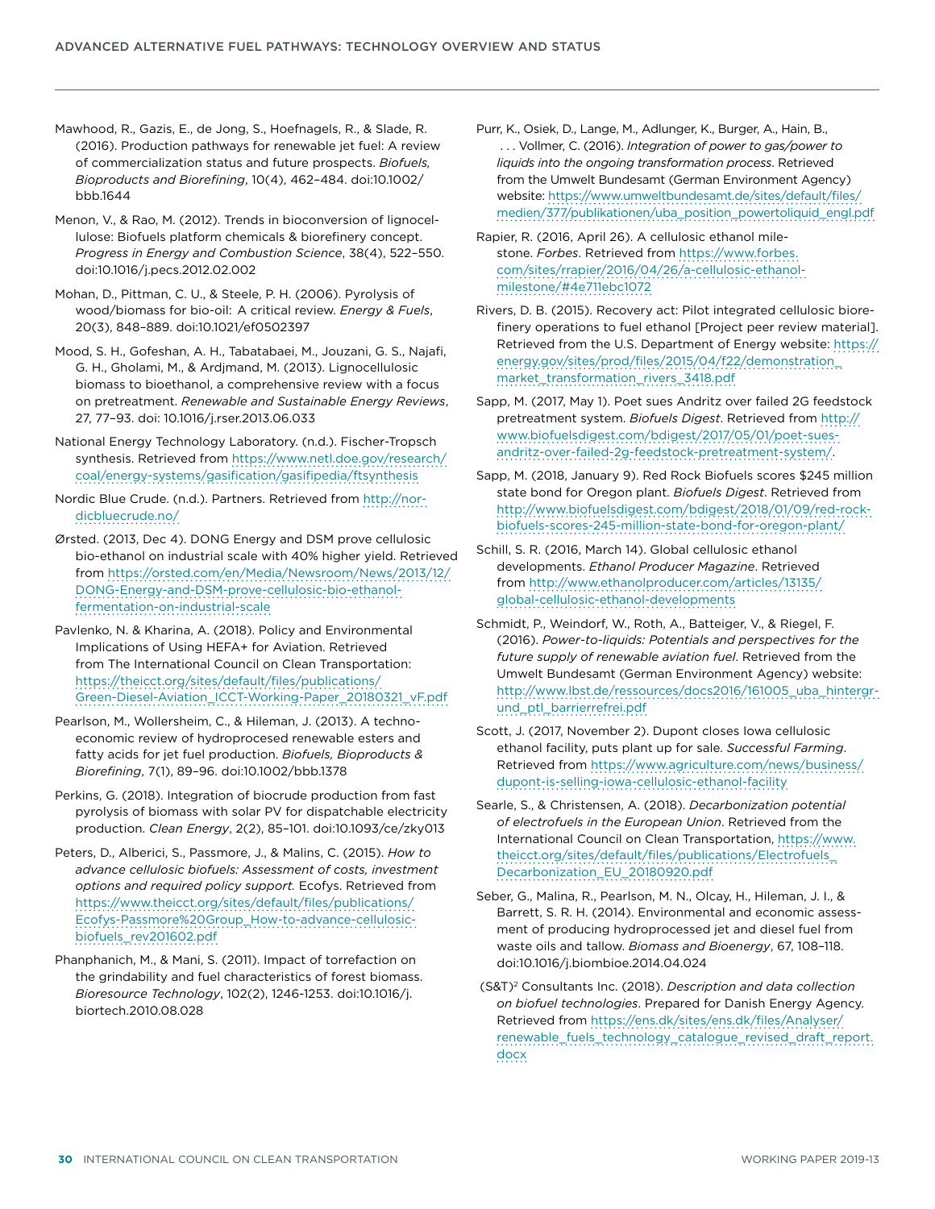Mawhood, R., Gazis, E., de Jong, S., Hoefnagels, R., & Slade, R. (2016). Production pathways for renewable jet fuel: A review of commercialization status and future prospects. *Biofuels, Bioproducts and Biorefining*, 10(4), 462–484. doi:10.1002/bbb.1644

Menon, V., & Rao, M. (2012). Trends in bioconversion of lignocellulose: Biofuels platform chemicals & biorefinery concept. *Progress in Energy and Combustion Science*, 38(4), 522–550. doi:10.1016/j.pecs.2012.02.002

Mohan, D., Pittman, C. U., & Steele, P. H. (2006). Pyrolysis of wood/biomass for bio-oil: A critical review. *Energy & Fuels*, 20(3), 848–889. doi:10.1021/ef0502397

Mood, S. H., Gofeshan, A. H., Tabatabaei, M., Jouzani, G. S., Najafi, G. H., Gholami, M., & Ardjmand, M. (2013). Lignocellulosic biomass to bioethanol, a comprehensive review with a focus on pretreatment. *Renewable and Sustainable Energy Reviews*, 27, 77–93. doi: 10.1016/j.rser.2013.06.033

National Energy Technology Laboratory. (n.d.). Fischer-Tropsch synthesis. Retrieved from https://www.netl.doe.gov/research/coal/energy-systems/gasification/gasifipedia/ftsynthesis

Nordic Blue Crude. (n.d.). Partners. Retrieved from http://nordicbluecrude.no/

Ørsted. (2013, Dec 4). DONG Energy and DSM prove cellulosic bio-ethanol on industrial scale with 40% higher yield. Retrieved from https://orsted.com/en/Media/Newsroom/News/2013/12/DONG-Energy-and-DSM-prove-cellulosic-bio-ethanol-fermentation-on-industrial-scale

Pavlenko, N. & Kharina, A. (2018). Policy and Environmental Implications of Using HEFA+ for Aviation. Retrieved from The International Council on Clean Transportation: https://theicct.org/sites/default/files/publications/Green-Diesel-Aviation_ICCT-Working-Paper_20180321_vF.pdf

Pearlson, M., Wollersheim, C., & Hileman, J. (2013). A techno-economic review of hydroprocesed renewable esters and fatty acids for jet fuel production. *Biofuels, Bioproducts & Biorefining*, 7(1), 89–96. doi:10.1002/bbb.1378

Perkins, G. (2018). Integration of biocrude production from fast pyrolysis of biomass with solar PV for dispatchable electricity production. *Clean Energy*, 2(2), 85–101. doi:10.1093/ce/zky013

Peters, D., Alberici, S., Passmore, J., & Malins, C. (2015). *How to advance cellulosic biofuels: Assessment of costs, investment options and required policy support.* Ecofys. Retrieved from https://www.theicct.org/sites/default/files/publications/Ecofys-Passmore%20Group_How-to-advance-cellulosic-biofuels_rev201602.pdf

Phanphanich, M., & Mani, S. (2011). Impact of torrefaction on the grindability and fuel characteristics of forest biomass. *Bioresource Technology*, 102(2), 1246-1253. doi:10.1016/j.biortech.2010.08.028

Purr, K., Osiek, D., Lange, M., Adlunger, K., Burger, A., Hain, B., . . . Vollmer, C. (2016). *Integration of power to gas/power to liquids into the ongoing transformation process*. Retrieved from the Umwelt Bundesamt (German Environment Agency) website: https://www.umweltbundesamt.de/sites/default/files/medien/377/publikationen/uba_position_powertoliquid_engl.pdf

Rapier, R. (2016, April 26). A cellulosic ethanol milestone. *Forbes*. Retrieved from https://www.forbes.com/sites/rrapier/2016/04/26/a-cellulosic-ethanol-milestone/#4e711ebc1072

Rivers, D. B. (2015). Recovery act: Pilot integrated cellulosic biorefinery operations to fuel ethanol [Project peer review material]. Retrieved from the U.S. Department of Energy website: https://energy.gov/sites/prod/files/2015/04/f22/demonstration_market_transformation_rivers_3418.pdf

Sapp, M. (2017, May 1). Poet sues Andritz over failed 2G feedstock pretreatment system. *Biofuels Digest*. Retrieved from http://www.biofuelsdigest.com/bdigest/2017/05/01/poet-sues-andritz-over-failed-2g-feedstock-pretreatment-system/.

Sapp, M. (2018, January 9). Red Rock Biofuels scores $245 million state bond for Oregon plant. *Biofuels Digest*. Retrieved from http://www.biofuelsdigest.com/bdigest/2018/01/09/red-rock-biofuels-scores-245-million-state-bond-for-oregon-plant/

Schill, S. R. (2016, March 14). Global cellulosic ethanol developments. *Ethanol Producer Magazine*. Retrieved from http://www.ethanolproducer.com/articles/13135/global-cellulosic-ethanol-developments

Schmidt, P., Weindorf, W., Roth, A., Batteiger, V., & Riegel, F. (2016). *Power-to-liquids: Potentials and perspectives for the future supply of renewable aviation fuel*. Retrieved from the Umwelt Bundesamt (German Environment Agency) website: http://www.lbst.de/ressources/docs2016/161005_uba_hintergrund_ptl_barrierrefrei.pdf

Scott, J. (2017, November 2). Dupont closes Iowa cellulosic ethanol facility, puts plant up for sale. *Successful Farming*. Retrieved from https://www.agriculture.com/news/business/dupont-is-selling-iowa-cellulosic-ethanol-facility

Searle, S., & Christensen, A. (2018). *Decarbonization potential of electrofuels in the European Union*. Retrieved from the International Council on Clean Transportation, https://www.theicct.org/sites/default/files/publications/Electrofuels_Decarbonization_EU_20180920.pdf

Seber, G., Malina, R., Pearlson, M. N., Olcay, H., Hileman, J. I., & Barrett, S. R. H. (2014). Environmental and economic assessment of producing hydroprocessed jet and diesel fuel from waste oils and tallow. *Biomass and Bioenergy*, 67, 108–118. doi:10.1016/j.biombioe.2014.04.024

(S&T)$^2$ Consultants Inc. (2018). *Description and data collection on biofuel technologies*. Prepared for Danish Energy Agency. Retrieved from https://ens.dk/sites/ens.dk/files/Analyser/renewable_fuels_technology_catalogue_revised_draft_report.docx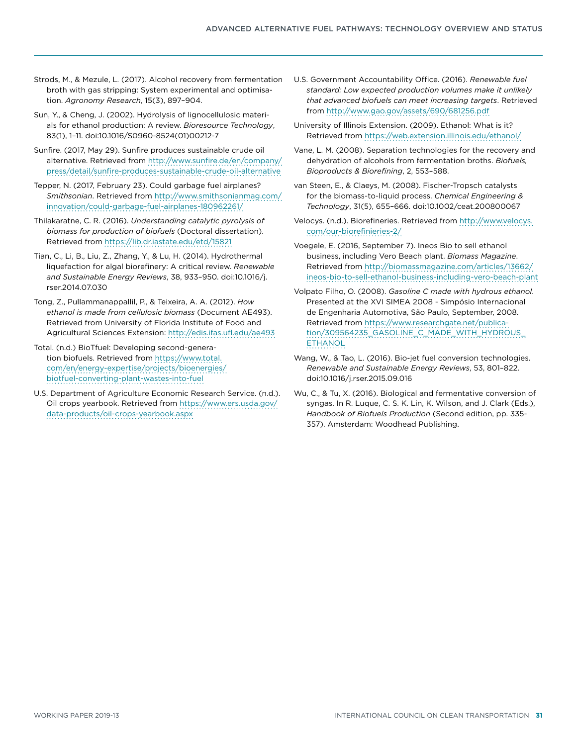Strods, M., & Mezule, L. (2017). Alcohol recovery from fermentation broth with gas stripping: System experimental and optimisation. *Agronomy Research*, 15(3), 897–904.

Sun, Y., & Cheng, J. (2002). Hydrolysis of lignocellulosic materials for ethanol production: A review. *Bioresource Technology*, 83(1), 1–11. doi:10.1016/S0960-8524(01)00212-7

Sunfire. (2017, May 29). Sunfire produces sustainable crude oil alternative. Retrieved from http://www.sunfire.de/en/company/press/detail/sunfire-produces-sustainable-crude-oil-alternative

Tepper, N. (2017, February 23). Could garbage fuel airplanes? *Smithsonian*. Retrieved from http://www.smithsonianmag.com/innovation/could-garbage-fuel-airplanes-180962261/

Thilakaratne, C. R. (2016). *Understanding catalytic pyrolysis of biomass for production of biofuels* (Doctoral dissertation). Retrieved from https://lib.dr.iastate.edu/etd/15821

Tian, C., Li, B., Liu, Z., Zhang, Y., & Lu, H. (2014). Hydrothermal liquefaction for algal biorefinery: A critical review. *Renewable and Sustainable Energy Reviews*, 38, 933–950. doi:10.1016/j.rser.2014.07.030

Tong, Z., Pullammanappallil, P., & Teixeira, A. A. (2012). *How ethanol is made from cellulosic biomass* (Document AE493). Retrieved from University of Florida Institute of Food and Agricultural Sciences Extension: http://edis.ifas.ufl.edu/ae493

Total. (n.d.) BioTfuel: Developing second-generation biofuels. Retrieved from https://www.total.com/en/energy-expertise/projects/bioenergies/biotfuel-converting-plant-wastes-into-fuel

U.S. Department of Agriculture Economic Research Service. (n.d.). Oil crops yearbook. Retrieved from https://www.ers.usda.gov/data-products/oil-crops-yearbook.aspx

U.S. Government Accountability Office. (2016). *Renewable fuel standard: Low expected production volumes make it unlikely that advanced biofuels can meet increasing targets*. Retrieved from http://www.gao.gov/assets/690/681256.pdf

University of Illinois Extension. (2009). Ethanol: What is it? Retrieved from https://web.extension.illinois.edu/ethanol/

Vane, L. M. (2008). Separation technologies for the recovery and dehydration of alcohols from fermentation broths. *Biofuels, Bioproducts & Biorefining*, 2, 553–588.

van Steen, E., & Claeys, M. (2008). Fischer-Tropsch catalysts for the biomass-to-liquid process. *Chemical Engineering & Technology*, 31(5), 655–666. doi:10.1002/ceat.200800067

Velocys. (n.d.). Biorefineries. Retrieved from http://www.velocys.com/our-biorefinieries-2/

Voegele, E. (2016, September 7). Ineos Bio to sell ethanol business, including Vero Beach plant. *Biomass Magazine*. Retrieved from http://biomassmagazine.com/articles/13662/ineos-bio-to-sell-ethanol-business-including-vero-beach-plant

Volpato Filho, O. (2008). *Gasoline C made with hydrous ethanol*. Presented at the XVI SIMEA 2008 - Simpósio Internacional de Engenharia Automotiva, São Paulo, September, 2008. Retrieved from https://www.researchgate.net/publication/309564235_GASOLINE_C_MADE_WITH_HYDROUS_ETHANOL

Wang, W., & Tao, L. (2016). Bio-jet fuel conversion technologies. *Renewable and Sustainable Energy Reviews*, 53, 801–822. doi:10.1016/j.rser.2015.09.016

Wu, C., & Tu, X. (2016). Biological and fermentative conversion of syngas. In R. Luque, C. S. K. Lin, K. Wilson, and J. Clark (Eds.), *Handbook of Biofuels Production* (Second edition, pp. 335-357). Amsterdam: Woodhead Publishing.